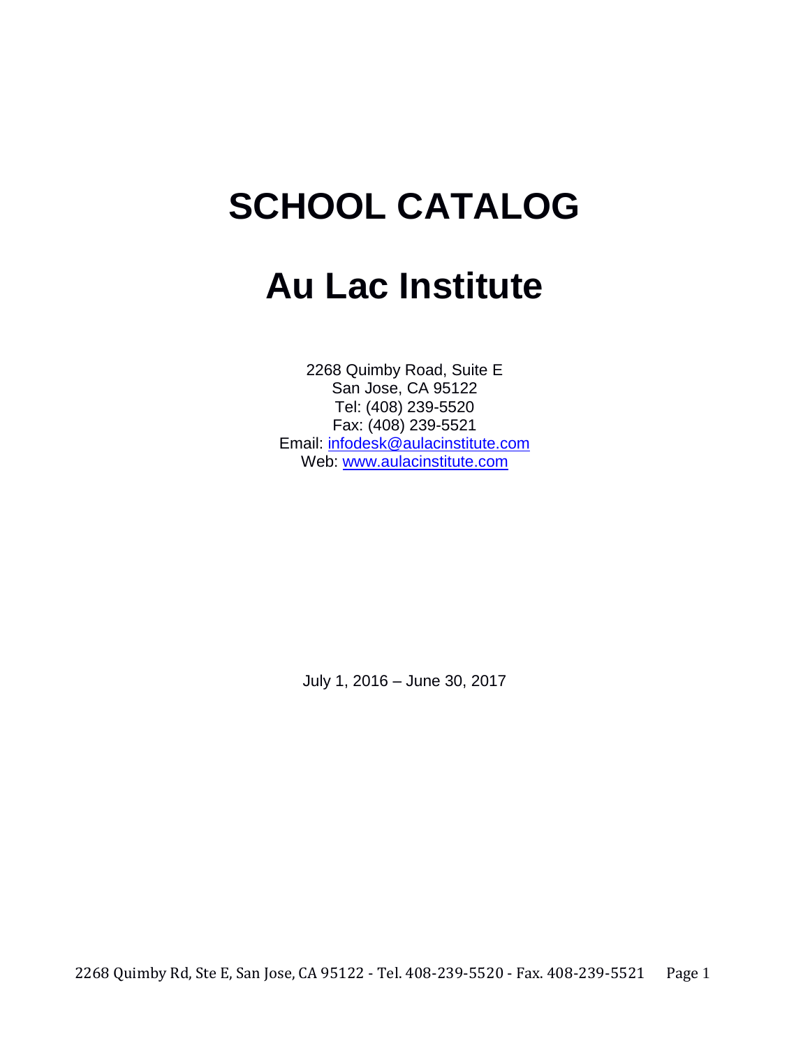# SCHOOL CATALOG

# Au Lac Institute

2268 Quimby Road, Suite E
San Jose, CA 95122
Tel: (408) 239-5520
Fax: (408) 239-5521
Email: infodesk@aulacinstitute.com
Web: www.aulacinstitute.com

July 1, 2016 – June 30, 2017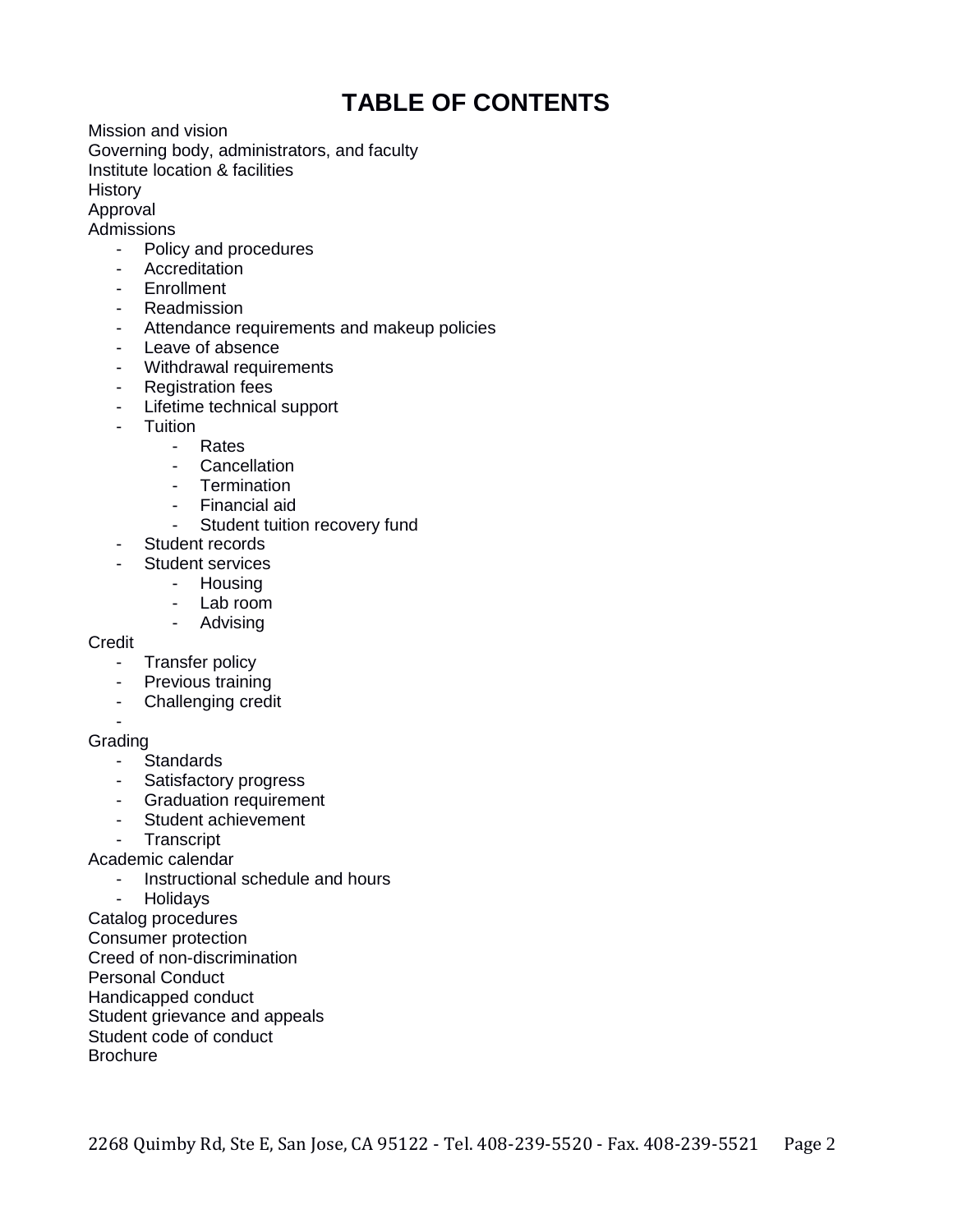# TABLE OF CONTENTS

Mission and vision
Governing body, administrators, and faculty
Institute location & facilities
History
Approval
Admissions

- Policy and procedures
- Accreditation
- Enrollment
- Readmission
- Attendance requirements and makeup policies
- Leave of absence
- Withdrawal requirements
- Registration fees
- Lifetime technical support
- Tuition
    - Rates
    - Cancellation
    - Termination
    - Financial aid
    - Student tuition recovery fund
- Student records
- Student services
    - Housing
    - Lab room
    - Advising

Credit

- Transfer policy
- Previous training
- Challenging credit
-

Grading

- Standards
- Satisfactory progress
- Graduation requirement
- Student achievement
- Transcript

Academic calendar

- Instructional schedule and hours
- Holidays

Catalog procedures
Consumer protection
Creed of non-discrimination
Personal Conduct
Handicapped conduct
Student grievance and appeals
Student code of conduct
Brochure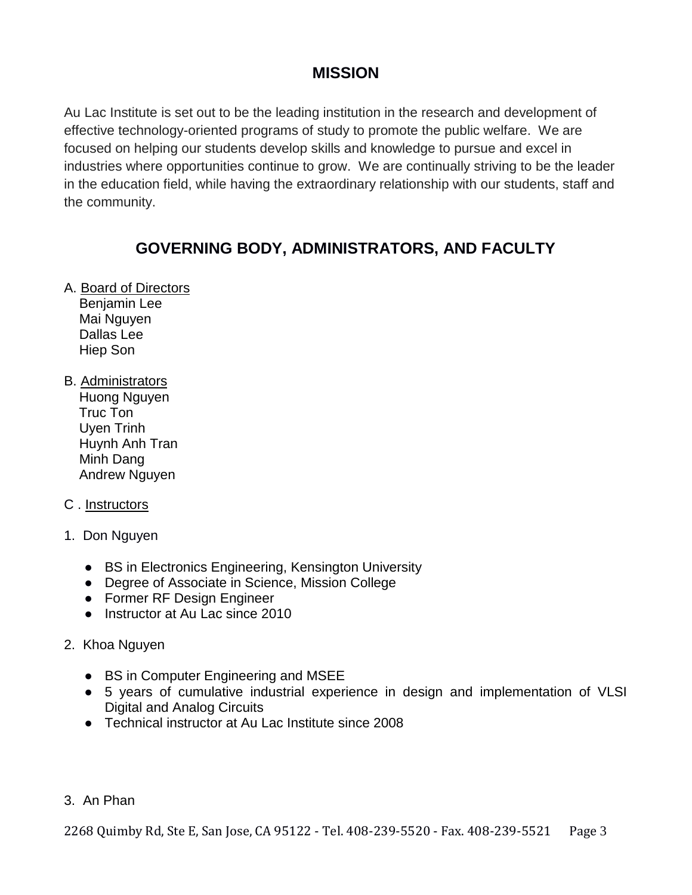## MISSION

Au Lac Institute is set out to be the leading institution in the research and development of effective technology-oriented programs of study to promote the public welfare. We are focused on helping our students develop skills and knowledge to pursue and excel in industries where opportunities continue to grow. We are continually striving to be the leader in the education field, while having the extraordinary relationship with our students, staff and the community.

## GOVERNING BODY, ADMINISTRATORS, AND FACULTY

A. Board of Directors
- Benjamin Lee
- Mai Nguyen
- Dallas Lee
- Hiep Son

B. Administrators
- Huong Nguyen
- Truc Ton
- Uyen Trinh
- Huynh Anh Tran
- Minh Dang
- Andrew Nguyen

C . Instructors

1. Don Nguyen
   - BS in Electronics Engineering, Kensington University
   - Degree of Associate in Science, Mission College
   - Former RF Design Engineer
   - Instructor at Au Lac since 2010

2. Khoa Nguyen
   - BS in Computer Engineering and MSEE
   - 5 years of cumulative industrial experience in design and implementation of VLSI Digital and Analog Circuits
   - Technical instructor at Au Lac Institute since 2008

3. An Phan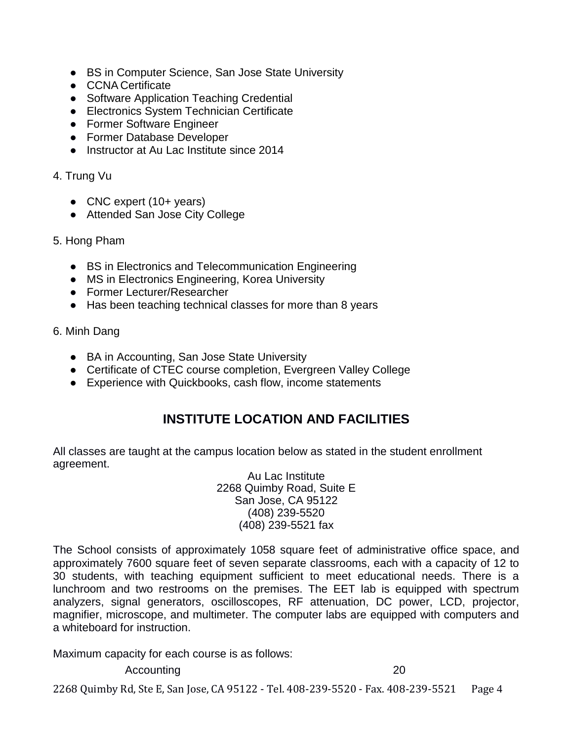- BS in Computer Science, San Jose State University
- CCNA Certificate
- Software Application Teaching Credential
- Electronics System Technician Certificate
- Former Software Engineer
- Former Database Developer
- Instructor at Au Lac Institute since 2014

4. Trung Vu

- CNC expert (10+ years)
- Attended San Jose City College

5. Hong Pham

- BS in Electronics and Telecommunication Engineering
- MS in Electronics Engineering, Korea University
- Former Lecturer/Researcher
- Has been teaching technical classes for more than 8 years

6. Minh Dang

- BA in Accounting, San Jose State University
- Certificate of CTEC course completion, Evergreen Valley College
- Experience with Quickbooks, cash flow, income statements

## INSTITUTE LOCATION AND FACILITIES

All classes are taught at the campus location below as stated in the student enrollment agreement.

Au Lac Institute
2268 Quimby Road, Suite E
San Jose, CA 95122
(408) 239-5520
(408) 239-5521 fax

The School consists of approximately 1058 square feet of administrative office space, and approximately 7600 square feet of seven separate classrooms, each with a capacity of 12 to 30 students, with teaching equipment sufficient to meet educational needs. There is a lunchroom and two restrooms on the premises. The EET lab is equipped with spectrum analyzers, signal generators, oscilloscopes, RF attenuation, DC power, LCD, projector, magnifier, microscope, and multimeter. The computer labs are equipped with computers and a whiteboard for instruction.

Maximum capacity for each course is as follows:

| | |
|---|---|
| Accounting | 20 |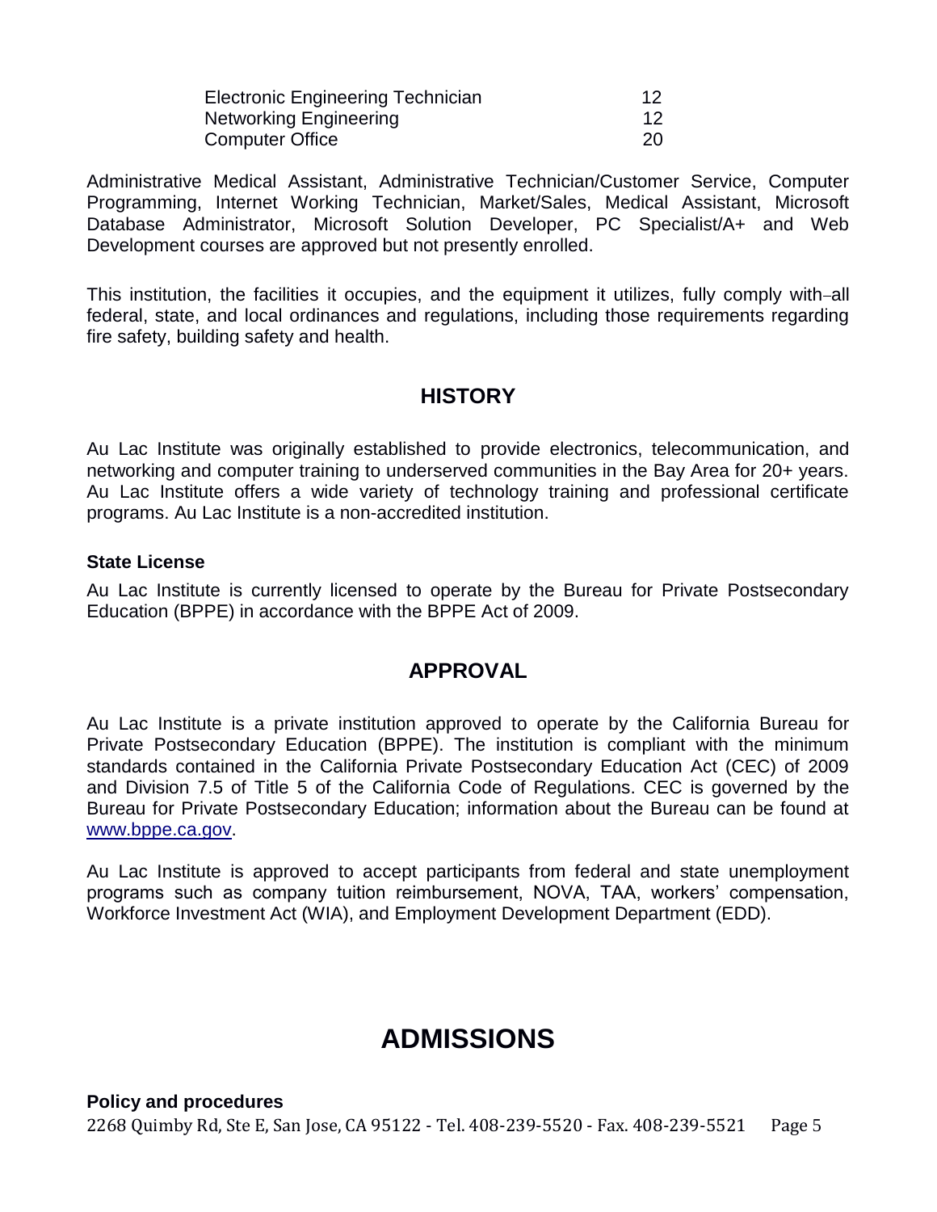| | |
|---|---|
| Electronic Engineering Technician | 12 |
| Networking Engineering | 12 |
| Computer Office | 20 |

Administrative Medical Assistant, Administrative Technician/Customer Service, Computer Programming, Internet Working Technician, Market/Sales, Medical Assistant, Microsoft Database Administrator, Microsoft Solution Developer, PC Specialist/A+ and Web Development courses are approved but not presently enrolled.

This institution, the facilities it occupies, and the equipment it utilizes, fully comply with all federal, state, and local ordinances and regulations, including those requirements regarding fire safety, building safety and health.

## HISTORY

Au Lac Institute was originally established to provide electronics, telecommunication, and networking and computer training to underserved communities in the Bay Area for 20+ years. Au Lac Institute offers a wide variety of technology training and professional certificate programs. Au Lac Institute is a non-accredited institution.

**State License**

Au Lac Institute is currently licensed to operate by the Bureau for Private Postsecondary Education (BPPE) in accordance with the BPPE Act of 2009.

## APPROVAL

Au Lac Institute is a private institution approved to operate by the California Bureau for Private Postsecondary Education (BPPE). The institution is compliant with the minimum standards contained in the California Private Postsecondary Education Act (CEC) of 2009 and Division 7.5 of Title 5 of the California Code of Regulations. CEC is governed by the Bureau for Private Postsecondary Education; information about the Bureau can be found at www.bppe.ca.gov.

Au Lac Institute is approved to accept participants from federal and state unemployment programs such as company tuition reimbursement, NOVA, TAA, workers' compensation, Workforce Investment Act (WIA), and Employment Development Department (EDD).

# ADMISSIONS

**Policy and procedures**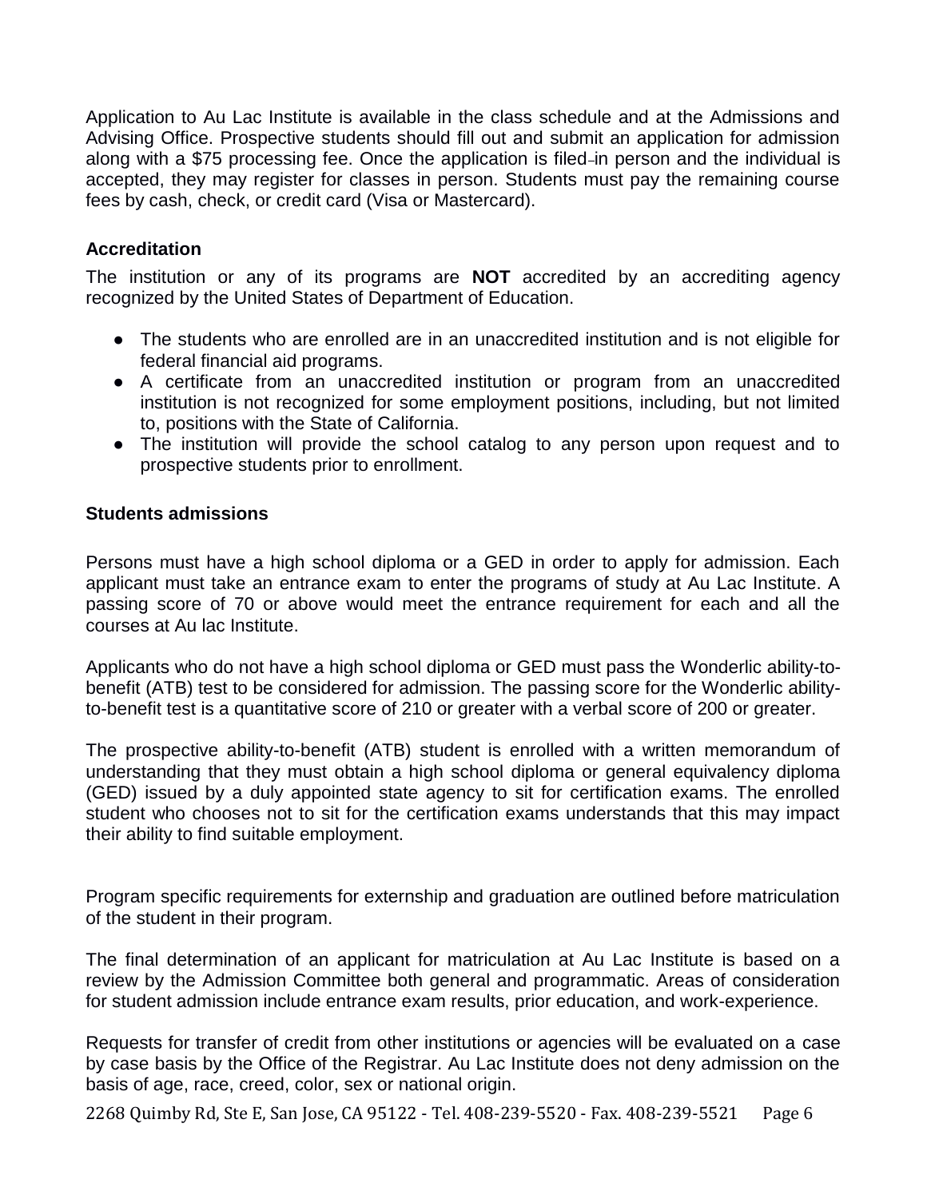Application to Au Lac Institute is available in the class schedule and at the Admissions and Advising Office. Prospective students should fill out and submit an application for admission along with a $75 processing fee. Once the application is filed in person and the individual is accepted, they may register for classes in person. Students must pay the remaining course fees by cash, check, or credit card (Visa or Mastercard).

### Accreditation

The institution or any of its programs are **NOT** accredited by an accrediting agency recognized by the United States of Department of Education.

- The students who are enrolled are in an unaccredited institution and is not eligible for federal financial aid programs.
- A certificate from an unaccredited institution or program from an unaccredited institution is not recognized for some employment positions, including, but not limited to, positions with the State of California.
- The institution will provide the school catalog to any person upon request and to prospective students prior to enrollment.

### Students admissions

Persons must have a high school diploma or a GED in order to apply for admission. Each applicant must take an entrance exam to enter the programs of study at Au Lac Institute. A passing score of 70 or above would meet the entrance requirement for each and all the courses at Au lac Institute.

Applicants who do not have a high school diploma or GED must pass the Wonderlic ability-to-benefit (ATB) test to be considered for admission. The passing score for the Wonderlic ability-to-benefit test is a quantitative score of 210 or greater with a verbal score of 200 or greater.

The prospective ability-to-benefit (ATB) student is enrolled with a written memorandum of understanding that they must obtain a high school diploma or general equivalency diploma (GED) issued by a duly appointed state agency to sit for certification exams. The enrolled student who chooses not to sit for the certification exams understands that this may impact their ability to find suitable employment.

Program specific requirements for externship and graduation are outlined before matriculation of the student in their program.

The final determination of an applicant for matriculation at Au Lac Institute is based on a review by the Admission Committee both general and programmatic. Areas of consideration for student admission include entrance exam results, prior education, and work-experience.

Requests for transfer of credit from other institutions or agencies will be evaluated on a case by case basis by the Office of the Registrar. Au Lac Institute does not deny admission on the basis of age, race, creed, color, sex or national origin.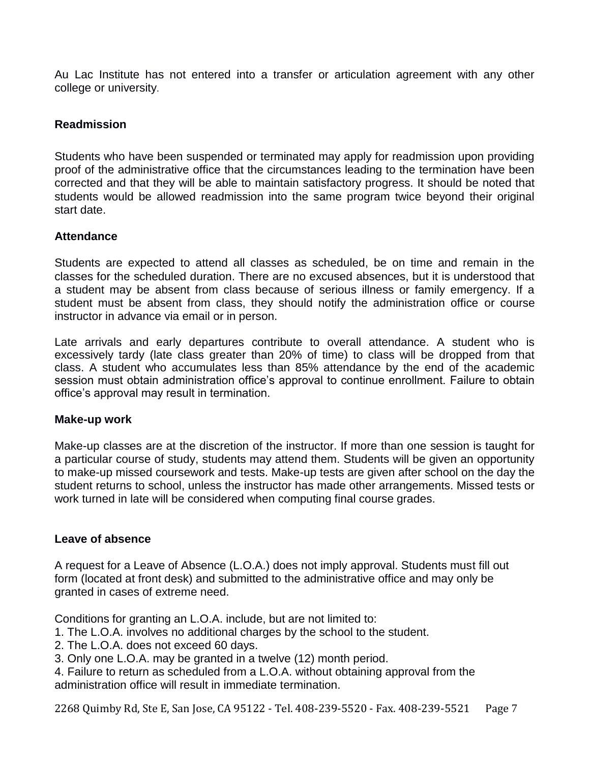Au Lac Institute has not entered into a transfer or articulation agreement with any other college or university.

**Readmission**

Students who have been suspended or terminated may apply for readmission upon providing proof of the administrative office that the circumstances leading to the termination have been corrected and that they will be able to maintain satisfactory progress. It should be noted that students would be allowed readmission into the same program twice beyond their original start date.

**Attendance**

Students are expected to attend all classes as scheduled, be on time and remain in the classes for the scheduled duration. There are no excused absences, but it is understood that a student may be absent from class because of serious illness or family emergency. If a student must be absent from class, they should notify the administration office or course instructor in advance via email or in person.

Late arrivals and early departures contribute to overall attendance. A student who is excessively tardy (late class greater than 20% of time) to class will be dropped from that class. A student who accumulates less than 85% attendance by the end of the academic session must obtain administration office's approval to continue enrollment. Failure to obtain office's approval may result in termination.

**Make-up work**

Make-up classes are at the discretion of the instructor. If more than one session is taught for a particular course of study, students may attend them. Students will be given an opportunity to make-up missed coursework and tests. Make-up tests are given after school on the day the student returns to school, unless the instructor has made other arrangements. Missed tests or work turned in late will be considered when computing final course grades.

**Leave of absence**

A request for a Leave of Absence (L.O.A.) does not imply approval. Students must fill out form (located at front desk) and submitted to the administrative office and may only be granted in cases of extreme need.

Conditions for granting an L.O.A. include, but are not limited to:

1. The L.O.A. involves no additional charges by the school to the student.
2. The L.O.A. does not exceed 60 days.
3. Only one L.O.A. may be granted in a twelve (12) month period.
4. Failure to return as scheduled from a L.O.A. without obtaining approval from the administration office will result in immediate termination.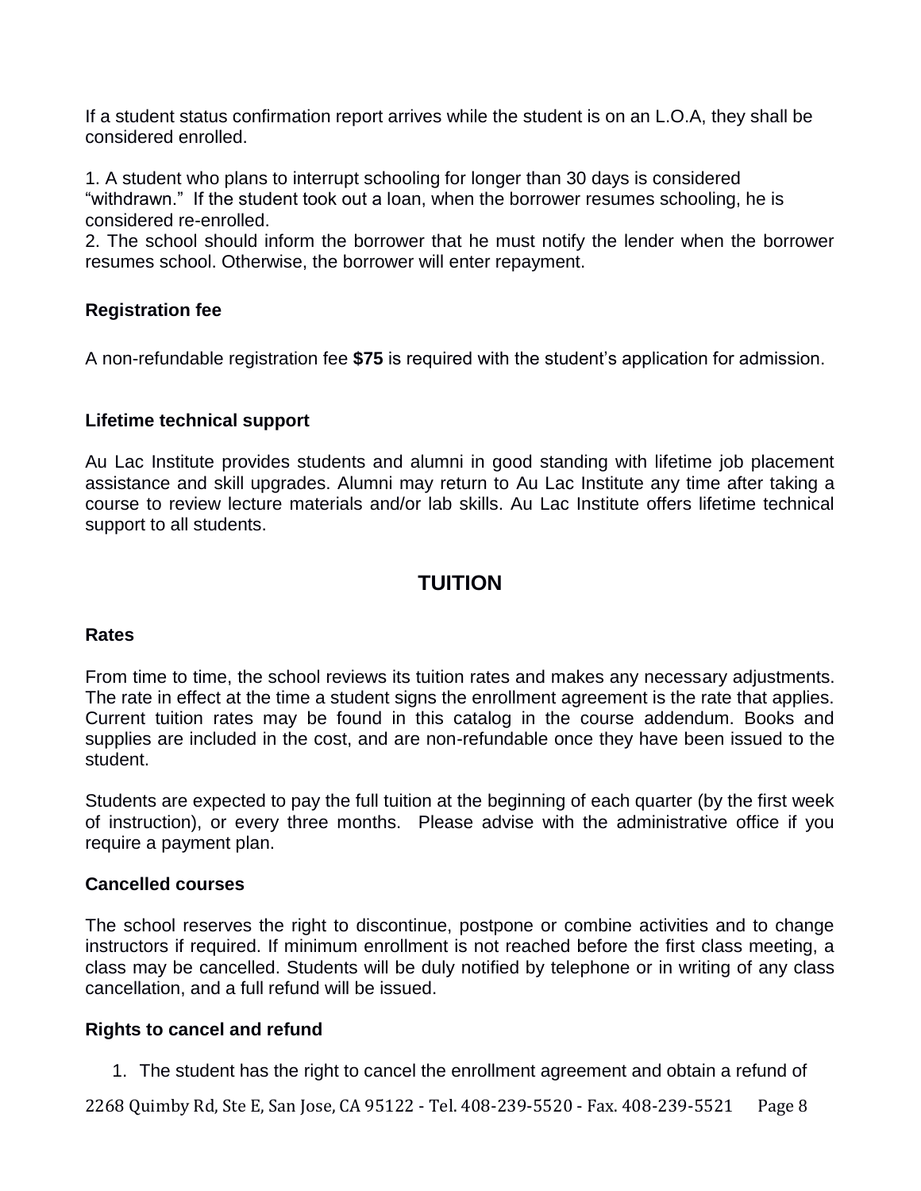If a student status confirmation report arrives while the student is on an L.O.A, they shall be considered enrolled.

1. A student who plans to interrupt schooling for longer than 30 days is considered "withdrawn." If the student took out a loan, when the borrower resumes schooling, he is considered re-enrolled.
2. The school should inform the borrower that he must notify the lender when the borrower resumes school. Otherwise, the borrower will enter repayment.

### Registration fee

A non-refundable registration fee **$75** is required with the student's application for admission.

### Lifetime technical support

Au Lac Institute provides students and alumni in good standing with lifetime job placement assistance and skill upgrades. Alumni may return to Au Lac Institute any time after taking a course to review lecture materials and/or lab skills. Au Lac Institute offers lifetime technical support to all students.

## TUITION

### Rates

From time to time, the school reviews its tuition rates and makes any necessary adjustments. The rate in effect at the time a student signs the enrollment agreement is the rate that applies. Current tuition rates may be found in this catalog in the course addendum. Books and supplies are included in the cost, and are non-refundable once they have been issued to the student.

Students are expected to pay the full tuition at the beginning of each quarter (by the first week of instruction), or every three months. Please advise with the administrative office if you require a payment plan.

### Cancelled courses

The school reserves the right to discontinue, postpone or combine activities and to change instructors if required. If minimum enrollment is not reached before the first class meeting, a class may be cancelled. Students will be duly notified by telephone or in writing of any class cancellation, and a full refund will be issued.

### Rights to cancel and refund

1. The student has the right to cancel the enrollment agreement and obtain a refund of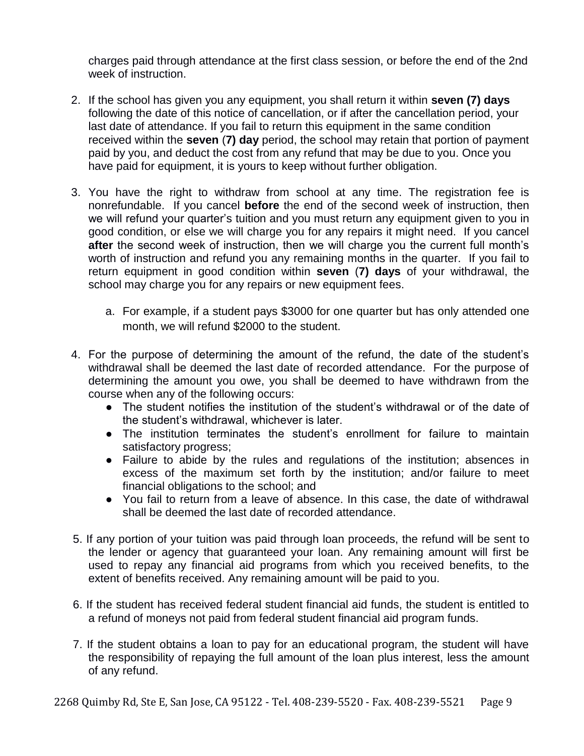charges paid through attendance at the first class session, or before the end of the 2nd week of instruction.

2. If the school has given you any equipment, you shall return it within **seven (7) days** following the date of this notice of cancellation, or if after the cancellation period, your last date of attendance. If you fail to return this equipment in the same condition received within the **seven** (**7) day** period, the school may retain that portion of payment paid by you, and deduct the cost from any refund that may be due to you. Once you have paid for equipment, it is yours to keep without further obligation.

3. You have the right to withdraw from school at any time. The registration fee is nonrefundable. If you cancel **before** the end of the second week of instruction, then we will refund your quarter's tuition and you must return any equipment given to you in good condition, or else we will charge you for any repairs it might need. If you cancel **after** the second week of instruction, then we will charge you the current full month's worth of instruction and refund you any remaining months in the quarter. If you fail to return equipment in good condition within **seven** (**7) days** of your withdrawal, the school may charge you for any repairs or new equipment fees.

    a. For example, if a student pays $3000 for one quarter but has only attended one month, we will refund $2000 to the student.

4. For the purpose of determining the amount of the refund, the date of the student's withdrawal shall be deemed the last date of recorded attendance. For the purpose of determining the amount you owe, you shall be deemed to have withdrawn from the course when any of the following occurs:
    - The student notifies the institution of the student's withdrawal or of the date of the student's withdrawal, whichever is later.
    - The institution terminates the student's enrollment for failure to maintain satisfactory progress;
    - Failure to abide by the rules and regulations of the institution; absences in excess of the maximum set forth by the institution; and/or failure to meet financial obligations to the school; and
    - You fail to return from a leave of absence. In this case, the date of withdrawal shall be deemed the last date of recorded attendance.

5. If any portion of your tuition was paid through loan proceeds, the refund will be sent to the lender or agency that guaranteed your loan. Any remaining amount will first be used to repay any financial aid programs from which you received benefits, to the extent of benefits received. Any remaining amount will be paid to you.

6. If the student has received federal student financial aid funds, the student is entitled to a refund of moneys not paid from federal student financial aid program funds.

7. If the student obtains a loan to pay for an educational program, the student will have the responsibility of repaying the full amount of the loan plus interest, less the amount of any refund.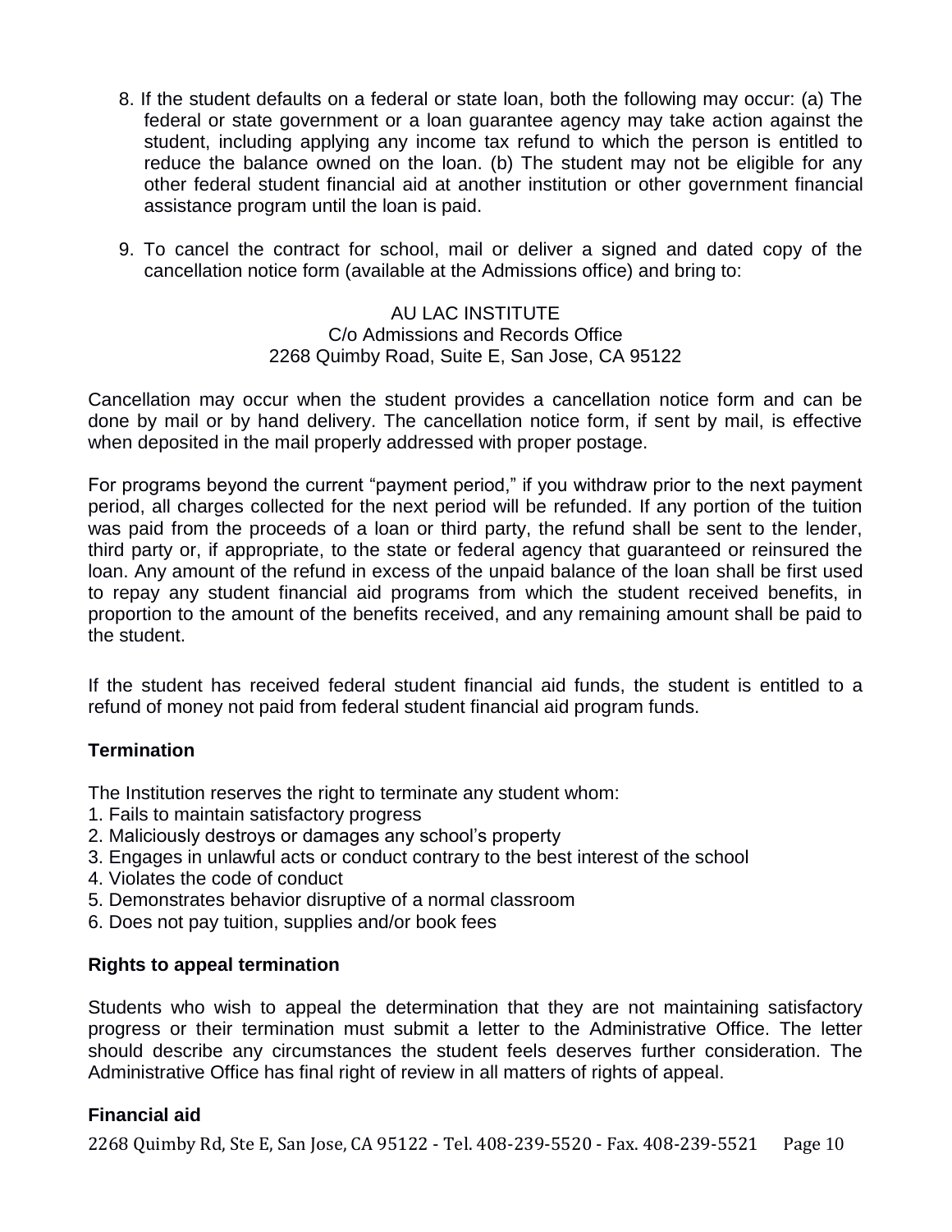8. If the student defaults on a federal or state loan, both the following may occur: (a) The federal or state government or a loan guarantee agency may take action against the student, including applying any income tax refund to which the person is entitled to reduce the balance owned on the loan. (b) The student may not be eligible for any other federal student financial aid at another institution or other government financial assistance program until the loan is paid.

9. To cancel the contract for school, mail or deliver a signed and dated copy of the cancellation notice form (available at the Admissions office) and bring to:

AU LAC INSTITUTE
C/o Admissions and Records Office
2268 Quimby Road, Suite E, San Jose, CA 95122

Cancellation may occur when the student provides a cancellation notice form and can be done by mail or by hand delivery. The cancellation notice form, if sent by mail, is effective when deposited in the mail properly addressed with proper postage.

For programs beyond the current "payment period," if you withdraw prior to the next payment period, all charges collected for the next period will be refunded. If any portion of the tuition was paid from the proceeds of a loan or third party, the refund shall be sent to the lender, third party or, if appropriate, to the state or federal agency that guaranteed or reinsured the loan. Any amount of the refund in excess of the unpaid balance of the loan shall be first used to repay any student financial aid programs from which the student received benefits, in proportion to the amount of the benefits received, and any remaining amount shall be paid to the student.

If the student has received federal student financial aid funds, the student is entitled to a refund of money not paid from federal student financial aid program funds.

**Termination**

The Institution reserves the right to terminate any student whom:
1. Fails to maintain satisfactory progress
2. Maliciously destroys or damages any school's property
3. Engages in unlawful acts or conduct contrary to the best interest of the school
4. Violates the code of conduct
5. Demonstrates behavior disruptive of a normal classroom
6. Does not pay tuition, supplies and/or book fees

**Rights to appeal termination**

Students who wish to appeal the determination that they are not maintaining satisfactory progress or their termination must submit a letter to the Administrative Office. The letter should describe any circumstances the student feels deserves further consideration. The Administrative Office has final right of review in all matters of rights of appeal.

**Financial aid**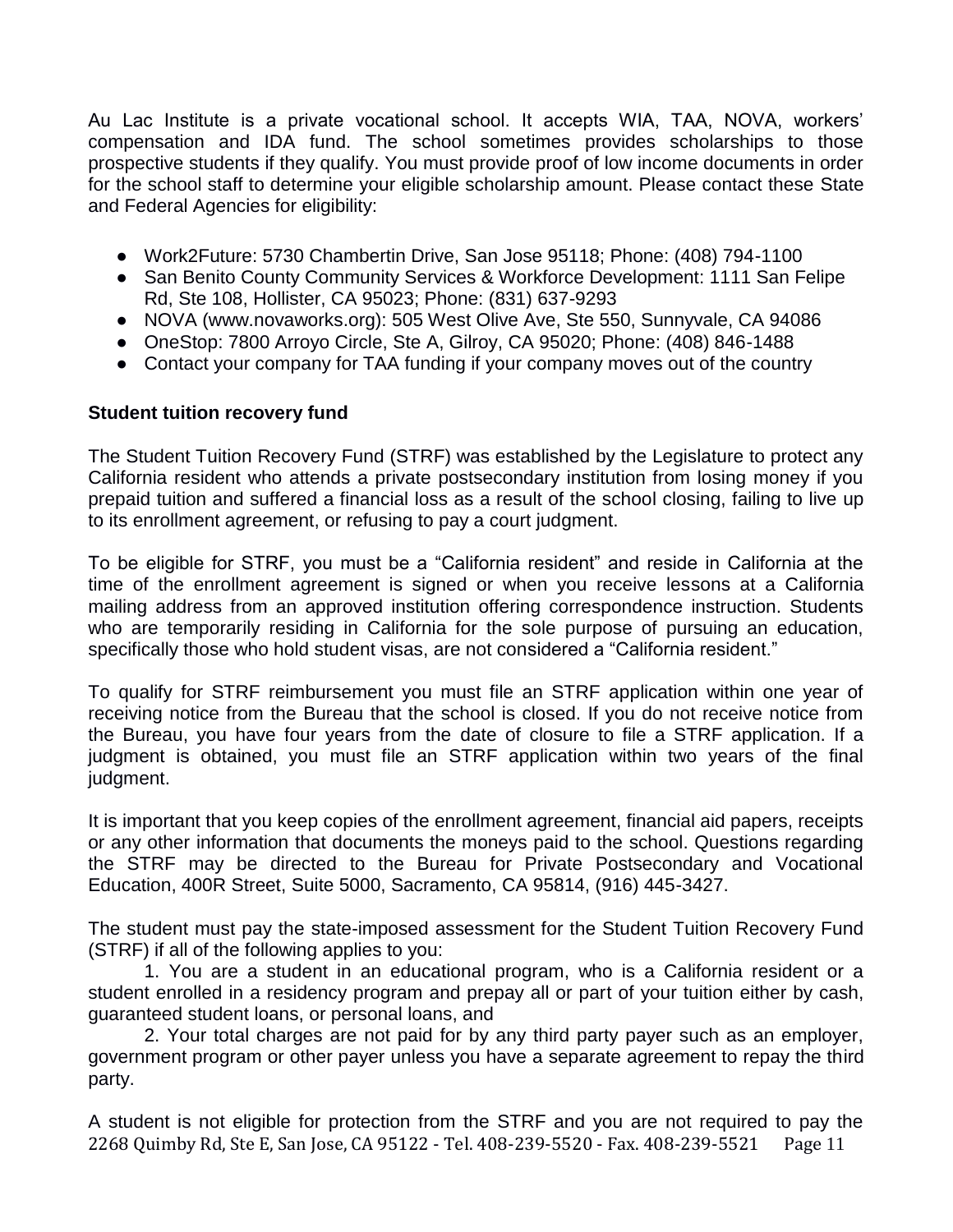Au Lac Institute is a private vocational school. It accepts WIA, TAA, NOVA, workers' compensation and IDA fund. The school sometimes provides scholarships to those prospective students if they qualify. You must provide proof of low income documents in order for the school staff to determine your eligible scholarship amount. Please contact these State and Federal Agencies for eligibility:

- Work2Future: 5730 Chambertin Drive, San Jose 95118; Phone: (408) 794-1100
- San Benito County Community Services & Workforce Development: 1111 San Felipe Rd, Ste 108, Hollister, CA 95023; Phone: (831) 637-9293
- NOVA (www.novaworks.org): 505 West Olive Ave, Ste 550, Sunnyvale, CA 94086
- OneStop: 7800 Arroyo Circle, Ste A, Gilroy, CA 95020; Phone: (408) 846-1488
- Contact your company for TAA funding if your company moves out of the country

**Student tuition recovery fund**

The Student Tuition Recovery Fund (STRF) was established by the Legislature to protect any California resident who attends a private postsecondary institution from losing money if you prepaid tuition and suffered a financial loss as a result of the school closing, failing to live up to its enrollment agreement, or refusing to pay a court judgment.

To be eligible for STRF, you must be a "California resident" and reside in California at the time of the enrollment agreement is signed or when you receive lessons at a California mailing address from an approved institution offering correspondence instruction. Students who are temporarily residing in California for the sole purpose of pursuing an education, specifically those who hold student visas, are not considered a "California resident."

To qualify for STRF reimbursement you must file an STRF application within one year of receiving notice from the Bureau that the school is closed. If you do not receive notice from the Bureau, you have four years from the date of closure to file a STRF application. If a judgment is obtained, you must file an STRF application within two years of the final judgment.

It is important that you keep copies of the enrollment agreement, financial aid papers, receipts or any other information that documents the moneys paid to the school. Questions regarding the STRF may be directed to the Bureau for Private Postsecondary and Vocational Education, 400R Street, Suite 5000, Sacramento, CA 95814, (916) 445-3427.

The student must pay the state-imposed assessment for the Student Tuition Recovery Fund (STRF) if all of the following applies to you:

1. You are a student in an educational program, who is a California resident or a student enrolled in a residency program and prepay all or part of your tuition either by cash, guaranteed student loans, or personal loans, and

2. Your total charges are not paid for by any third party payer such as an employer, government program or other payer unless you have a separate agreement to repay the third party.

A student is not eligible for protection from the STRF and you are not required to pay the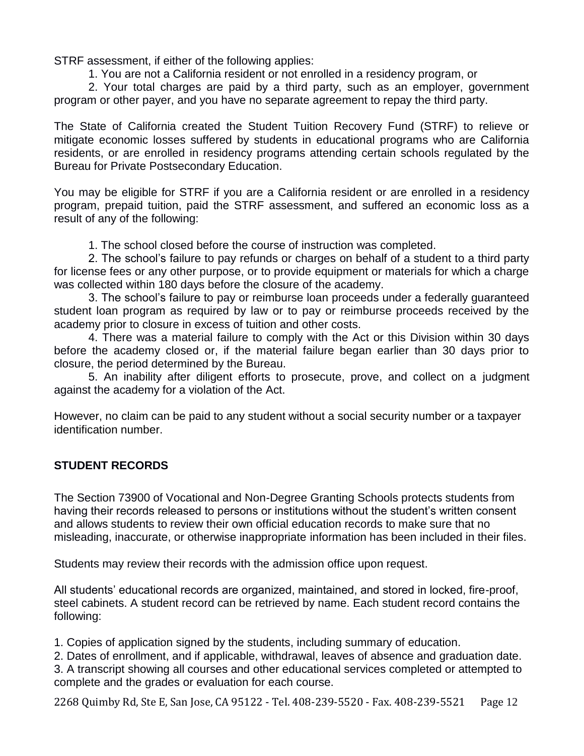STRF assessment, if either of the following applies:

1. You are not a California resident or not enrolled in a residency program, or
2. Your total charges are paid by a third party, such as an employer, government program or other payer, and you have no separate agreement to repay the third party.

The State of California created the Student Tuition Recovery Fund (STRF) to relieve or mitigate economic losses suffered by students in educational programs who are California residents, or are enrolled in residency programs attending certain schools regulated by the Bureau for Private Postsecondary Education.

You may be eligible for STRF if you are a California resident or are enrolled in a residency program, prepaid tuition, paid the STRF assessment, and suffered an economic loss as a result of any of the following:

1. The school closed before the course of instruction was completed.
2. The school's failure to pay refunds or charges on behalf of a student to a third party for license fees or any other purpose, or to provide equipment or materials for which a charge was collected within 180 days before the closure of the academy.
3. The school's failure to pay or reimburse loan proceeds under a federally guaranteed student loan program as required by law or to pay or reimburse proceeds received by the academy prior to closure in excess of tuition and other costs.
4. There was a material failure to comply with the Act or this Division within 30 days before the academy closed or, if the material failure began earlier than 30 days prior to closure, the period determined by the Bureau.
5. An inability after diligent efforts to prosecute, prove, and collect on a judgment against the academy for a violation of the Act.

However, no claim can be paid to any student without a social security number or a taxpayer identification number.

## STUDENT RECORDS

The Section 73900 of Vocational and Non-Degree Granting Schools protects students from having their records released to persons or institutions without the student's written consent and allows students to review their own official education records to make sure that no misleading, inaccurate, or otherwise inappropriate information has been included in their files.

Students may review their records with the admission office upon request.

All students' educational records are organized, maintained, and stored in locked, fire-proof, steel cabinets. A student record can be retrieved by name. Each student record contains the following:

1. Copies of application signed by the students, including summary of education.
2. Dates of enrollment, and if applicable, withdrawal, leaves of absence and graduation date.
3. A transcript showing all courses and other educational services completed or attempted to complete and the grades or evaluation for each course.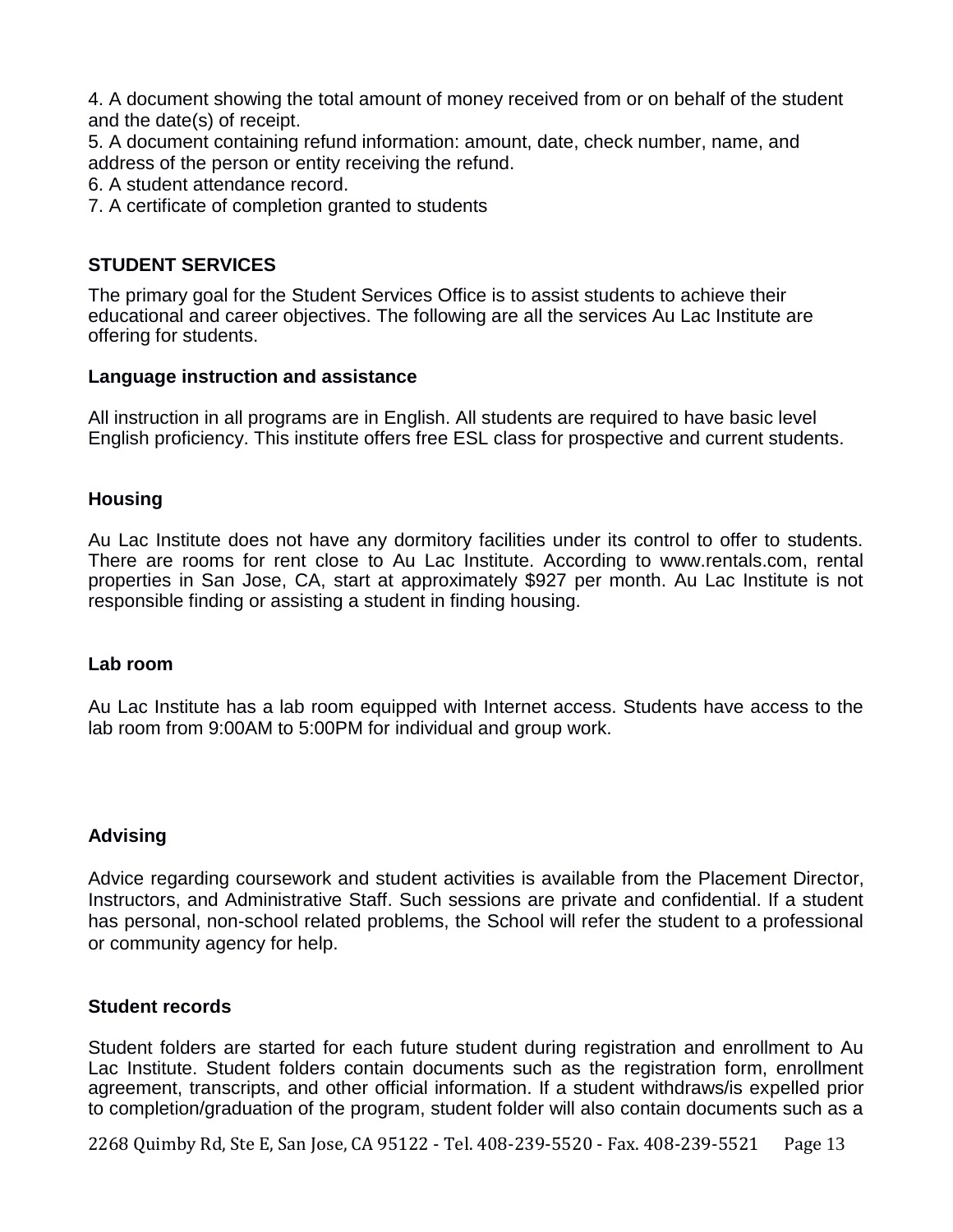4. A document showing the total amount of money received from or on behalf of the student and the date(s) of receipt.
5. A document containing refund information: amount, date, check number, name, and address of the person or entity receiving the refund.
6. A student attendance record.
7. A certificate of completion granted to students

## STUDENT SERVICES

The primary goal for the Student Services Office is to assist students to achieve their educational and career objectives. The following are all the services Au Lac Institute are offering for students.

### Language instruction and assistance

All instruction in all programs are in English. All students are required to have basic level English proficiency. This institute offers free ESL class for prospective and current students.

### Housing

Au Lac Institute does not have any dormitory facilities under its control to offer to students. There are rooms for rent close to Au Lac Institute. According to www.rentals.com, rental properties in San Jose, CA, start at approximately $927 per month. Au Lac Institute is not responsible finding or assisting a student in finding housing.

### Lab room

Au Lac Institute has a lab room equipped with Internet access. Students have access to the lab room from 9:00AM to 5:00PM for individual and group work.

### Advising

Advice regarding coursework and student activities is available from the Placement Director, Instructors, and Administrative Staff. Such sessions are private and confidential. If a student has personal, non-school related problems, the School will refer the student to a professional or community agency for help.

### Student records

Student folders are started for each future student during registration and enrollment to Au Lac Institute. Student folders contain documents such as the registration form, enrollment agreement, transcripts, and other official information. If a student withdraws/is expelled prior to completion/graduation of the program, student folder will also contain documents such as a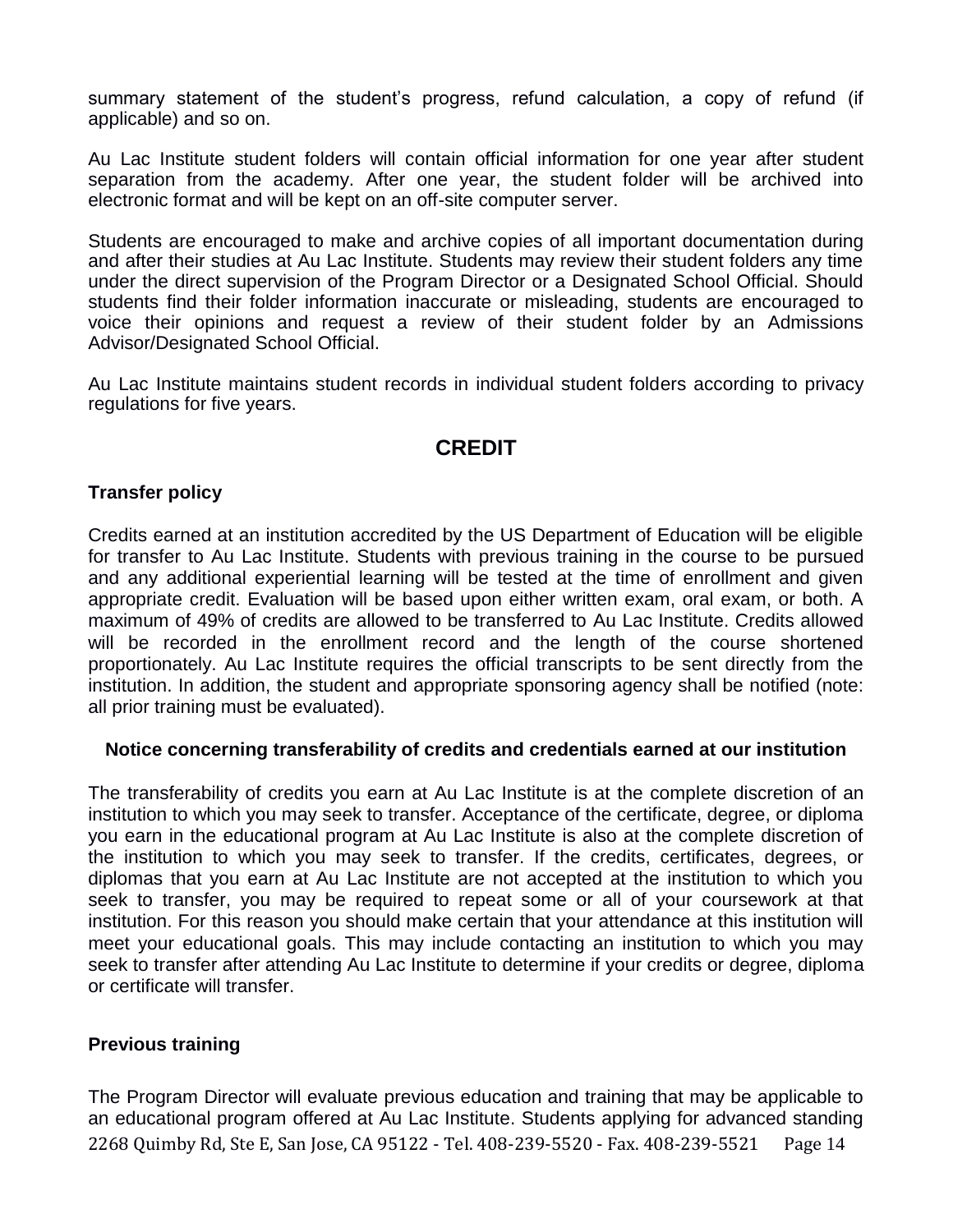summary statement of the student's progress, refund calculation, a copy of refund (if applicable) and so on.

Au Lac Institute student folders will contain official information for one year after student separation from the academy. After one year, the student folder will be archived into electronic format and will be kept on an off-site computer server.

Students are encouraged to make and archive copies of all important documentation during and after their studies at Au Lac Institute. Students may review their student folders any time under the direct supervision of the Program Director or a Designated School Official. Should students find their folder information inaccurate or misleading, students are encouraged to voice their opinions and request a review of their student folder by an Admissions Advisor/Designated School Official.

Au Lac Institute maintains student records in individual student folders according to privacy regulations for five years.

## CREDIT

### Transfer policy

Credits earned at an institution accredited by the US Department of Education will be eligible for transfer to Au Lac Institute. Students with previous training in the course to be pursued and any additional experiential learning will be tested at the time of enrollment and given appropriate credit. Evaluation will be based upon either written exam, oral exam, or both. A maximum of 49% of credits are allowed to be transferred to Au Lac Institute. Credits allowed will be recorded in the enrollment record and the length of the course shortened proportionately. Au Lac Institute requires the official transcripts to be sent directly from the institution. In addition, the student and appropriate sponsoring agency shall be notified (note: all prior training must be evaluated).

#### Notice concerning transferability of credits and credentials earned at our institution

The transferability of credits you earn at Au Lac Institute is at the complete discretion of an institution to which you may seek to transfer. Acceptance of the certificate, degree, or diploma you earn in the educational program at Au Lac Institute is also at the complete discretion of the institution to which you may seek to transfer. If the credits, certificates, degrees, or diplomas that you earn at Au Lac Institute are not accepted at the institution to which you seek to transfer, you may be required to repeat some or all of your coursework at that institution. For this reason you should make certain that your attendance at this institution will meet your educational goals. This may include contacting an institution to which you may seek to transfer after attending Au Lac Institute to determine if your credits or degree, diploma or certificate will transfer.

### Previous training

The Program Director will evaluate previous education and training that may be applicable to an educational program offered at Au Lac Institute. Students applying for advanced standing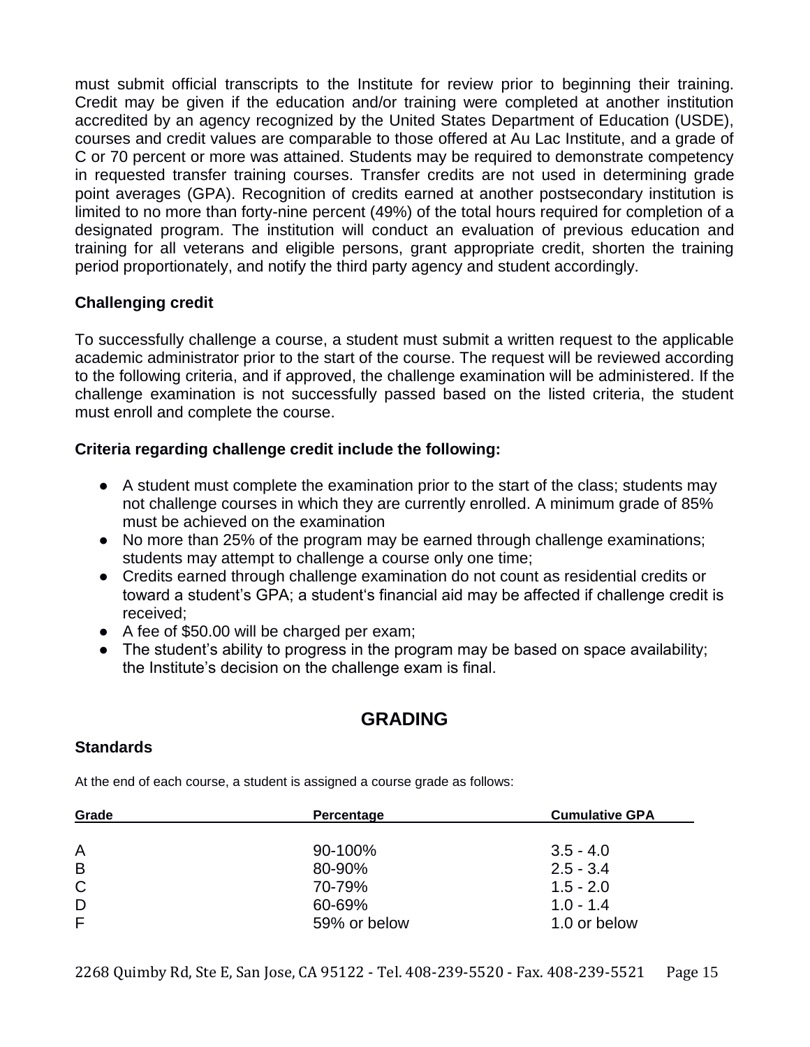must submit official transcripts to the Institute for review prior to beginning their training. Credit may be given if the education and/or training were completed at another institution accredited by an agency recognized by the United States Department of Education (USDE), courses and credit values are comparable to those offered at Au Lac Institute, and a grade of C or 70 percent or more was attained. Students may be required to demonstrate competency in requested transfer training courses. Transfer credits are not used in determining grade point averages (GPA). Recognition of credits earned at another postsecondary institution is limited to no more than forty-nine percent (49%) of the total hours required for completion of a designated program. The institution will conduct an evaluation of previous education and training for all veterans and eligible persons, grant appropriate credit, shorten the training period proportionately, and notify the third party agency and student accordingly.

### Challenging credit

To successfully challenge a course, a student must submit a written request to the applicable academic administrator prior to the start of the course. The request will be reviewed according to the following criteria, and if approved, the challenge examination will be administered. If the challenge examination is not successfully passed based on the listed criteria, the student must enroll and complete the course.

### Criteria regarding challenge credit include the following:

- A student must complete the examination prior to the start of the class; students may not challenge courses in which they are currently enrolled. A minimum grade of 85% must be achieved on the examination
- No more than 25% of the program may be earned through challenge examinations; students may attempt to challenge a course only one time;
- Credits earned through challenge examination do not count as residential credits or toward a student's GPA; a student's financial aid may be affected if challenge credit is received;
- A fee of $50.00 will be charged per exam;
- The student's ability to progress in the program may be based on space availability; the Institute's decision on the challenge exam is final.

## GRADING

### Standards

At the end of each course, a student is assigned a course grade as follows:

| Grade | Percentage | Cumulative GPA |
|---|---|---|
| A | 90-100% | 3.5 - 4.0 |
| B | 80-90% | 2.5 - 3.4 |
| C | 70-79% | 1.5 - 2.0 |
| D | 60-69% | 1.0 - 1.4 |
| F | 59% or below | 1.0 or below |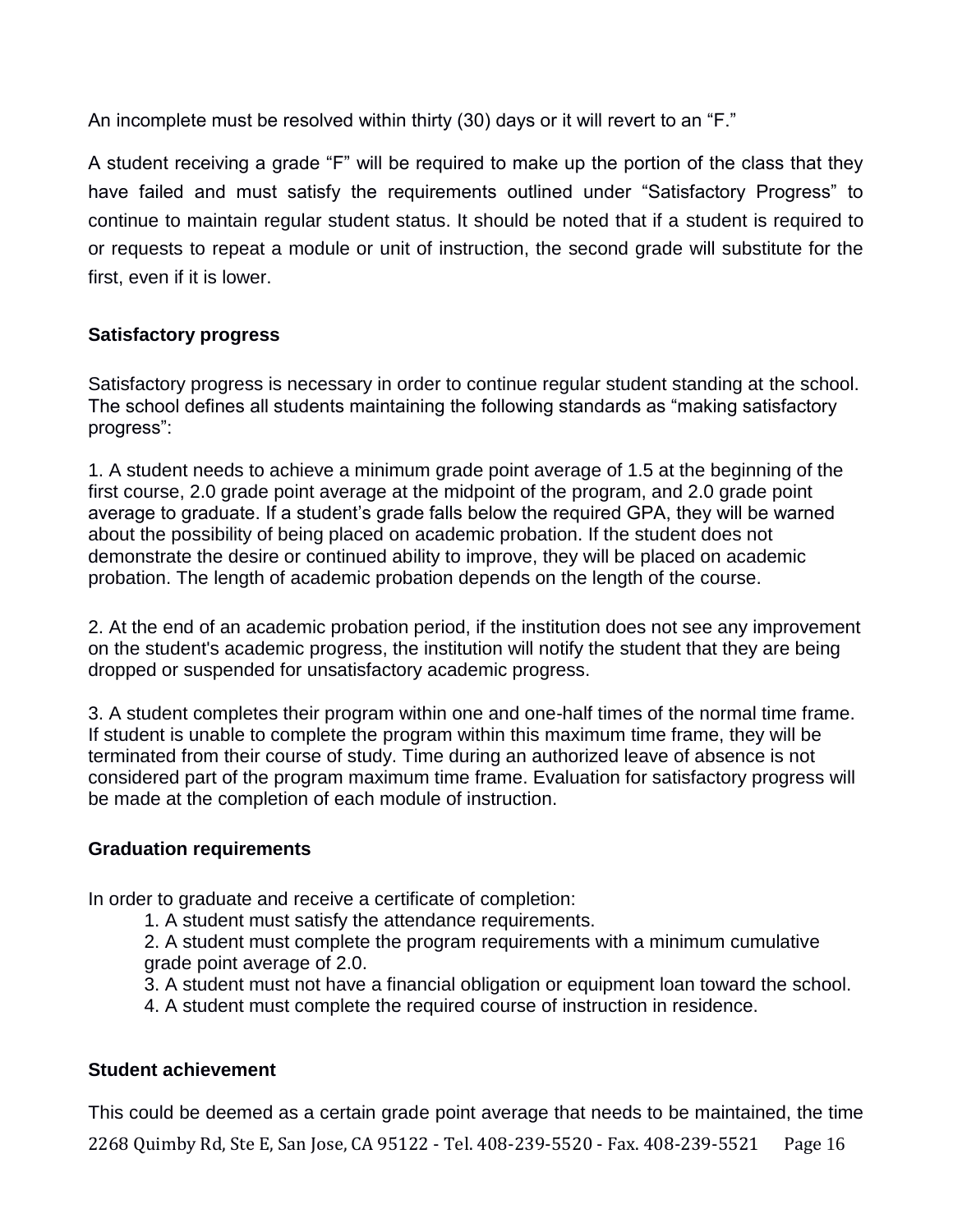An incomplete must be resolved within thirty (30) days or it will revert to an “F.”

A student receiving a grade “F” will be required to make up the portion of the class that they have failed and must satisfy the requirements outlined under “Satisfactory Progress” to continue to maintain regular student status. It should be noted that if a student is required to or requests to repeat a module or unit of instruction, the second grade will substitute for the first, even if it is lower.

**Satisfactory progress**

Satisfactory progress is necessary in order to continue regular student standing at the school. The school defines all students maintaining the following standards as “making satisfactory progress”:

1. A student needs to achieve a minimum grade point average of 1.5 at the beginning of the first course, 2.0 grade point average at the midpoint of the program, and 2.0 grade point average to graduate. If a student’s grade falls below the required GPA, they will be warned about the possibility of being placed on academic probation. If the student does not demonstrate the desire or continued ability to improve, they will be placed on academic probation. The length of academic probation depends on the length of the course.

2. At the end of an academic probation period, if the institution does not see any improvement on the student's academic progress, the institution will notify the student that they are being dropped or suspended for unsatisfactory academic progress.

3. A student completes their program within one and one-half times of the normal time frame. If student is unable to complete the program within this maximum time frame, they will be terminated from their course of study. Time during an authorized leave of absence is not considered part of the program maximum time frame. Evaluation for satisfactory progress will be made at the completion of each module of instruction.

**Graduation requirements**

In order to graduate and receive a certificate of completion:

1. A student must satisfy the attendance requirements.
2. A student must complete the program requirements with a minimum cumulative grade point average of 2.0.
3. A student must not have a financial obligation or equipment loan toward the school.
4. A student must complete the required course of instruction in residence.

**Student achievement**

This could be deemed as a certain grade point average that needs to be maintained, the time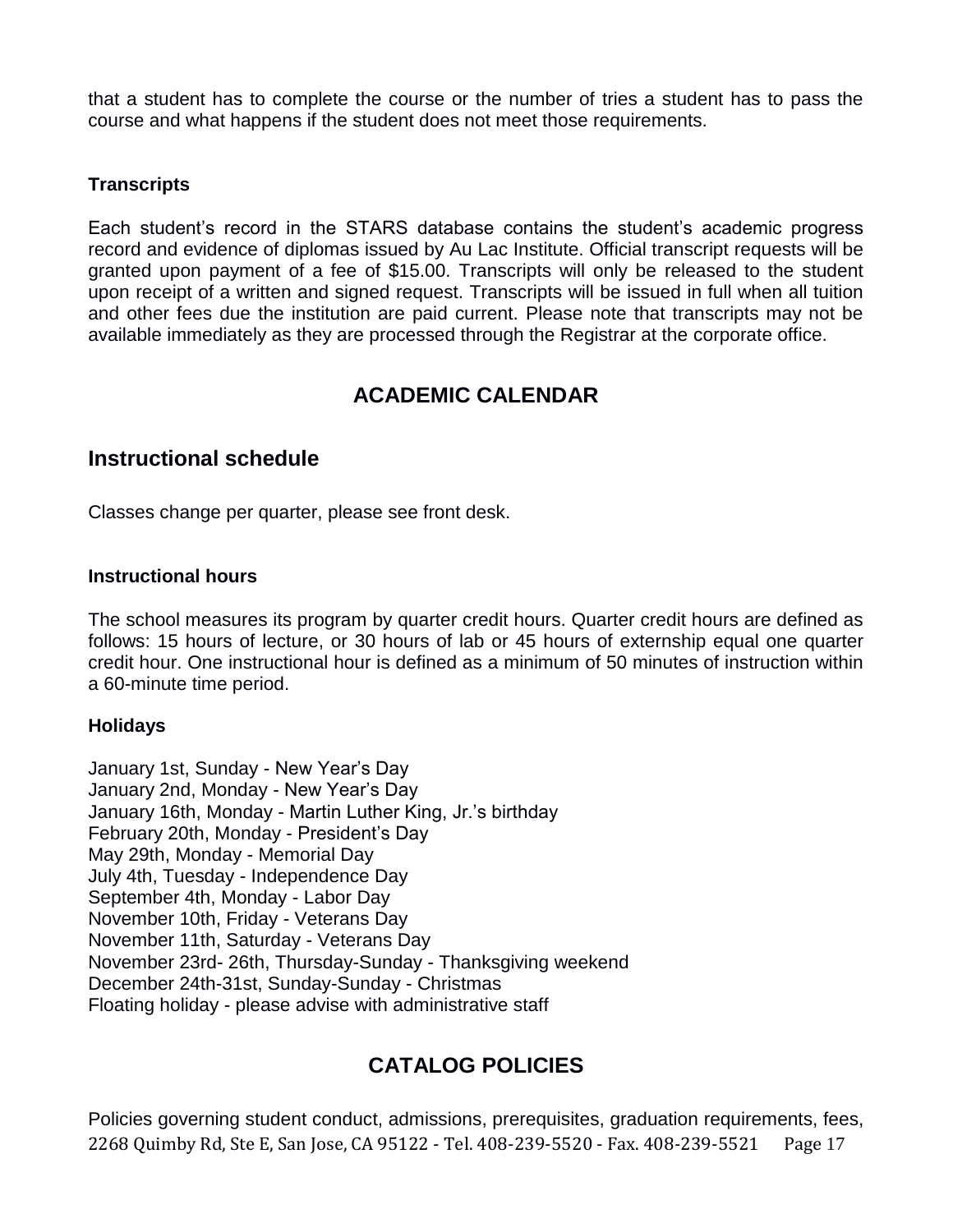that a student has to complete the course or the number of tries a student has to pass the course and what happens if the student does not meet those requirements.

### Transcripts

Each student's record in the STARS database contains the student's academic progress record and evidence of diplomas issued by Au Lac Institute. Official transcript requests will be granted upon payment of a fee of $15.00. Transcripts will only be released to the student upon receipt of a written and signed request. Transcripts will be issued in full when all tuition and other fees due the institution are paid current. Please note that transcripts may not be available immediately as they are processed through the Registrar at the corporate office.

# ACADEMIC CALENDAR

## Instructional schedule

Classes change per quarter, please see front desk.

### Instructional hours

The school measures its program by quarter credit hours. Quarter credit hours are defined as follows: 15 hours of lecture, or 30 hours of lab or 45 hours of externship equal one quarter credit hour. One instructional hour is defined as a minimum of 50 minutes of instruction within a 60-minute time period.

### Holidays

January 1st, Sunday - New Year's Day
January 2nd, Monday - New Year's Day
January 16th, Monday - Martin Luther King, Jr.'s birthday
February 20th, Monday - President's Day
May 29th, Monday - Memorial Day
July 4th, Tuesday - Independence Day
September 4th, Monday - Labor Day
November 10th, Friday - Veterans Day
November 11th, Saturday - Veterans Day
November 23rd- 26th, Thursday-Sunday - Thanksgiving weekend
December 24th-31st, Sunday-Sunday - Christmas
Floating holiday - please advise with administrative staff

# CATALOG POLICIES

Policies governing student conduct, admissions, prerequisites, graduation requirements, fees,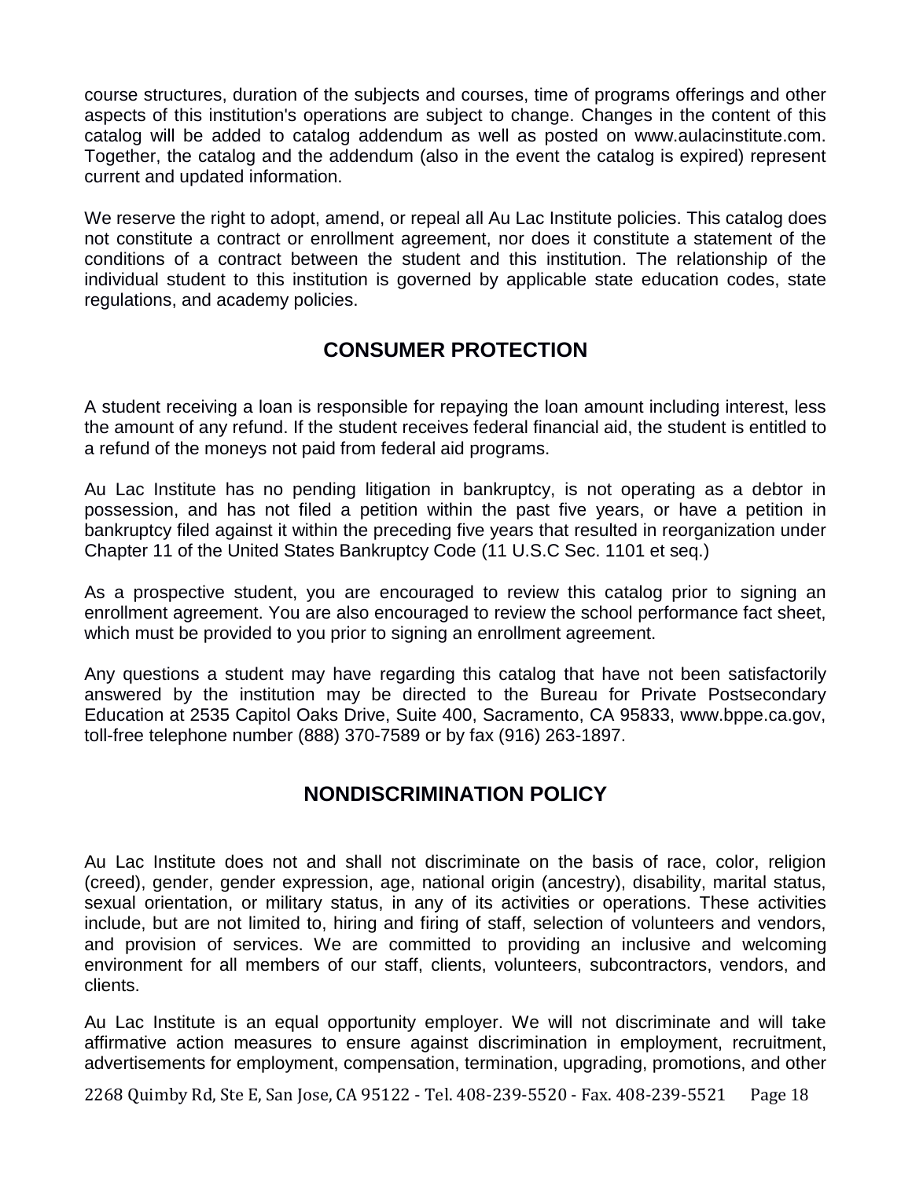course structures, duration of the subjects and courses, time of programs offerings and other aspects of this institution's operations are subject to change. Changes in the content of this catalog will be added to catalog addendum as well as posted on www.aulacinstitute.com. Together, the catalog and the addendum (also in the event the catalog is expired) represent current and updated information.

We reserve the right to adopt, amend, or repeal all Au Lac Institute policies. This catalog does not constitute a contract or enrollment agreement, nor does it constitute a statement of the conditions of a contract between the student and this institution. The relationship of the individual student to this institution is governed by applicable state education codes, state regulations, and academy policies.

## CONSUMER PROTECTION

A student receiving a loan is responsible for repaying the loan amount including interest, less the amount of any refund. If the student receives federal financial aid, the student is entitled to a refund of the moneys not paid from federal aid programs.

Au Lac Institute has no pending litigation in bankruptcy, is not operating as a debtor in possession, and has not filed a petition within the past five years, or have a petition in bankruptcy filed against it within the preceding five years that resulted in reorganization under Chapter 11 of the United States Bankruptcy Code (11 U.S.C Sec. 1101 et seq.)

As a prospective student, you are encouraged to review this catalog prior to signing an enrollment agreement. You are also encouraged to review the school performance fact sheet, which must be provided to you prior to signing an enrollment agreement.

Any questions a student may have regarding this catalog that have not been satisfactorily answered by the institution may be directed to the Bureau for Private Postsecondary Education at 2535 Capitol Oaks Drive, Suite 400, Sacramento, CA 95833, www.bppe.ca.gov, toll-free telephone number (888) 370-7589 or by fax (916) 263-1897.

## NONDISCRIMINATION POLICY

Au Lac Institute does not and shall not discriminate on the basis of race, color, religion (creed), gender, gender expression, age, national origin (ancestry), disability, marital status, sexual orientation, or military status, in any of its activities or operations. These activities include, but are not limited to, hiring and firing of staff, selection of volunteers and vendors, and provision of services. We are committed to providing an inclusive and welcoming environment for all members of our staff, clients, volunteers, subcontractors, vendors, and clients.

Au Lac Institute is an equal opportunity employer. We will not discriminate and will take affirmative action measures to ensure against discrimination in employment, recruitment, advertisements for employment, compensation, termination, upgrading, promotions, and other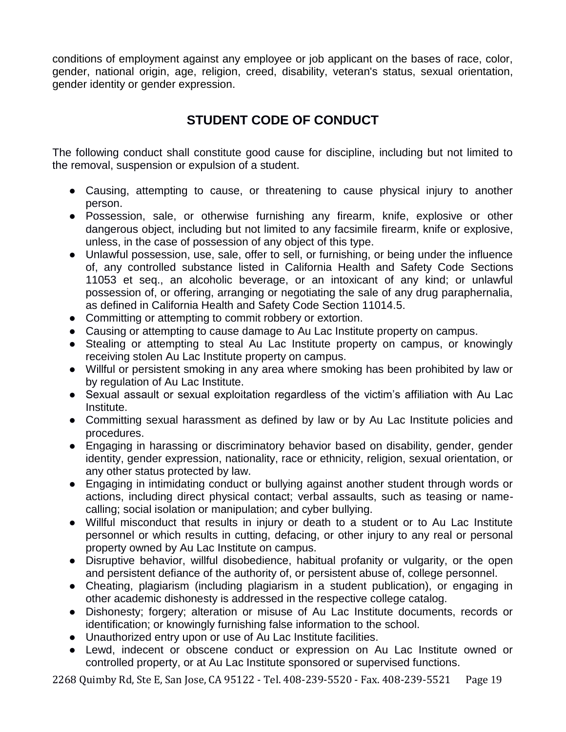conditions of employment against any employee or job applicant on the bases of race, color, gender, national origin, age, religion, creed, disability, veteran's status, sexual orientation, gender identity or gender expression.

## STUDENT CODE OF CONDUCT

The following conduct shall constitute good cause for discipline, including but not limited to the removal, suspension or expulsion of a student.

- Causing, attempting to cause, or threatening to cause physical injury to another person.
- Possession, sale, or otherwise furnishing any firearm, knife, explosive or other dangerous object, including but not limited to any facsimile firearm, knife or explosive, unless, in the case of possession of any object of this type.
- Unlawful possession, use, sale, offer to sell, or furnishing, or being under the influence of, any controlled substance listed in California Health and Safety Code Sections 11053 et seq., an alcoholic beverage, or an intoxicant of any kind; or unlawful possession of, or offering, arranging or negotiating the sale of any drug paraphernalia, as defined in California Health and Safety Code Section 11014.5.
- Committing or attempting to commit robbery or extortion.
- Causing or attempting to cause damage to Au Lac Institute property on campus.
- Stealing or attempting to steal Au Lac Institute property on campus, or knowingly receiving stolen Au Lac Institute property on campus.
- Willful or persistent smoking in any area where smoking has been prohibited by law or by regulation of Au Lac Institute.
- Sexual assault or sexual exploitation regardless of the victim's affiliation with Au Lac Institute.
- Committing sexual harassment as defined by law or by Au Lac Institute policies and procedures.
- Engaging in harassing or discriminatory behavior based on disability, gender, gender identity, gender expression, nationality, race or ethnicity, religion, sexual orientation, or any other status protected by law.
- Engaging in intimidating conduct or bullying against another student through words or actions, including direct physical contact; verbal assaults, such as teasing or name-calling; social isolation or manipulation; and cyber bullying.
- Willful misconduct that results in injury or death to a student or to Au Lac Institute personnel or which results in cutting, defacing, or other injury to any real or personal property owned by Au Lac Institute on campus.
- Disruptive behavior, willful disobedience, habitual profanity or vulgarity, or the open and persistent defiance of the authority of, or persistent abuse of, college personnel.
- Cheating, plagiarism (including plagiarism in a student publication), or engaging in other academic dishonesty is addressed in the respective college catalog.
- Dishonesty; forgery; alteration or misuse of Au Lac Institute documents, records or identification; or knowingly furnishing false information to the school.
- Unauthorized entry upon or use of Au Lac Institute facilities.
- Lewd, indecent or obscene conduct or expression on Au Lac Institute owned or controlled property, or at Au Lac Institute sponsored or supervised functions.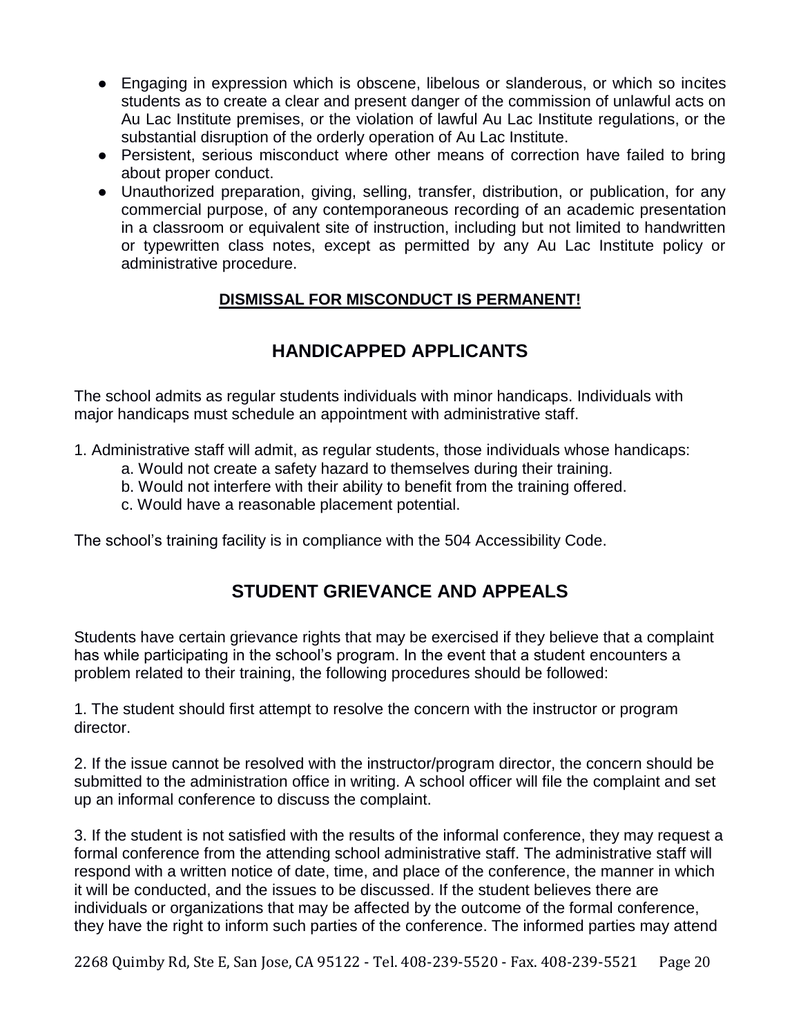- Engaging in expression which is obscene, libelous or slanderous, or which so incites students as to create a clear and present danger of the commission of unlawful acts on Au Lac Institute premises, or the violation of lawful Au Lac Institute regulations, or the substantial disruption of the orderly operation of Au Lac Institute.
- Persistent, serious misconduct where other means of correction have failed to bring about proper conduct.
- Unauthorized preparation, giving, selling, transfer, distribution, or publication, for any commercial purpose, of any contemporaneous recording of an academic presentation in a classroom or equivalent site of instruction, including but not limited to handwritten or typewritten class notes, except as permitted by any Au Lac Institute policy or administrative procedure.

**DISMISSAL FOR MISCONDUCT IS PERMANENT!**

## HANDICAPPED APPLICANTS

The school admits as regular students individuals with minor handicaps. Individuals with major handicaps must schedule an appointment with administrative staff.

1. Administrative staff will admit, as regular students, those individuals whose handicaps:
    a. Would not create a safety hazard to themselves during their training.
    b. Would not interfere with their ability to benefit from the training offered.
    c. Would have a reasonable placement potential.

The school's training facility is in compliance with the 504 Accessibility Code.

## STUDENT GRIEVANCE AND APPEALS

Students have certain grievance rights that may be exercised if they believe that a complaint has while participating in the school's program. In the event that a student encounters a problem related to their training, the following procedures should be followed:

1. The student should first attempt to resolve the concern with the instructor or program director.

2. If the issue cannot be resolved with the instructor/program director, the concern should be submitted to the administration office in writing. A school officer will file the complaint and set up an informal conference to discuss the complaint.

3. If the student is not satisfied with the results of the informal conference, they may request a formal conference from the attending school administrative staff. The administrative staff will respond with a written notice of date, time, and place of the conference, the manner in which it will be conducted, and the issues to be discussed. If the student believes there are individuals or organizations that may be affected by the outcome of the formal conference, they have the right to inform such parties of the conference. The informed parties may attend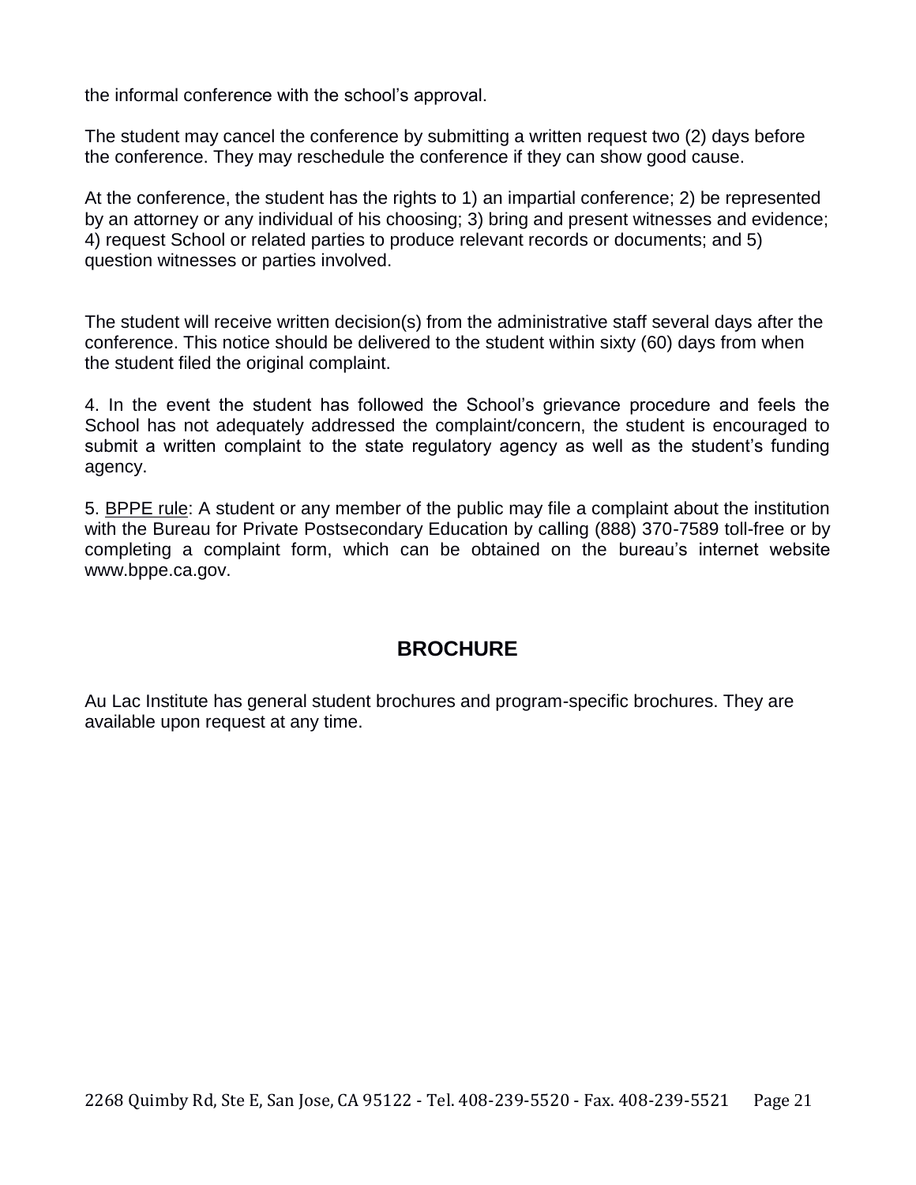the informal conference with the school's approval.

The student may cancel the conference by submitting a written request two (2) days before the conference. They may reschedule the conference if they can show good cause.

At the conference, the student has the rights to 1) an impartial conference; 2) be represented by an attorney or any individual of his choosing; 3) bring and present witnesses and evidence; 4) request School or related parties to produce relevant records or documents; and 5) question witnesses or parties involved.

The student will receive written decision(s) from the administrative staff several days after the conference. This notice should be delivered to the student within sixty (60) days from when the student filed the original complaint.

4. In the event the student has followed the School's grievance procedure and feels the School has not adequately addressed the complaint/concern, the student is encouraged to submit a written complaint to the state regulatory agency as well as the student's funding agency.

5. BPPE rule: A student or any member of the public may file a complaint about the institution with the Bureau for Private Postsecondary Education by calling (888) 370-7589 toll-free or by completing a complaint form, which can be obtained on the bureau's internet website www.bppe.ca.gov.

## BROCHURE

Au Lac Institute has general student brochures and program-specific brochures. They are available upon request at any time.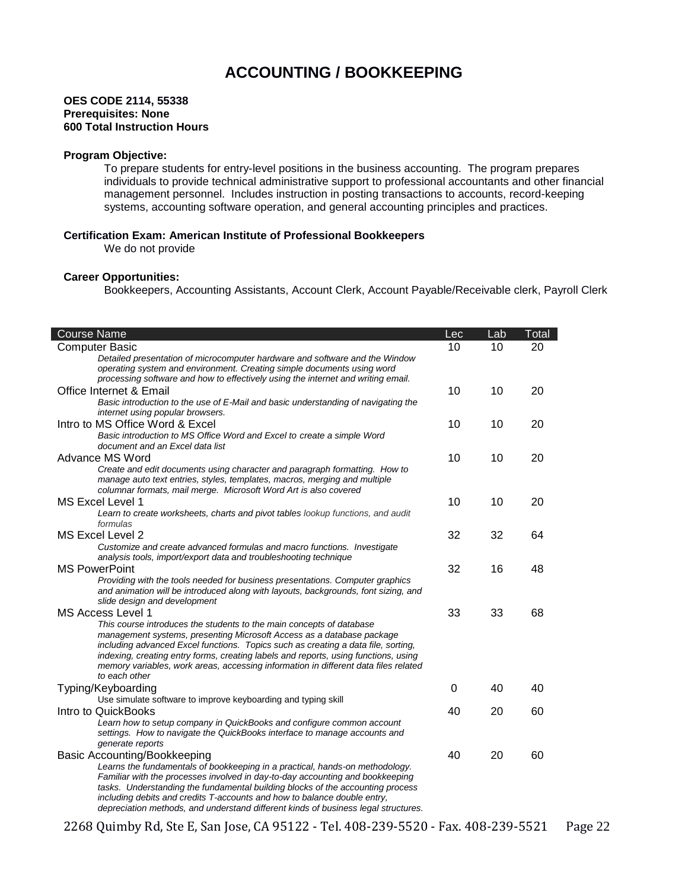# ACCOUNTING / BOOKKEEPING

**OES CODE 2114, 55338**
**Prerequisites: None**
**600 Total Instruction Hours**

**Program Objective:**

To prepare students for entry-level positions in the business accounting. The program prepares individuals to provide technical administrative support to professional accountants and other financial management personnel. Includes instruction in posting transactions to accounts, record-keeping systems, accounting software operation, and general accounting principles and practices.

**Certification Exam: American Institute of Professional Bookkeepers**

We do not provide

**Career Opportunities:**

Bookkeepers, Accounting Assistants, Account Clerk, Account Payable/Receivable clerk, Payroll Clerk

| Course Name | Lec | Lab | Total |
|---|---|---|---|
| Computer Basic<br>*Detailed presentation of microcomputer hardware and software and the Window operating system and environment. Creating simple documents using word processing software and how to effectively using the internet and writing email.* | 10 | 10 | 20 |
| Office Internet & Email<br>*Basic introduction to the use of E-Mail and basic understanding of navigating the internet using popular browsers.* | 10 | 10 | 20 |
| Intro to MS Office Word & Excel<br>*Basic introduction to MS Office Word and Excel to create a simple Word document and an Excel data list* | 10 | 10 | 20 |
| Advance MS Word<br>*Create and edit documents using character and paragraph formatting. How to manage auto text entries, styles, templates, macros, merging and multiple columnar formats, mail merge. Microsoft Word Art is also covered* | 10 | 10 | 20 |
| MS Excel Level 1<br>*Learn to create worksheets, charts and pivot tables lookup functions, and audit formulas* | 10 | 10 | 20 |
| MS Excel Level 2<br>*Customize and create advanced formulas and macro functions. Investigate analysis tools, import/export data and troubleshooting technique* | 32 | 32 | 64 |
| MS PowerPoint<br>*Providing with the tools needed for business presentations. Computer graphics and animation will be introduced along with layouts, backgrounds, font sizing, and slide design and development* | 32 | 16 | 48 |
| MS Access Level 1<br>*This course introduces the students to the main concepts of database management systems, presenting Microsoft Access as a database package including advanced Excel functions. Topics such as creating a data file, sorting, indexing, creating entry forms, creating labels and reports, using functions, using memory variables, work areas, accessing information in different data files related to each other* | 33 | 33 | 68 |
| Typing/Keyboarding<br>Use simulate software to improve keyboarding and typing skill | 0 | 40 | 40 |
| Intro to QuickBooks<br>*Learn how to setup company in QuickBooks and configure common account settings. How to navigate the QuickBooks interface to manage accounts and generate reports* | 40 | 20 | 60 |
| Basic Accounting/Bookkeeping<br>*Learns the fundamentals of bookkeeping in a practical, hands-on methodology. Familiar with the processes involved in day-to-day accounting and bookkeeping tasks. Understanding the fundamental building blocks of the accounting process including debits and credits T-accounts and how to balance double entry, depreciation methods, and understand different kinds of business legal structures.* | 40 | 20 | 60 |

2268 Quimby Rd, Ste E, San Jose, CA 95122 - Tel. 408-239-5520 - Fax. 408-239-5521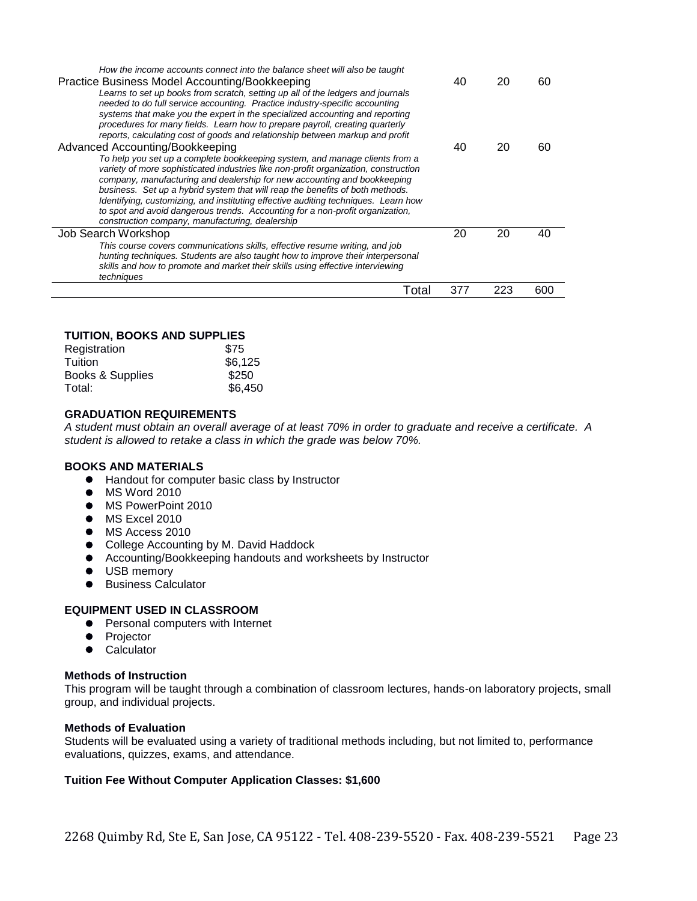| Course | | | |
|---|---|---|---|
| *How the income accounts connect into the balance sheet will also be taught* | | | |
| Practice Business Model Accounting/Bookkeeping<br>*Learns to set up books from scratch, setting up all of the ledgers and journals needed to do full service accounting. Practice industry-specific accounting systems that make you the expert in the specialized accounting and reporting procedures for many fields. Learn how to prepare payroll, creating quarterly reports, calculating cost of goods and relationship between markup and profit* | 40 | 20 | 60 |
| Advanced Accounting/Bookkeeping<br>*To help you set up a complete bookkeeping system, and manage clients from a variety of more sophisticated industries like non-profit organization, construction company, manufacturing and dealership for new accounting and bookkeeping business. Set up a hybrid system that will reap the benefits of both methods. Identifying, customizing, and instituting effective auditing techniques. Learn how to spot and avoid dangerous trends. Accounting for a non-profit organization, construction company, manufacturing, dealership* | 40 | 20 | 60 |
| Job Search Workshop<br>*This course covers communications skills, effective resume writing, and job hunting techniques. Students are also taught how to improve their interpersonal skills and how to promote and market their skills using effective interviewing techniques* | 20 | 20 | 40 |
| Total | 377 | 223 | 600 |

### TUITION, BOOKS AND SUPPLIES

| | |
|---|---|
| Registration | $75 |
| Tuition | $6,125 |
| Books & Supplies | $250 |
| Total: | $6,450 |

### GRADUATION REQUIREMENTS

*A student must obtain an overall average of at least 70% in order to graduate and receive a certificate. A student is allowed to retake a class in which the grade was below 70%.*

### BOOKS AND MATERIALS

- Handout for computer basic class by Instructor
- MS Word 2010
- MS PowerPoint 2010
- MS Excel 2010
- MS Access 2010
- College Accounting by M. David Haddock
- Accounting/Bookkeeping handouts and worksheets by Instructor
- USB memory
- Business Calculator

### EQUIPMENT USED IN CLASSROOM

- Personal computers with Internet
- Projector
- Calculator

**Methods of Instruction**

This program will be taught through a combination of classroom lectures, hands-on laboratory projects, small group, and individual projects.

**Methods of Evaluation**

Students will be evaluated using a variety of traditional methods including, but not limited to, performance evaluations, quizzes, exams, and attendance.

**Tuition Fee Without Computer Application Classes: $1,600**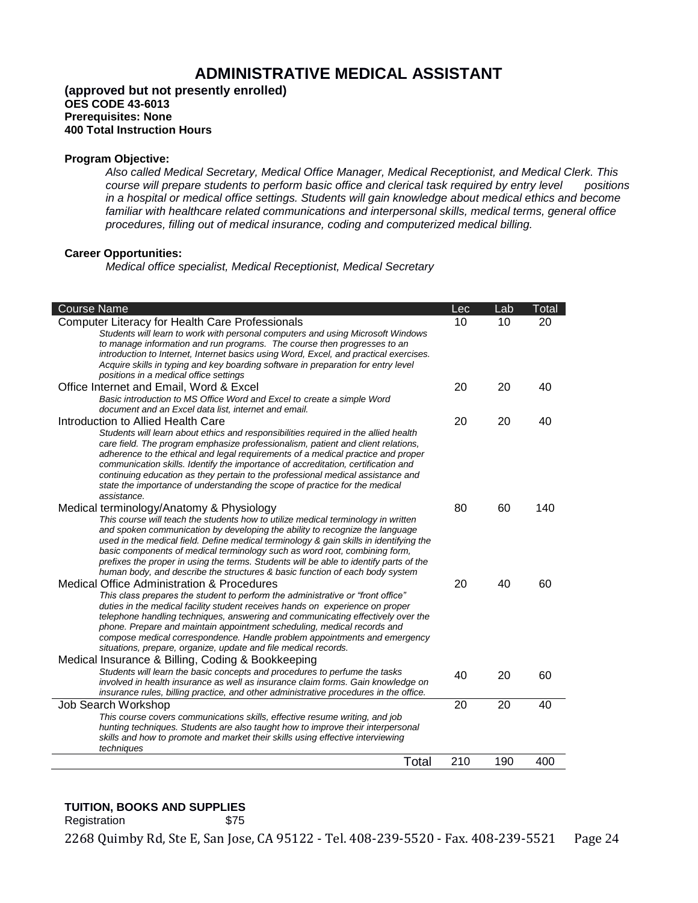# ADMINISTRATIVE MEDICAL ASSISTANT

**(approved but not presently enrolled)**
**OES CODE 43-6013**
**Prerequisites: None**
**400 Total Instruction Hours**

**Program Objective:**

*Also called Medical Secretary, Medical Office Manager, Medical Receptionist, and Medical Clerk. This course will prepare students to perform basic office and clerical task required by entry level positions in a hospital or medical office settings. Students will gain knowledge about medical ethics and become familiar with healthcare related communications and interpersonal skills, medical terms, general office procedures, filling out of medical insurance, coding and computerized medical billing.*

**Career Opportunities:**

*Medical office specialist, Medical Receptionist, Medical Secretary*

| Course Name | Lec | Lab | Total |
|---|---|---|---|
| Computer Literacy for Health Care Professionals<br>*Students will learn to work with personal computers and using Microsoft Windows to manage information and run programs. The course then progresses to an introduction to Internet, Internet basics using Word, Excel, and practical exercises. Acquire skills in typing and key boarding software in preparation for entry level positions in a medical office settings* | 10 | 10 | 20 |
| Office Internet and Email, Word & Excel<br>*Basic introduction to MS Office Word and Excel to create a simple Word document and an Excel data list, internet and email.* | 20 | 20 | 40 |
| Introduction to Allied Health Care<br>*Students will learn about ethics and responsibilities required in the allied health care field. The program emphasize professionalism, patient and client relations, adherence to the ethical and legal requirements of a medical practice and proper communication skills. Identify the importance of accreditation, certification and continuing education as they pertain to the professional medical assistance and state the importance of understanding the scope of practice for the medical assistance.* | 20 | 20 | 40 |
| Medical terminology/Anatomy & Physiology<br>*This course will teach the students how to utilize medical terminology in written and spoken communication by developing the ability to recognize the language used in the medical field. Define medical terminology & gain skills in identifying the basic components of medical terminology such as word root, combining form, prefixes the proper in using the terms. Students will be able to identify parts of the human body, and describe the structures & basic function of each body system* | 80 | 60 | 140 |
| Medical Office Administration & Procedures<br>*This class prepares the student to perform the administrative or "front office" duties in the medical facility student receives hands on experience on proper telephone handling techniques, answering and communicating effectively over the phone. Prepare and maintain appointment scheduling, medical records and compose medical correspondence. Handle problem appointments and emergency situations, prepare, organize, update and file medical records.* | 20 | 40 | 60 |
| Medical Insurance & Billing, Coding & Bookkeeping<br>*Students will learn the basic concepts and procedures to perfume the tasks involved in health insurance as well as insurance claim forms. Gain knowledge on insurance rules, billing practice, and other administrative procedures in the office.* | 40 | 20 | 60 |
| Job Search Workshop<br>*This course covers communications skills, effective resume writing, and job hunting techniques. Students are also taught how to improve their interpersonal skills and how to promote and market their skills using effective interviewing techniques* | 20 | 20 | 40 |
| Total | 210 | 190 | 400 |

**TUITION, BOOKS AND SUPPLIES**

Registration $75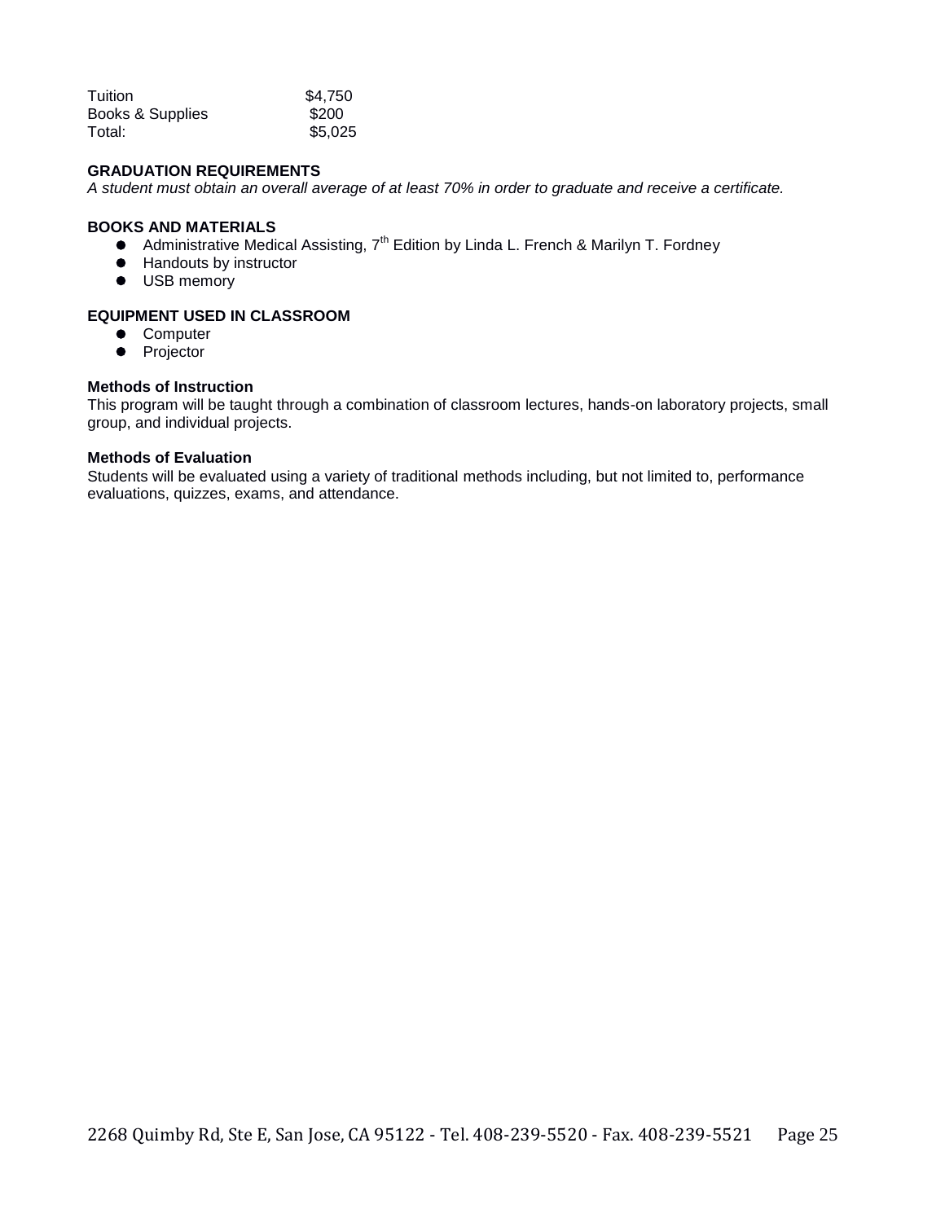| Tuition | $4,750 |
| --- | --- |
| Books & Supplies | $200 |
| Total: | $5,025 |

**GRADUATION REQUIREMENTS**

*A student must obtain an overall average of at least 70% in order to graduate and receive a certificate.*

**BOOKS AND MATERIALS**

- Administrative Medical Assisting, 7th Edition by Linda L. French & Marilyn T. Fordney
- Handouts by instructor
- USB memory

**EQUIPMENT USED IN CLASSROOM**

- Computer
- Projector

**Methods of Instruction**

This program will be taught through a combination of classroom lectures, hands-on laboratory projects, small group, and individual projects.

**Methods of Evaluation**

Students will be evaluated using a variety of traditional methods including, but not limited to, performance evaluations, quizzes, exams, and attendance.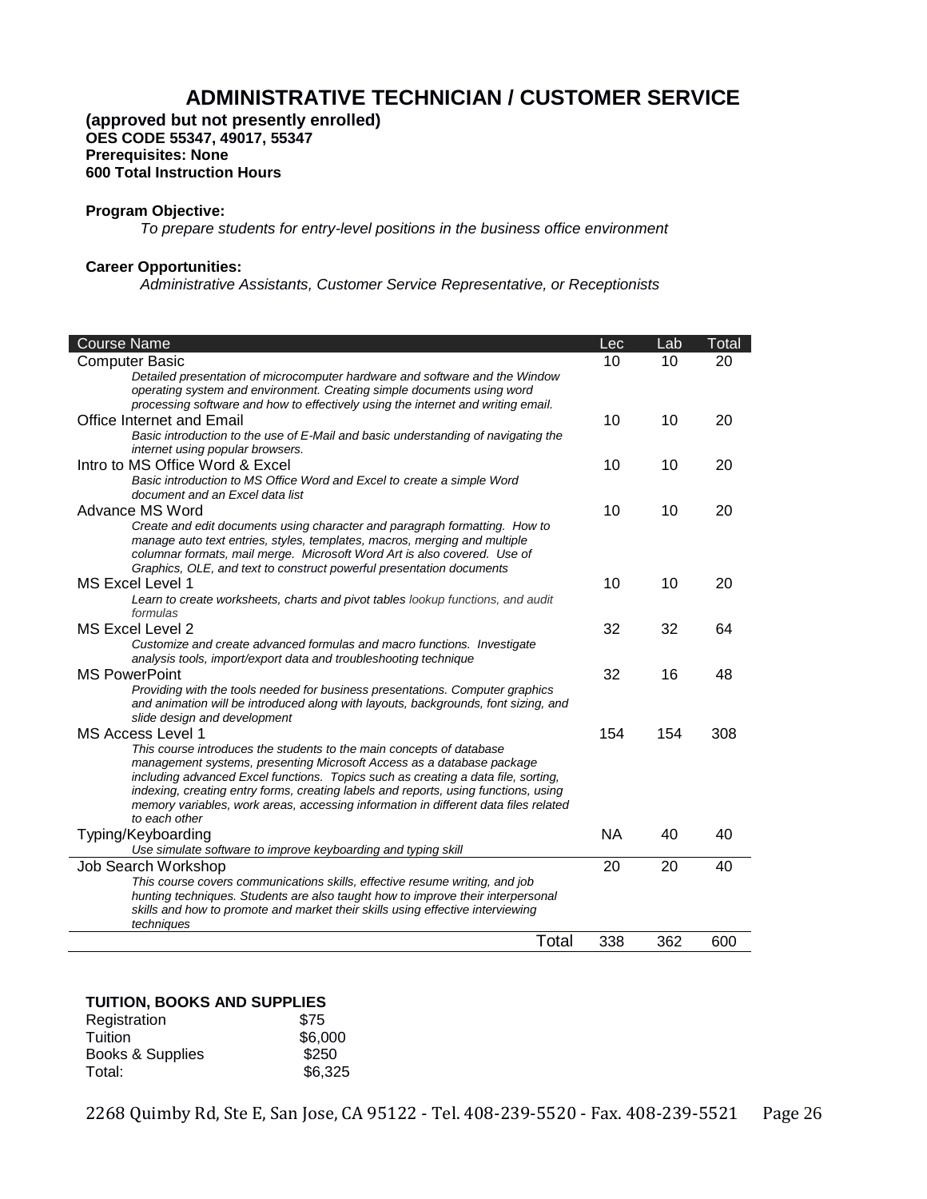# ADMINISTRATIVE TECHNICIAN / CUSTOMER SERVICE

**(approved but not presently enrolled)**
**OES CODE 55347, 49017, 55347**
**Prerequisites: None**
**600 Total Instruction Hours**

**Program Objective:**

*To prepare students for entry-level positions in the business office environment*

**Career Opportunities:**

*Administrative Assistants, Customer Service Representative, or Receptionists*

| Course Name | Lec | Lab | Total |
|---|---|---|---|
| Computer Basic<br>*Detailed presentation of microcomputer hardware and software and the Window operating system and environment. Creating simple documents using word processing software and how to effectively using the internet and writing email.* | 10 | 10 | 20 |
| Office Internet and Email<br>*Basic introduction to the use of E-Mail and basic understanding of navigating the internet using popular browsers.* | 10 | 10 | 20 |
| Intro to MS Office Word & Excel<br>*Basic introduction to MS Office Word and Excel to create a simple Word document and an Excel data list* | 10 | 10 | 20 |
| Advance MS Word<br>*Create and edit documents using character and paragraph formatting. How to manage auto text entries, styles, templates, macros, merging and multiple columnar formats, mail merge. Microsoft Word Art is also covered. Use of Graphics, OLE, and text to construct powerful presentation documents* | 10 | 10 | 20 |
| MS Excel Level 1<br>*Learn to create worksheets, charts and pivot tables lookup functions, and audit formulas* | 10 | 10 | 20 |
| MS Excel Level 2<br>*Customize and create advanced formulas and macro functions. Investigate analysis tools, import/export data and troubleshooting technique* | 32 | 32 | 64 |
| MS PowerPoint<br>*Providing with the tools needed for business presentations. Computer graphics and animation will be introduced along with layouts, backgrounds, font sizing, and slide design and development* | 32 | 16 | 48 |
| MS Access Level 1<br>*This course introduces the students to the main concepts of database management systems, presenting Microsoft Access as a database package including advanced Excel functions. Topics such as creating a data file, sorting, indexing, creating entry forms, creating labels and reports, using functions, using memory variables, work areas, accessing information in different data files related to each other* | 154 | 154 | 308 |
| Typing/Keyboarding<br>*Use simulate software to improve keyboarding and typing skill* | NA | 40 | 40 |
| Job Search Workshop<br>*This course covers communications skills, effective resume writing, and job hunting techniques. Students are also taught how to improve their interpersonal skills and how to promote and market their skills using effective interviewing techniques* | 20 | 20 | 40 |
| Total | 338 | 362 | 600 |

**TUITION, BOOKS AND SUPPLIES**

| | |
|---|---|
| Registration | $75 |
| Tuition | $6,000 |
| Books & Supplies | $250 |
| Total: | $6,325 |

2268 Quimby Rd, Ste E, San Jose, CA 95122 - Tel. 408-239-5520 - Fax. 408-239-5521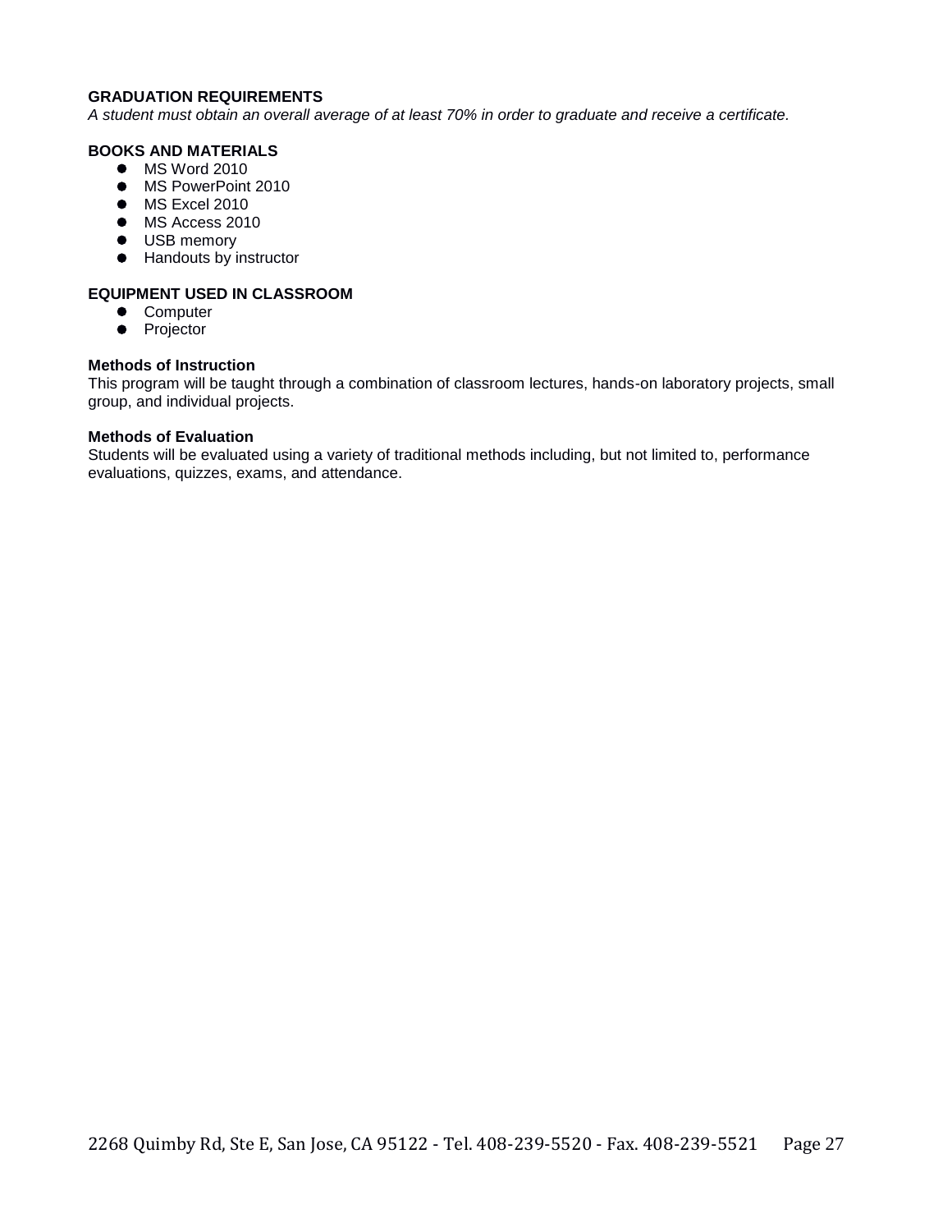**GRADUATION REQUIREMENTS**

*A student must obtain an overall average of at least 70% in order to graduate and receive a certificate.*

**BOOKS AND MATERIALS**

- MS Word 2010
- MS PowerPoint 2010
- MS Excel 2010
- MS Access 2010
- USB memory
- Handouts by instructor

**EQUIPMENT USED IN CLASSROOM**

- Computer
- Projector

**Methods of Instruction**

This program will be taught through a combination of classroom lectures, hands-on laboratory projects, small group, and individual projects.

**Methods of Evaluation**

Students will be evaluated using a variety of traditional methods including, but not limited to, performance evaluations, quizzes, exams, and attendance.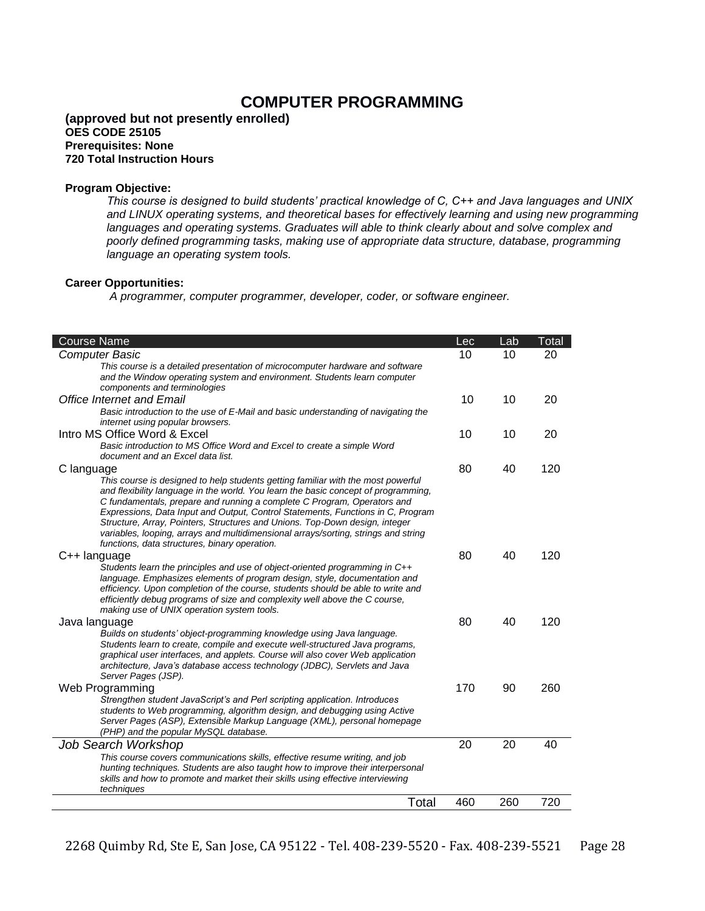# COMPUTER PROGRAMMING

**(approved but not presently enrolled)**
**OES CODE 25105**
**Prerequisites: None**
**720 Total Instruction Hours**

**Program Objective:**

*This course is designed to build students' practical knowledge of C, C++ and Java languages and UNIX and LINUX operating systems, and theoretical bases for effectively learning and using new programming languages and operating systems. Graduates will able to think clearly about and solve complex and poorly defined programming tasks, making use of appropriate data structure, database, programming language an operating system tools.*

**Career Opportunities:**

*A programmer, computer programmer, developer, coder, or software engineer.*

| Course Name | Lec | Lab | Total |
|---|---|---|---|
| *Computer Basic*<br>*This course is a detailed presentation of microcomputer hardware and software and the Window operating system and environment. Students learn computer components and terminologies* | 10 | 10 | 20 |
| *Office Internet and Email*<br>*Basic introduction to the use of E-Mail and basic understanding of navigating the internet using popular browsers.* | 10 | 10 | 20 |
| Intro MS Office Word & Excel<br>*Basic introduction to MS Office Word and Excel to create a simple Word document and an Excel data list.* | 10 | 10 | 20 |
| C language<br>*This course is designed to help students getting familiar with the most powerful and flexibility language in the world. You learn the basic concept of programming, C fundamentals, prepare and running a complete C Program, Operators and Expressions, Data Input and Output, Control Statements, Functions in C, Program Structure, Array, Pointers, Structures and Unions. Top-Down design, integer variables, looping, arrays and multidimensional arrays/sorting, strings and string functions, data structures, binary operation.* | 80 | 40 | 120 |
| C++ language<br>*Students learn the principles and use of object-oriented programming in C++ language. Emphasizes elements of program design, style, documentation and efficiency. Upon completion of the course, students should be able to write and efficiently debug programs of size and complexity well above the C course, making use of UNIX operation system tools.* | 80 | 40 | 120 |
| Java language<br>*Builds on students' object-programming knowledge using Java language. Students learn to create, compile and execute well-structured Java programs, graphical user interfaces, and applets. Course will also cover Web application architecture, Java's database access technology (JDBC), Servlets and Java Server Pages (JSP).* | 80 | 40 | 120 |
| Web Programming<br>*Strengthen student JavaScript's and Perl scripting application. Introduces students to Web programming, algorithm design, and debugging using Active Server Pages (ASP), Extensible Markup Language (XML), personal homepage (PHP) and the popular MySQL database.* | 170 | 90 | 260 |
| *Job Search Workshop*<br>*This course covers communications skills, effective resume writing, and job hunting techniques. Students are also taught how to improve their interpersonal skills and how to promote and market their skills using effective interviewing techniques* | 20 | 20 | 40 |
| Total | 460 | 260 | 720 |

2268 Quimby Rd, Ste E, San Jose, CA 95122 - Tel. 408-239-5520 - Fax. 408-239-5521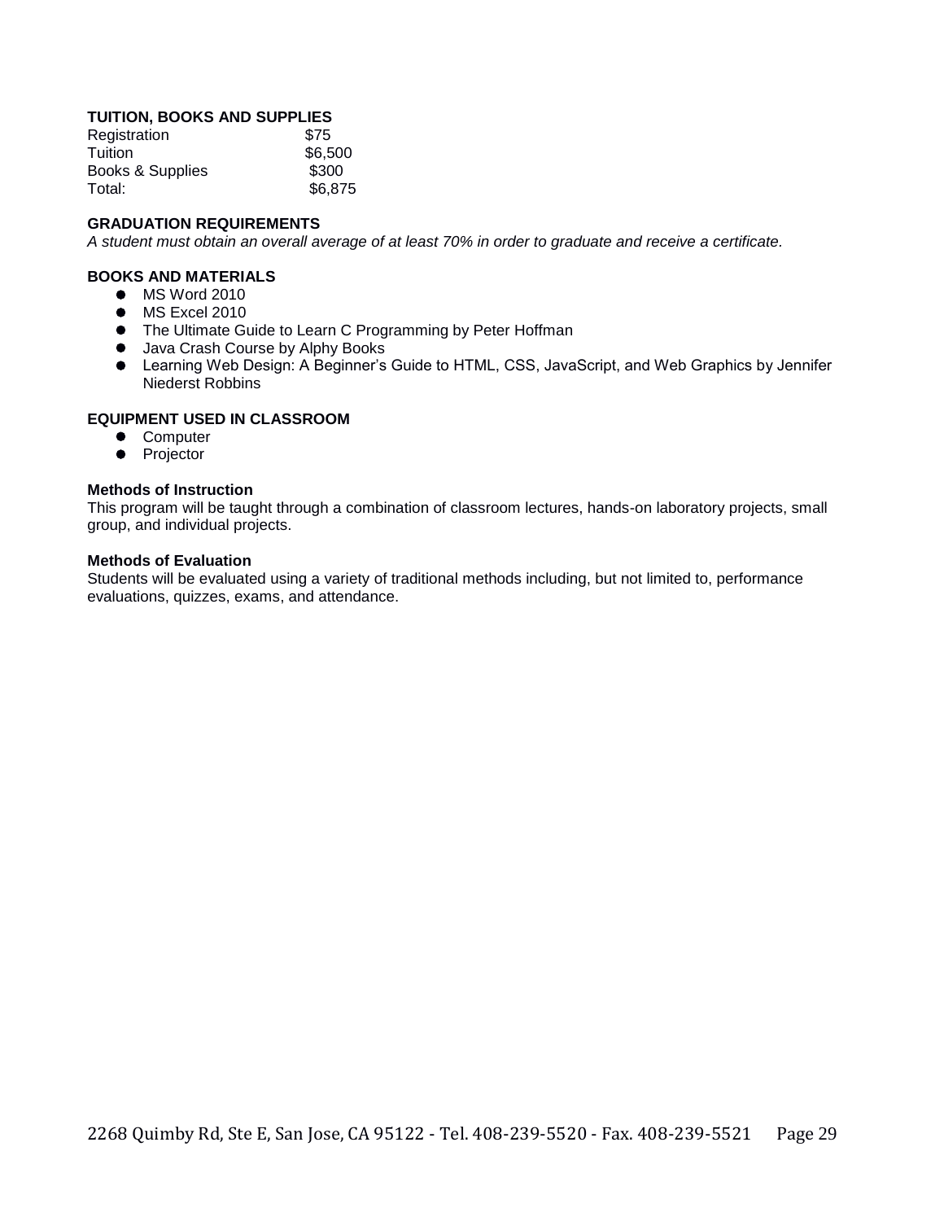**TUITION, BOOKS AND SUPPLIES**

| | |
|---|---|
| Registration | $75 |
| Tuition | $6,500 |
| Books & Supplies | $300 |
| Total: | $6,875 |

**GRADUATION REQUIREMENTS**

*A student must obtain an overall average of at least 70% in order to graduate and receive a certificate.*

**BOOKS AND MATERIALS**

- MS Word 2010
- MS Excel 2010
- The Ultimate Guide to Learn C Programming by Peter Hoffman
- Java Crash Course by Alphy Books
- Learning Web Design: A Beginner's Guide to HTML, CSS, JavaScript, and Web Graphics by Jennifer Niederst Robbins

**EQUIPMENT USED IN CLASSROOM**

- Computer
- Projector

**Methods of Instruction**

This program will be taught through a combination of classroom lectures, hands-on laboratory projects, small group, and individual projects.

**Methods of Evaluation**

Students will be evaluated using a variety of traditional methods including, but not limited to, performance evaluations, quizzes, exams, and attendance.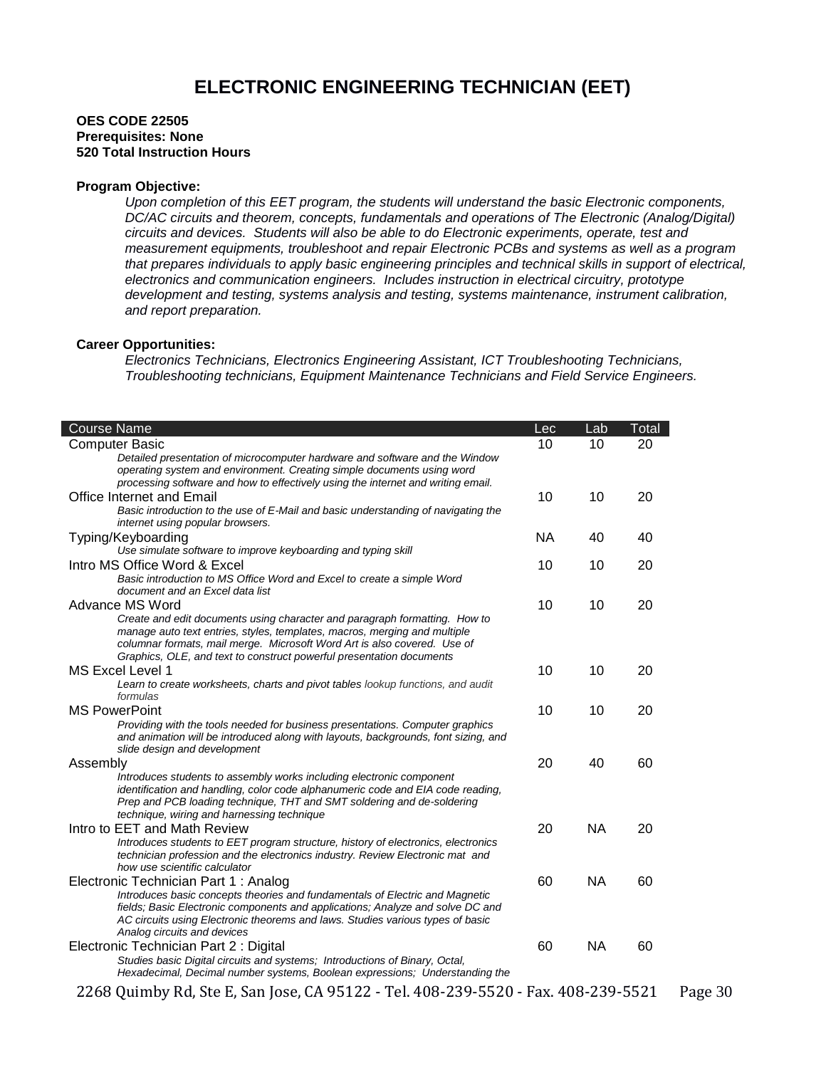# ELECTRONIC ENGINEERING TECHNICIAN (EET)

**OES CODE 22505**
**Prerequisites: None**
**520 Total Instruction Hours**

**Program Objective:**

*Upon completion of this EET program, the students will understand the basic Electronic components, DC/AC circuits and theorem, concepts, fundamentals and operations of The Electronic (Analog/Digital) circuits and devices. Students will also be able to do Electronic experiments, operate, test and measurement equipments, troubleshoot and repair Electronic PCBs and systems as well as a program that prepares individuals to apply basic engineering principles and technical skills in support of electrical, electronics and communication engineers. Includes instruction in electrical circuitry, prototype development and testing, systems analysis and testing, systems maintenance, instrument calibration, and report preparation.*

**Career Opportunities:**

*Electronics Technicians, Electronics Engineering Assistant, ICT Troubleshooting Technicians, Troubleshooting technicians, Equipment Maintenance Technicians and Field Service Engineers.*

| Course Name | Lec | Lab | Total |
|---|---|---|---|
| Computer Basic<br>*Detailed presentation of microcomputer hardware and software and the Window operating system and environment. Creating simple documents using word processing software and how to effectively using the internet and writing email.* | 10 | 10 | 20 |
| Office Internet and Email<br>*Basic introduction to the use of E-Mail and basic understanding of navigating the internet using popular browsers.* | 10 | 10 | 20 |
| Typing/Keyboarding<br>*Use simulate software to improve keyboarding and typing skill* | NA | 40 | 40 |
| Intro MS Office Word & Excel<br>*Basic introduction to MS Office Word and Excel to create a simple Word document and an Excel data list* | 10 | 10 | 20 |
| Advance MS Word<br>*Create and edit documents using character and paragraph formatting. How to manage auto text entries, styles, templates, macros, merging and multiple columnar formats, mail merge. Microsoft Word Art is also covered. Use of Graphics, OLE, and text to construct powerful presentation documents* | 10 | 10 | 20 |
| MS Excel Level 1<br>*Learn to create worksheets, charts and pivot tables lookup functions, and audit formulas* | 10 | 10 | 20 |
| MS PowerPoint<br>*Providing with the tools needed for business presentations. Computer graphics and animation will be introduced along with layouts, backgrounds, font sizing, and slide design and development* | 10 | 10 | 20 |
| Assembly<br>*Introduces students to assembly works including electronic component identification and handling, color code alphanumeric code and EIA code reading, Prep and PCB loading technique, THT and SMT soldering and de-soldering technique, wiring and harnessing technique* | 20 | 40 | 60 |
| Intro to EET and Math Review<br>*Introduces students to EET program structure, history of electronics, electronics technician profession and the electronics industry. Review Electronic mat and how use scientific calculator* | 20 | NA | 20 |
| Electronic Technician Part 1 : Analog<br>*Introduces basic concepts theories and fundamentals of Electric and Magnetic fields; Basic Electronic components and applications; Analyze and solve DC and AC circuits using Electronic theorems and laws. Studies various types of basic Analog circuits and devices* | 60 | NA | 60 |
| Electronic Technician Part 2 : Digital<br>*Studies basic Digital circuits and systems; Introductions of Binary, Octal, Hexadecimal, Decimal number systems, Boolean expressions; Understanding the* | 60 | NA | 60 |

2268 Quimby Rd, Ste E, San Jose, CA 95122 - Tel. 408-239-5520 - Fax. 408-239-5521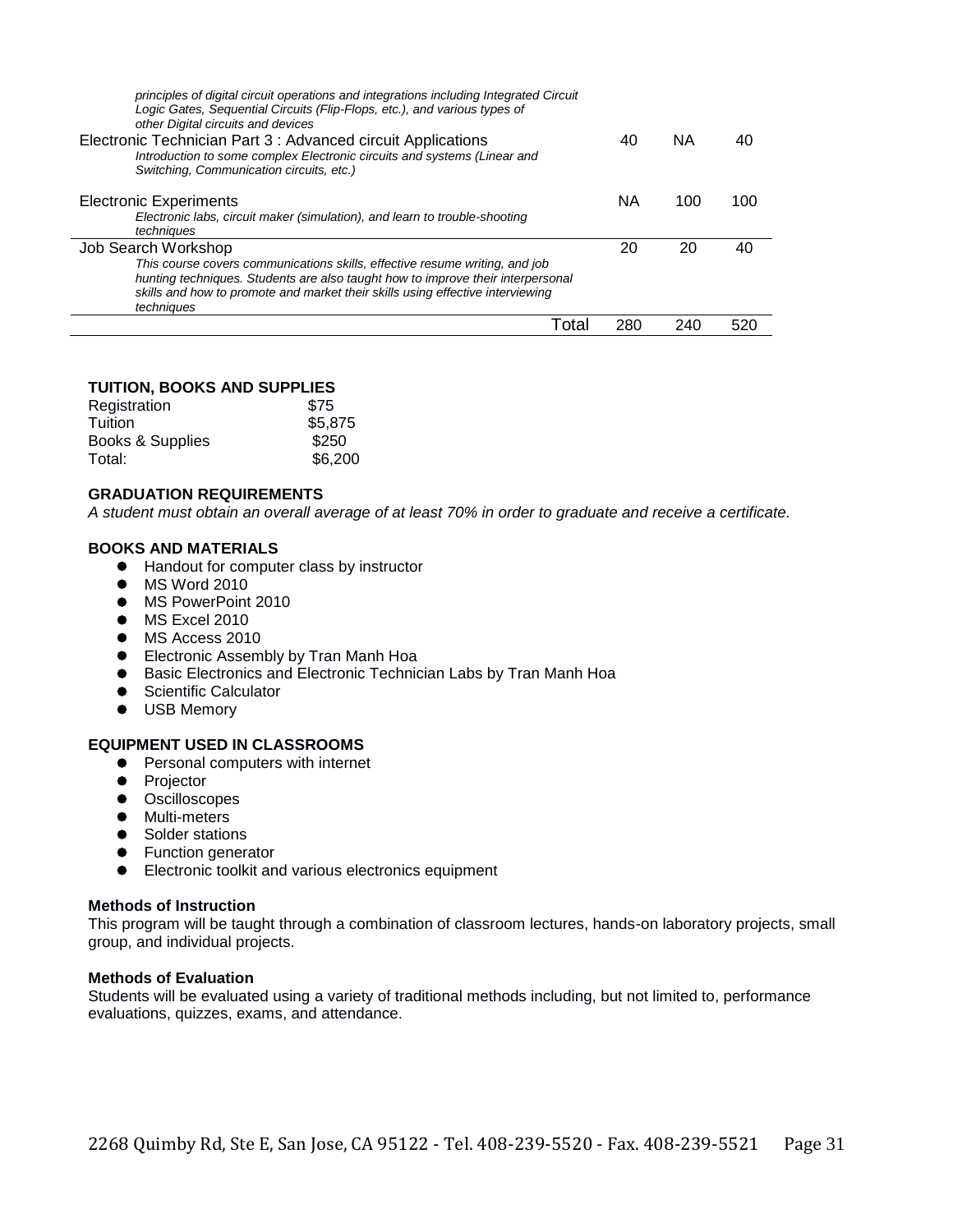| Course | | | |
|---|---|---|---|
| *principles of digital circuit operations and integrations including Integrated Circuit Logic Gates, Sequential Circuits (Flip-Flops, etc.), and various types of other Digital circuits and devices* | | | |
| Electronic Technician Part 3 : Advanced circuit Applications<br>*Introduction to some complex Electronic circuits and systems (Linear and Switching, Communication circuits, etc.)* | 40 | NA | 40 |
| Electronic Experiments<br>*Electronic labs, circuit maker (simulation), and learn to trouble-shooting techniques* | NA | 100 | 100 |
| Job Search Workshop<br>*This course covers communications skills, effective resume writing, and job hunting techniques. Students are also taught how to improve their interpersonal skills and how to promote and market their skills using effective interviewing techniques* | 20 | 20 | 40 |
| Total | 280 | 240 | 520 |

**TUITION, BOOKS AND SUPPLIES**

| | |
|---|---|
| Registration | $75 |
| Tuition | $5,875 |
| Books & Supplies | $250 |
| Total: | $6,200 |

**GRADUATION REQUIREMENTS**

*A student must obtain an overall average of at least 70% in order to graduate and receive a certificate.*

**BOOKS AND MATERIALS**

- Handout for computer class by instructor
- MS Word 2010
- MS PowerPoint 2010
- MS Excel 2010
- MS Access 2010
- Electronic Assembly by Tran Manh Hoa
- Basic Electronics and Electronic Technician Labs by Tran Manh Hoa
- Scientific Calculator
- USB Memory

**EQUIPMENT USED IN CLASSROOMS**

- Personal computers with internet
- Projector
- Oscilloscopes
- Multi-meters
- Solder stations
- Function generator
- Electronic toolkit and various electronics equipment

**Methods of Instruction**

This program will be taught through a combination of classroom lectures, hands-on laboratory projects, small group, and individual projects.

**Methods of Evaluation**

Students will be evaluated using a variety of traditional methods including, but not limited to, performance evaluations, quizzes, exams, and attendance.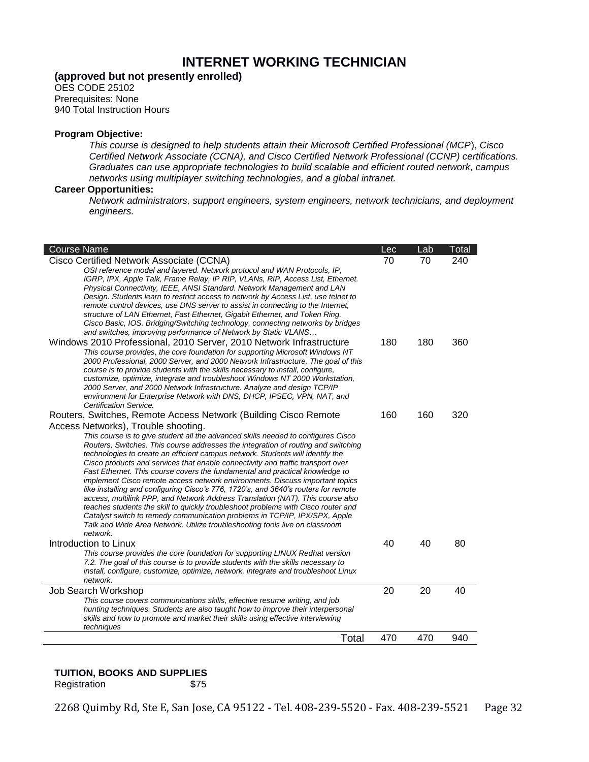# INTERNET WORKING TECHNICIAN

**(approved but not presently enrolled)**
OES CODE 25102
Prerequisites: None
940 Total Instruction Hours

**Program Objective:**

*This course is designed to help students attain their Microsoft Certified Professional (MCP), Cisco Certified Network Associate (CCNA), and Cisco Certified Network Professional (CCNP) certifications. Graduates can use appropriate technologies to build scalable and efficient routed network, campus networks using multiplayer switching technologies, and a global intranet.*

**Career Opportunities:**

*Network administrators, support engineers, system engineers, network technicians, and deployment engineers.*

| Course Name | Lec | Lab | Total |
|---|---|---|---|
| Cisco Certified Network Associate (CCNA)<br>*OSI reference model and layered. Network protocol and WAN Protocols, IP, IGRP, IPX, Apple Talk, Frame Relay, IP RIP, VLANs, RIP, Access List, Ethernet. Physical Connectivity, IEEE, ANSI Standard. Network Management and LAN Design. Students learn to restrict access to network by Access List, use telnet to remote control devices, use DNS server to assist in connecting to the Internet, structure of LAN Ethernet, Fast Ethernet, Gigabit Ethernet, and Token Ring. Cisco Basic, IOS. Bridging/Switching technology, connecting networks by bridges and switches, improving performance of Network by Static VLANS…* | 70 | 70 | 240 |
| Windows 2010 Professional, 2010 Server, 2010 Network Infrastructure<br>*This course provides, the core foundation for supporting Microsoft Windows NT 2000 Professional, 2000 Server, and 2000 Network Infrastructure. The goal of this course is to provide students with the skills necessary to install, configure, customize, optimize, integrate and troubleshoot Windows NT 2000 Workstation, 2000 Server, and 2000 Network Infrastructure. Analyze and design TCP/IP environment for Enterprise Network with DNS, DHCP, IPSEC, VPN, NAT, and Certification Service.* | 180 | 180 | 360 |
| Routers, Switches, Remote Access Network (Building Cisco Remote Access Networks), Trouble shooting.<br>*This course is to give student all the advanced skills needed to configures Cisco Routers, Switches. This course addresses the integration of routing and switching technologies to create an efficient campus network. Students will identify the Cisco products and services that enable connectivity and traffic transport over Fast Ethernet. This course covers the fundamental and practical knowledge to implement Cisco remote access network environments. Discuss important topics like installing and configuring Cisco's 776, 1720's, and 3640's routers for remote access, multilink PPP, and Network Address Translation (NAT). This course also teaches students the skill to quickly troubleshoot problems with Cisco router and Catalyst switch to remedy communication problems in TCP/IP, IPX/SPX, Apple Talk and Wide Area Network. Utilize troubleshooting tools live on classroom network.* | 160 | 160 | 320 |
| Introduction to Linux<br>*This course provides the core foundation for supporting LINUX Redhat version 7.2. The goal of this course is to provide students with the skills necessary to install, configure, customize, optimize, network, integrate and troubleshoot Linux network.* | 40 | 40 | 80 |
| Job Search Workshop<br>*This course covers communications skills, effective resume writing, and job hunting techniques. Students are also taught how to improve their interpersonal skills and how to promote and market their skills using effective interviewing techniques* | 20 | 20 | 40 |
| Total | 470 | 470 | 940 |

**TUITION, BOOKS AND SUPPLIES**

Registration $75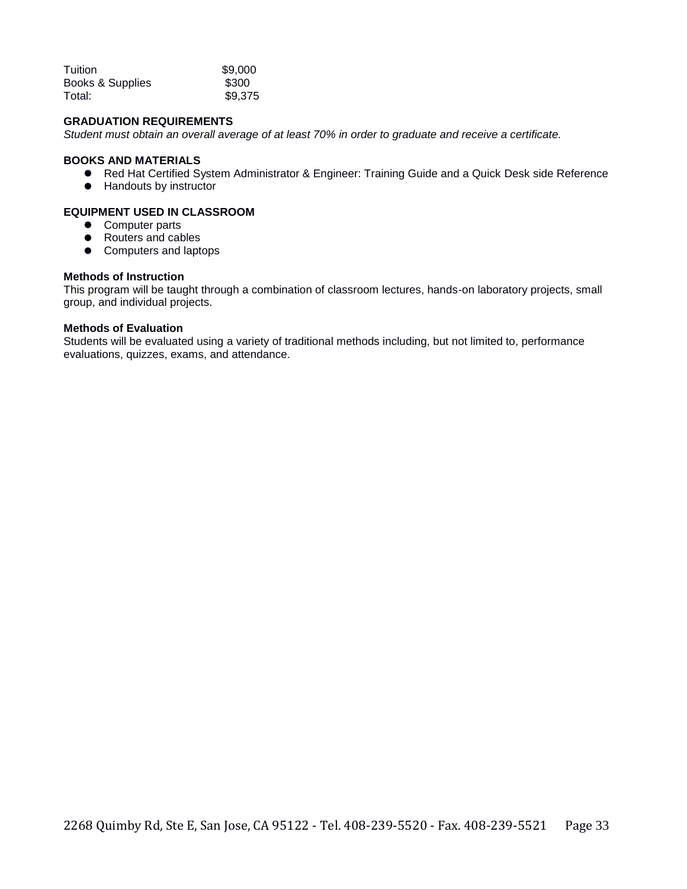| | |
|---|---|
| Tuition | $9,000 |
| Books & Supplies | $300 |
| Total: | $9,375 |

**GRADUATION REQUIREMENTS**

*Student must obtain an overall average of at least 70% in order to graduate and receive a certificate.*

**BOOKS AND MATERIALS**

- Red Hat Certified System Administrator & Engineer: Training Guide and a Quick Desk side Reference
- Handouts by instructor

**EQUIPMENT USED IN CLASSROOM**

- Computer parts
- Routers and cables
- Computers and laptops

**Methods of Instruction**

This program will be taught through a combination of classroom lectures, hands-on laboratory projects, small group, and individual projects.

**Methods of Evaluation**

Students will be evaluated using a variety of traditional methods including, but not limited to, performance evaluations, quizzes, exams, and attendance.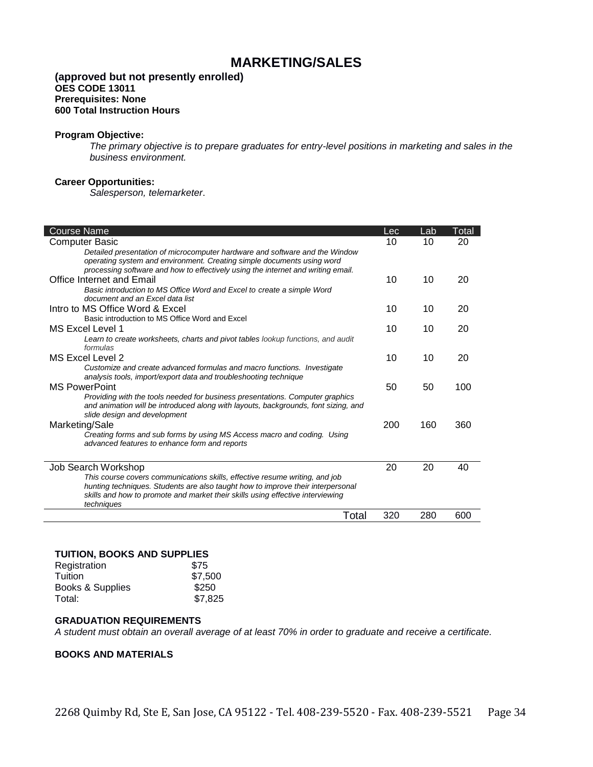# MARKETING/SALES

**(approved but not presently enrolled)**
**OES CODE 13011**
**Prerequisites: None**
**600 Total Instruction Hours**

**Program Objective:**

*The primary objective is to prepare graduates for entry-level positions in marketing and sales in the business environment.*

**Career Opportunities:**

*Salesperson, telemarketer*.

| Course Name | Lec | Lab | Total |
|---|---|---|---|
| Computer Basic<br>*Detailed presentation of microcomputer hardware and software and the Window operating system and environment. Creating simple documents using word processing software and how to effectively using the internet and writing email.* | 10 | 10 | 20 |
| Office Internet and Email<br>*Basic introduction to MS Office Word and Excel to create a simple Word document and an Excel data list* | 10 | 10 | 20 |
| Intro to MS Office Word & Excel<br>Basic introduction to MS Office Word and Excel | 10 | 10 | 20 |
| MS Excel Level 1<br>*Learn to create worksheets, charts and pivot tables lookup functions, and audit formulas* | 10 | 10 | 20 |
| MS Excel Level 2<br>*Customize and create advanced formulas and macro functions. Investigate analysis tools, import/export data and troubleshooting technique* | 10 | 10 | 20 |
| MS PowerPoint<br>*Providing with the tools needed for business presentations. Computer graphics and animation will be introduced along with layouts, backgrounds, font sizing, and slide design and development* | 50 | 50 | 100 |
| Marketing/Sale<br>*Creating forms and sub forms by using MS Access macro and coding. Using advanced features to enhance form and reports* | 200 | 160 | 360 |
| Job Search Workshop<br>*This course covers communications skills, effective resume writing, and job hunting techniques. Students are also taught how to improve their interpersonal skills and how to promote and market their skills using effective interviewing techniques* | 20 | 20 | 40 |
| Total | 320 | 280 | 600 |

**TUITION, BOOKS AND SUPPLIES**

| | |
|---|---|
| Registration | $75 |
| Tuition | $7,500 |
| Books & Supplies | $250 |
| Total: | $7,825 |

**GRADUATION REQUIREMENTS**

*A student must obtain an overall average of at least 70% in order to graduate and receive a certificate.*

**BOOKS AND MATERIALS**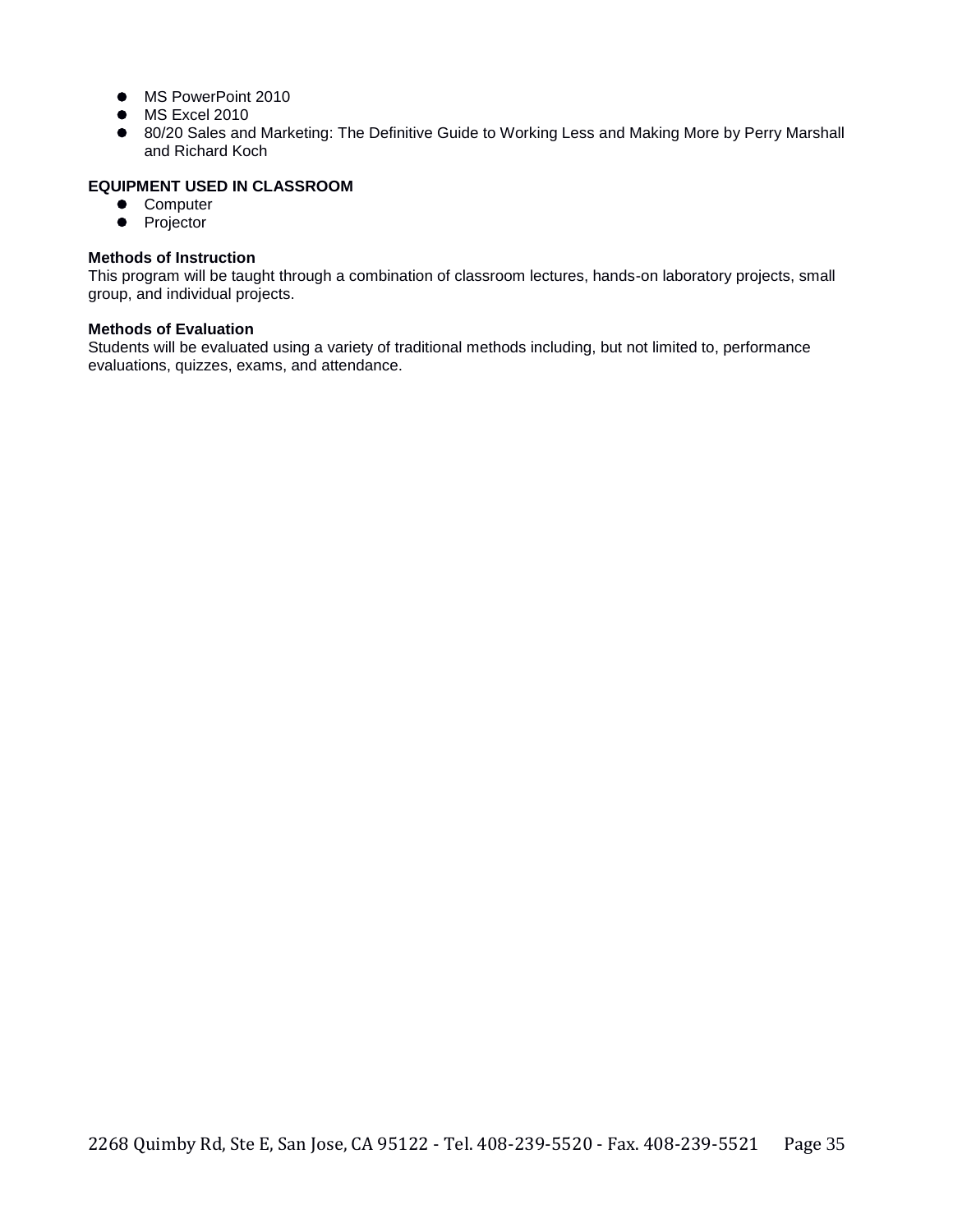- MS PowerPoint 2010
- MS Excel 2010
- 80/20 Sales and Marketing: The Definitive Guide to Working Less and Making More by Perry Marshall and Richard Koch

**EQUIPMENT USED IN CLASSROOM**

- Computer
- Projector

**Methods of Instruction**

This program will be taught through a combination of classroom lectures, hands-on laboratory projects, small group, and individual projects.

**Methods of Evaluation**

Students will be evaluated using a variety of traditional methods including, but not limited to, performance evaluations, quizzes, exams, and attendance.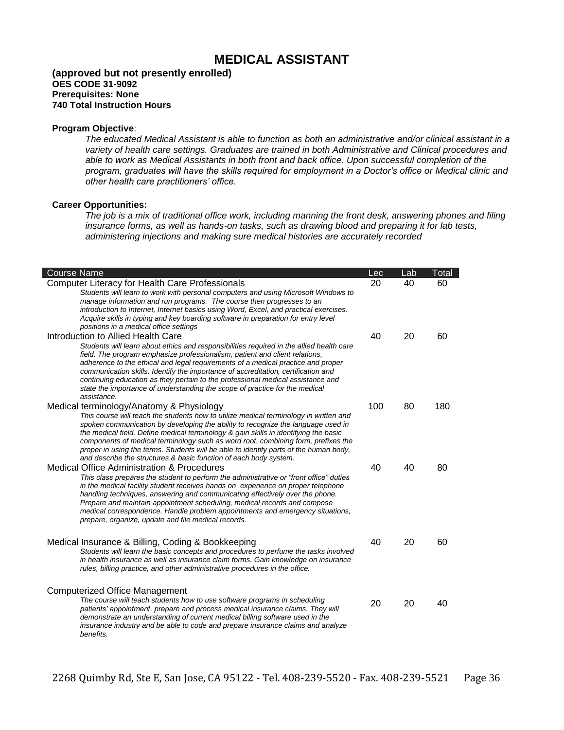# MEDICAL ASSISTANT

**(approved but not presently enrolled)**
**OES CODE 31-9092**
**Prerequisites: None**
**740 Total Instruction Hours**

**Program Objective**:

*The educated Medical Assistant is able to function as both an administrative and/or clinical assistant in a variety of health care settings. Graduates are trained in both Administrative and Clinical procedures and able to work as Medical Assistants in both front and back office. Upon successful completion of the program, graduates will have the skills required for employment in a Doctor's office or Medical clinic and other health care practitioners' office.*

**Career Opportunities:**

*The job is a mix of traditional office work, including manning the front desk, answering phones and filing insurance forms, as well as hands-on tasks, such as drawing blood and preparing it for lab tests, administering injections and making sure medical histories are accurately recorded*

| Course Name | Lec | Lab | Total |
|---|---|---|---|
| Computer Literacy for Health Care Professionals<br>*Students will learn to work with personal computers and using Microsoft Windows to manage information and run programs. The course then progresses to an introduction to Internet, Internet basics using Word, Excel, and practical exercises. Acquire skills in typing and key boarding software in preparation for entry level positions in a medical office settings* | 20 | 40 | 60 |
| Introduction to Allied Health Care<br>*Students will learn about ethics and responsibilities required in the allied health care field. The program emphasize professionalism, patient and client relations, adherence to the ethical and legal requirements of a medical practice and proper communication skills. Identify the importance of accreditation, certification and continuing education as they pertain to the professional medical assistance and state the importance of understanding the scope of practice for the medical assistance.* | 40 | 20 | 60 |
| Medical terminology/Anatomy & Physiology<br>*This course will teach the students how to utilize medical terminology in written and spoken communication by developing the ability to recognize the language used in the medical field. Define medical terminology & gain skills in identifying the basic components of medical terminology such as word root, combining form, prefixes the proper in using the terms. Students will be able to identify parts of the human body, and describe the structures & basic function of each body system.* | 100 | 80 | 180 |
| Medical Office Administration & Procedures<br>*This class prepares the student to perform the administrative or "front office" duties in the medical facility student receives hands on experience on proper telephone handling techniques, answering and communicating effectively over the phone. Prepare and maintain appointment scheduling, medical records and compose medical correspondence. Handle problem appointments and emergency situations, prepare, organize, update and file medical records.* | 40 | 40 | 80 |
| Medical Insurance & Billing, Coding & Bookkeeping<br>*Students will learn the basic concepts and procedures to perfume the tasks involved in health insurance as well as insurance claim forms. Gain knowledge on insurance rules, billing practice, and other administrative procedures in the office.* | 40 | 20 | 60 |
| Computerized Office Management<br>*The course will teach students how to use software programs in scheduling patients' appointment, prepare and process medical insurance claims. They will demonstrate an understanding of current medical billing software used in the insurance industry and be able to code and prepare insurance claims and analyze benefits.* | 20 | 20 | 40 |

2268 Quimby Rd, Ste E, San Jose, CA 95122 - Tel. 408-239-5520 - Fax. 408-239-5521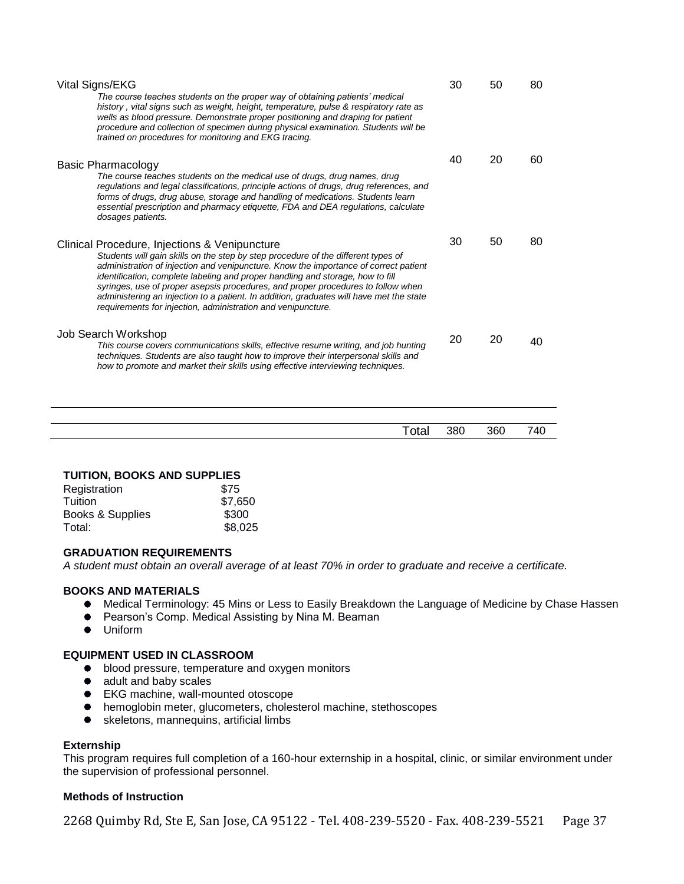| Course | | | |
|---|---|---|---|
| Vital Signs/EKG<br>*The course teaches students on the proper way of obtaining patients' medical history , vital signs such as weight, height, temperature, pulse & respiratory rate as wells as blood pressure. Demonstrate proper positioning and draping for patient procedure and collection of specimen during physical examination. Students will be trained on procedures for monitoring and EKG tracing.* | 30 | 50 | 80 |
| Basic Pharmacology<br>*The course teaches students on the medical use of drugs, drug names, drug regulations and legal classifications, principle actions of drugs, drug references, and forms of drugs, drug abuse, storage and handling of medications. Students learn essential prescription and pharmacy etiquette, FDA and DEA regulations, calculate dosages patients.* | 40 | 20 | 60 |
| Clinical Procedure, Injections & Venipuncture<br>*Students will gain skills on the step by step procedure of the different types of administration of injection and venipuncture. Know the importance of correct patient identification, complete labeling and proper handling and storage, how to fill syringes, use of proper asepsis procedures, and proper procedures to follow when administering an injection to a patient. In addition, graduates will have met the state requirements for injection, administration and venipuncture.* | 30 | 50 | 80 |
| Job Search Workshop<br>*This course covers communications skills, effective resume writing, and job hunting techniques. Students are also taught how to improve their interpersonal skills and how to promote and market their skills using effective interviewing techniques.* | 20 | 20 | 40 |
| Total | 380 | 360 | 740 |

**TUITION, BOOKS AND SUPPLIES**

| | |
|---|---|
| Registration | $75 |
| Tuition | $7,650 |
| Books & Supplies | $300 |
| Total: | $8,025 |

**GRADUATION REQUIREMENTS**

*A student must obtain an overall average of at least 70% in order to graduate and receive a certificate.*

**BOOKS AND MATERIALS**

- Medical Terminology: 45 Mins or Less to Easily Breakdown the Language of Medicine by Chase Hassen
- Pearson's Comp. Medical Assisting by Nina M. Beaman
- Uniform

**EQUIPMENT USED IN CLASSROOM**

- blood pressure, temperature and oxygen monitors
- adult and baby scales
- EKG machine, wall-mounted otoscope
- hemoglobin meter, glucometers, cholesterol machine, stethoscopes
- skeletons, mannequins, artificial limbs

**Externship**

This program requires full completion of a 160-hour externship in a hospital, clinic, or similar environment under the supervision of professional personnel.

**Methods of Instruction**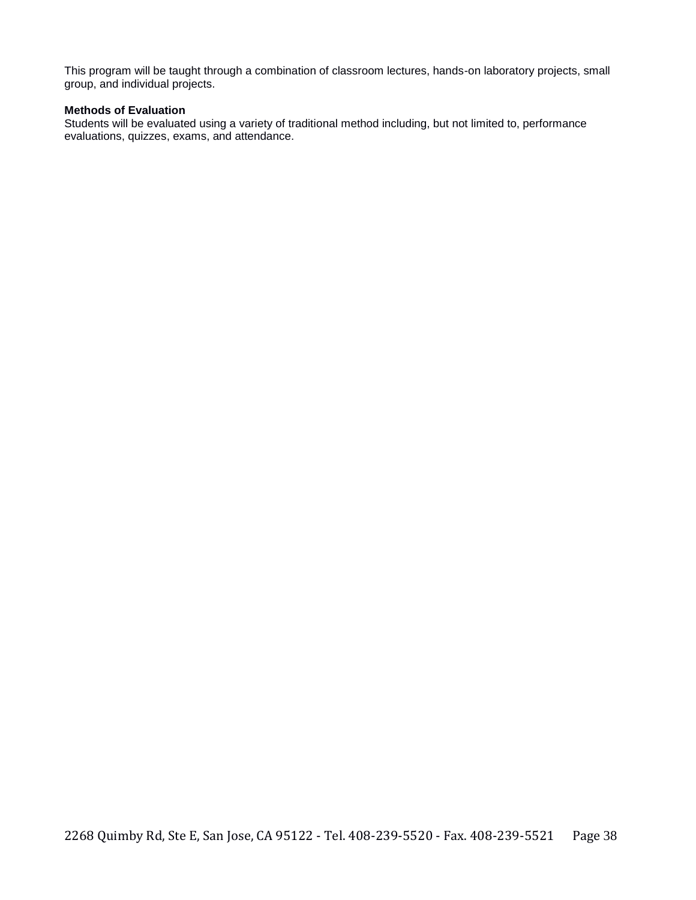This program will be taught through a combination of classroom lectures, hands-on laboratory projects, small group, and individual projects.

**Methods of Evaluation**

Students will be evaluated using a variety of traditional method including, but not limited to, performance evaluations, quizzes, exams, and attendance.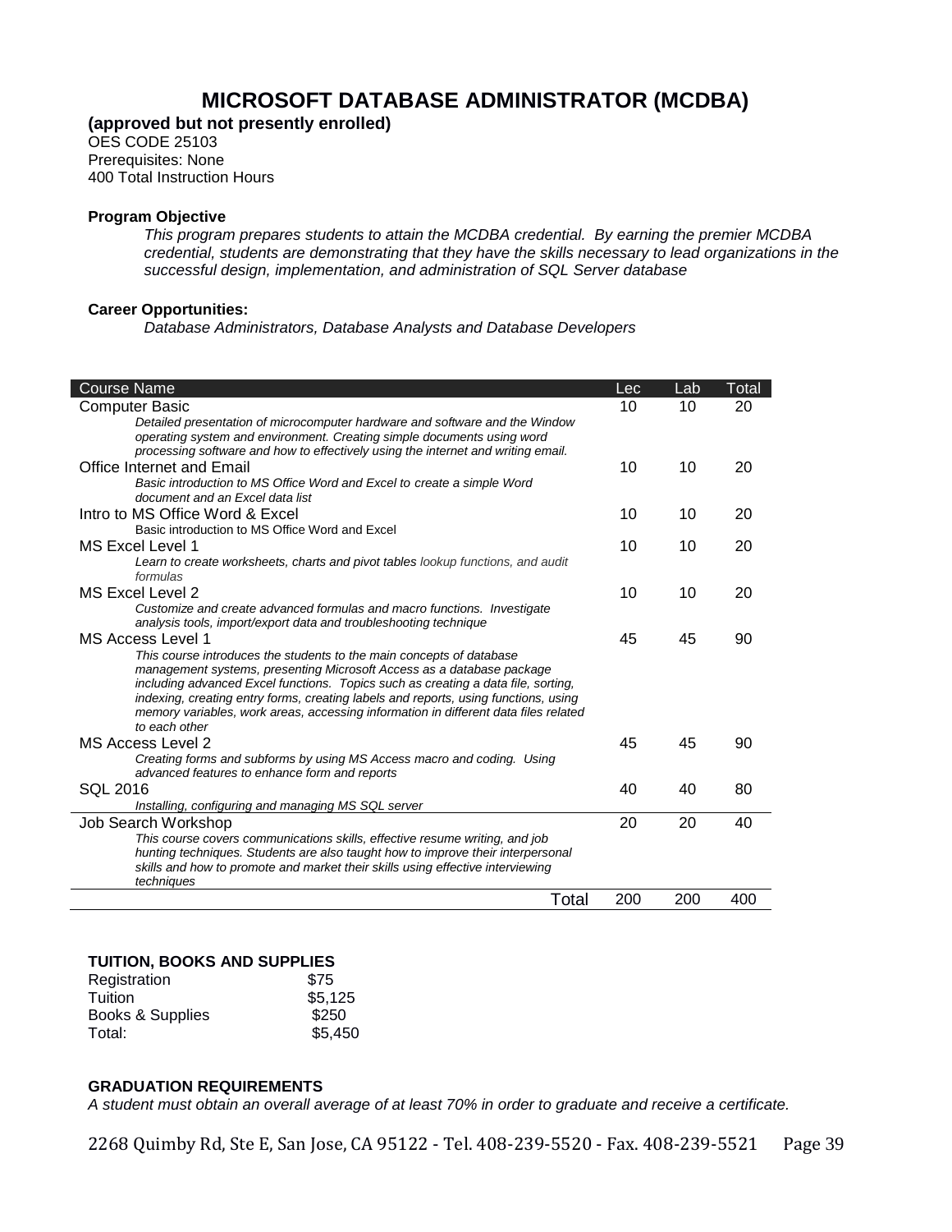# MICROSOFT DATABASE ADMINISTRATOR (MCDBA)

**(approved but not presently enrolled)**
OES CODE 25103
Prerequisites: None
400 Total Instruction Hours

**Program Objective**

*This program prepares students to attain the MCDBA credential. By earning the premier MCDBA credential, students are demonstrating that they have the skills necessary to lead organizations in the successful design, implementation, and administration of SQL Server database*

**Career Opportunities:**

*Database Administrators, Database Analysts and Database Developers*

| Course Name | Lec | Lab | Total |
|---|---|---|---|
| Computer Basic<br>*Detailed presentation of microcomputer hardware and software and the Window operating system and environment. Creating simple documents using word processing software and how to effectively using the internet and writing email.* | 10 | 10 | 20 |
| Office Internet and Email<br>*Basic introduction to MS Office Word and Excel to create a simple Word document and an Excel data list* | 10 | 10 | 20 |
| Intro to MS Office Word & Excel<br>Basic introduction to MS Office Word and Excel | 10 | 10 | 20 |
| MS Excel Level 1<br>*Learn to create worksheets, charts and pivot tables lookup functions, and audit formulas* | 10 | 10 | 20 |
| MS Excel Level 2<br>*Customize and create advanced formulas and macro functions. Investigate analysis tools, import/export data and troubleshooting technique* | 10 | 10 | 20 |
| MS Access Level 1<br>*This course introduces the students to the main concepts of database management systems, presenting Microsoft Access as a database package including advanced Excel functions. Topics such as creating a data file, sorting, indexing, creating entry forms, creating labels and reports, using functions, using memory variables, work areas, accessing information in different data files related to each other* | 45 | 45 | 90 |
| MS Access Level 2<br>*Creating forms and subforms by using MS Access macro and coding. Using advanced features to enhance form and reports* | 45 | 45 | 90 |
| SQL 2016<br>*Installing, configuring and managing MS SQL server* | 40 | 40 | 80 |
| Job Search Workshop<br>*This course covers communications skills, effective resume writing, and job hunting techniques. Students are also taught how to improve their interpersonal skills and how to promote and market their skills using effective interviewing techniques* | 20 | 20 | 40 |
| Total | 200 | 200 | 400 |

**TUITION, BOOKS AND SUPPLIES**

| | |
|---|---|
| Registration | $75 |
| Tuition | $5,125 |
| Books & Supplies | $250 |
| Total: | $5,450 |

**GRADUATION REQUIREMENTS**

*A student must obtain an overall average of at least 70% in order to graduate and receive a certificate.*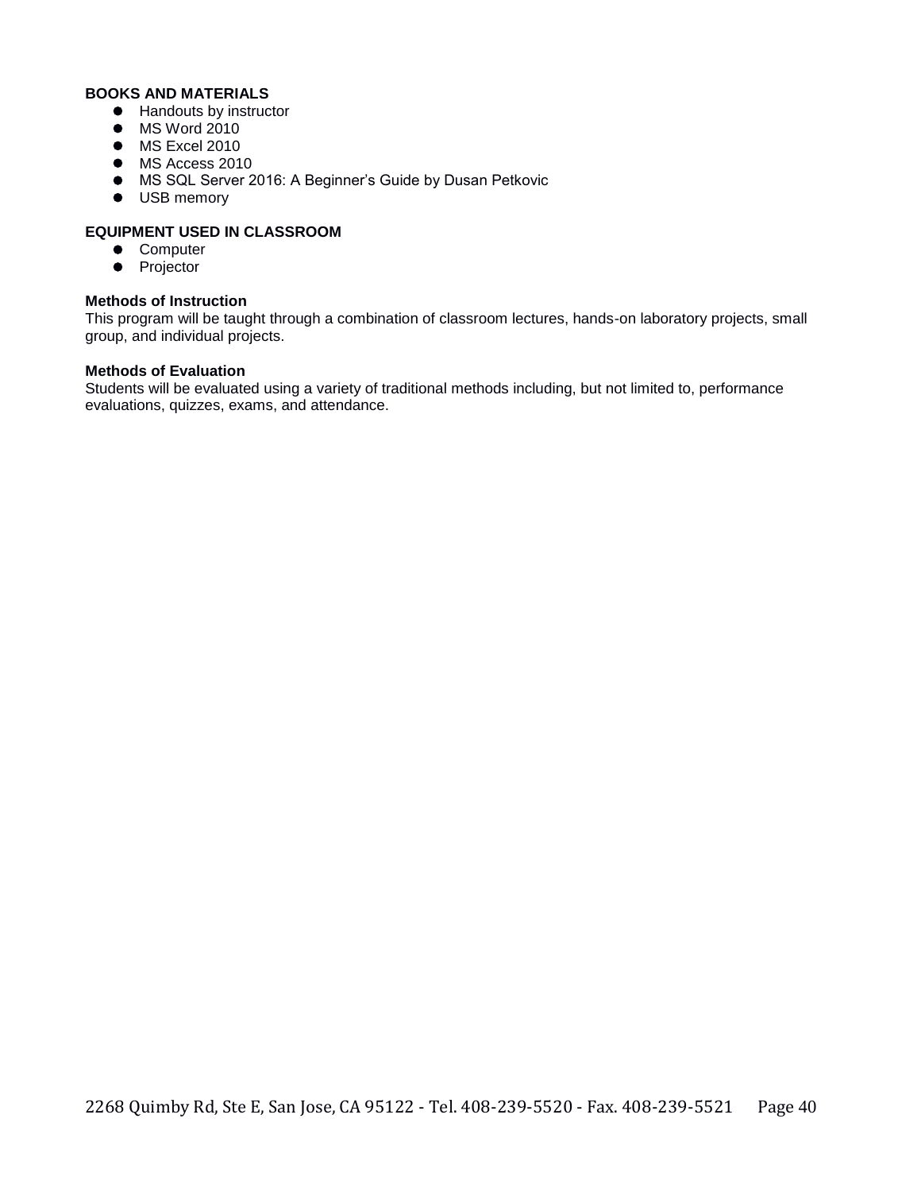**BOOKS AND MATERIALS**

- Handouts by instructor
- MS Word 2010
- MS Excel 2010
- MS Access 2010
- MS SQL Server 2016: A Beginner's Guide by Dusan Petkovic
- USB memory

**EQUIPMENT USED IN CLASSROOM**

- Computer
- Projector

**Methods of Instruction**

This program will be taught through a combination of classroom lectures, hands-on laboratory projects, small group, and individual projects.

**Methods of Evaluation**

Students will be evaluated using a variety of traditional methods including, but not limited to, performance evaluations, quizzes, exams, and attendance.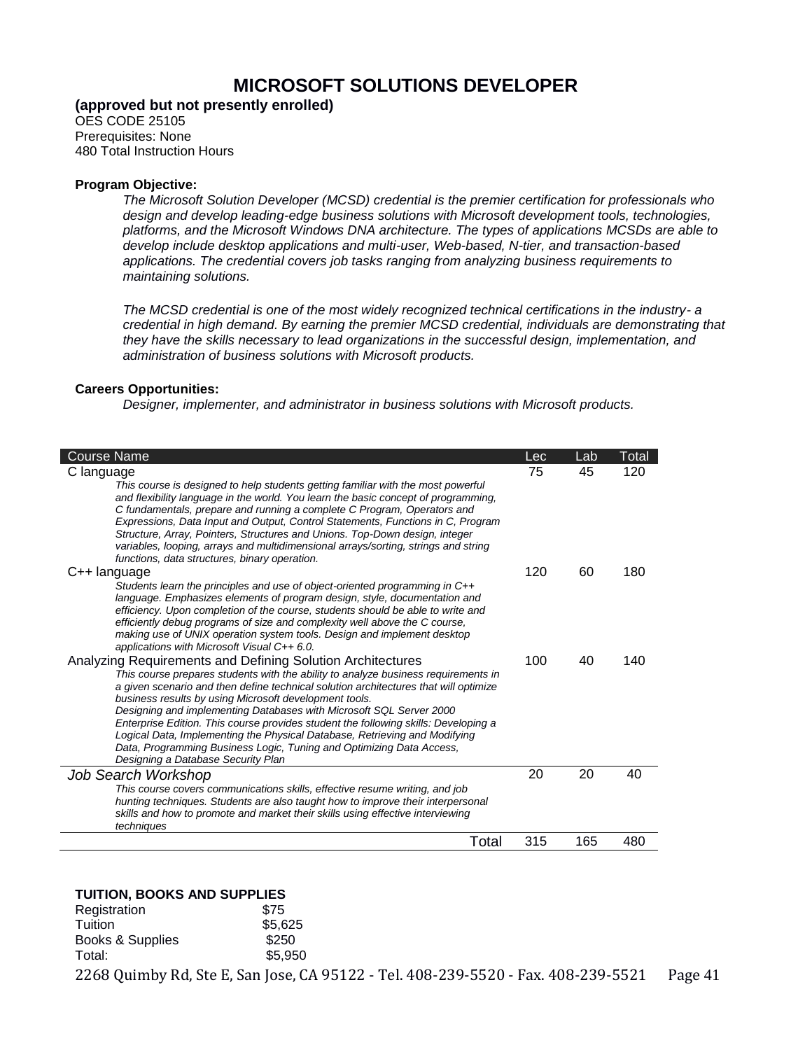# MICROSOFT SOLUTIONS DEVELOPER

**(approved but not presently enrolled)**
OES CODE 25105
Prerequisites: None
480 Total Instruction Hours

**Program Objective:**

*The Microsoft Solution Developer (MCSD) credential is the premier certification for professionals who design and develop leading-edge business solutions with Microsoft development tools, technologies, platforms, and the Microsoft Windows DNA architecture. The types of applications MCSDs are able to develop include desktop applications and multi-user, Web-based, N-tier, and transaction-based applications. The credential covers job tasks ranging from analyzing business requirements to maintaining solutions.*

*The MCSD credential is one of the most widely recognized technical certifications in the industry- a credential in high demand. By earning the premier MCSD credential, individuals are demonstrating that they have the skills necessary to lead organizations in the successful design, implementation, and administration of business solutions with Microsoft products.*

**Careers Opportunities:**

*Designer, implementer, and administrator in business solutions with Microsoft products.*

| Course Name | Lec | Lab | Total |
|---|---|---|---|
| C language<br>*This course is designed to help students getting familiar with the most powerful and flexibility language in the world. You learn the basic concept of programming, C fundamentals, prepare and running a complete C Program, Operators and Expressions, Data Input and Output, Control Statements, Functions in C, Program Structure, Array, Pointers, Structures and Unions. Top-Down design, integer variables, looping, arrays and multidimensional arrays/sorting, strings and string functions, data structures, binary operation.* | 75 | 45 | 120 |
| C++ language<br>*Students learn the principles and use of object-oriented programming in C++ language. Emphasizes elements of program design, style, documentation and efficiency. Upon completion of the course, students should be able to write and efficiently debug programs of size and complexity well above the C course, making use of UNIX operation system tools. Design and implement desktop applications with Microsoft Visual C++ 6.0.* | 120 | 60 | 180 |
| Analyzing Requirements and Defining Solution Architectures<br>*This course prepares students with the ability to analyze business requirements in a given scenario and then define technical solution architectures that will optimize business results by using Microsoft development tools.*<br>*Designing and implementing Databases with Microsoft SQL Server 2000 Enterprise Edition. This course provides student the following skills: Developing a Logical Data, Implementing the Physical Database, Retrieving and Modifying Data, Programming Business Logic, Tuning and Optimizing Data Access, Designing a Database Security Plan* | 100 | 40 | 140 |
| *Job Search Workshop*<br>*This course covers communications skills, effective resume writing, and job hunting techniques. Students are also taught how to improve their interpersonal skills and how to promote and market their skills using effective interviewing techniques* | 20 | 20 | 40 |
| Total | 315 | 165 | 480 |

**TUITION, BOOKS AND SUPPLIES**

| | |
|---|---|
| Registration | $75 |
| Tuition | $5,625 |
| Books & Supplies | $250 |
| Total: | $5,950 |

2268 Quimby Rd, Ste E, San Jose, CA 95122 - Tel. 408-239-5520 - Fax. 408-239-5521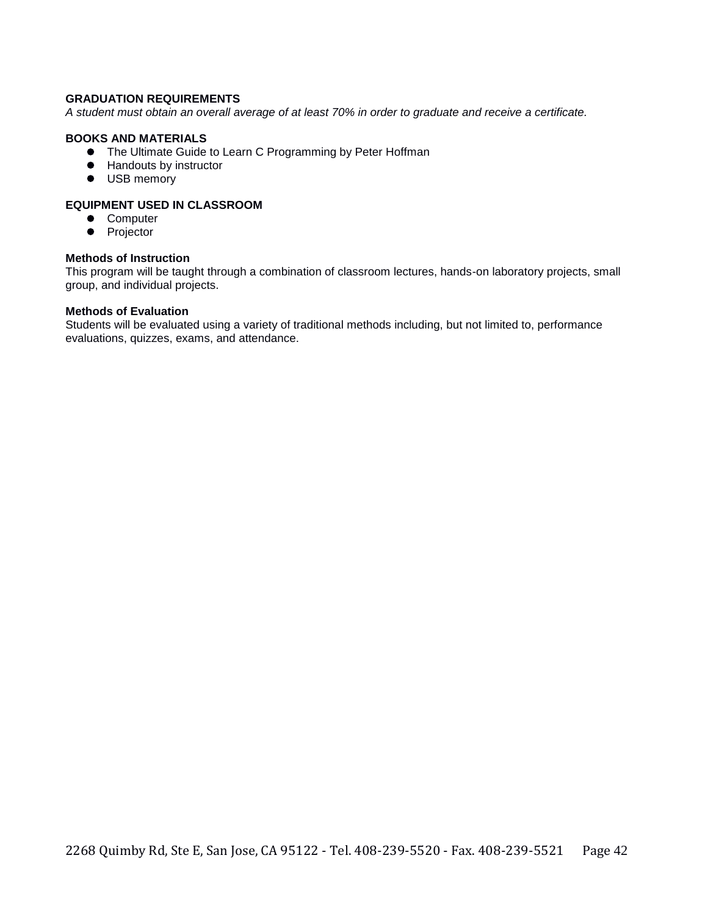**GRADUATION REQUIREMENTS**

*A student must obtain an overall average of at least 70% in order to graduate and receive a certificate.*

**BOOKS AND MATERIALS**

- The Ultimate Guide to Learn C Programming by Peter Hoffman
- Handouts by instructor
- USB memory

**EQUIPMENT USED IN CLASSROOM**

- Computer
- Projector

**Methods of Instruction**

This program will be taught through a combination of classroom lectures, hands-on laboratory projects, small group, and individual projects.

**Methods of Evaluation**

Students will be evaluated using a variety of traditional methods including, but not limited to, performance evaluations, quizzes, exams, and attendance.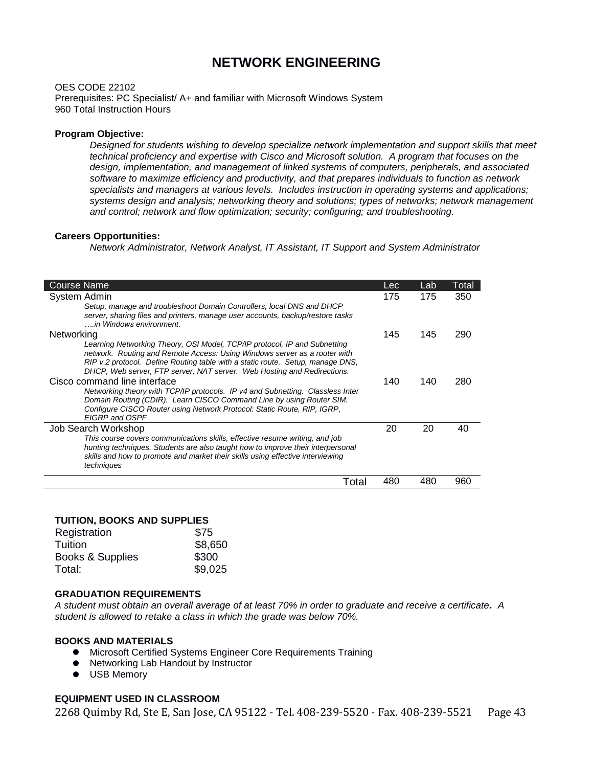# NETWORK ENGINEERING

OES CODE 22102
Prerequisites: PC Specialist/ A+ and familiar with Microsoft Windows System
960 Total Instruction Hours

**Program Objective:**

*Designed for students wishing to develop specialize network implementation and support skills that meet technical proficiency and expertise with Cisco and Microsoft solution. A program that focuses on the design, implementation, and management of linked systems of computers, peripherals, and associated software to maximize efficiency and productivity, and that prepares individuals to function as network specialists and managers at various levels. Includes instruction in operating systems and applications; systems design and analysis; networking theory and solutions; types of networks; network management and control; network and flow optimization; security; configuring; and troubleshooting.*

**Careers Opportunities:**

*Network Administrator, Network Analyst, IT Assistant, IT Support and System Administrator*

| Course Name | Lec | Lab | Total |
|---|---|---|---|
| System Admin<br>*Setup, manage and troubleshoot Domain Controllers, local DNS and DHCP server, sharing files and printers, manage user accounts, backup/restore tasks ….in Windows environment.* | 175 | 175 | 350 |
| Networking<br>*Learning Networking Theory, OSI Model, TCP/IP protocol, IP and Subnetting network. Routing and Remote Access: Using Windows server as a router with RIP v.2 protocol. Define Routing table with a static route. Setup, manage DNS, DHCP, Web server, FTP server, NAT server. Web Hosting and Redirections.* | 145 | 145 | 290 |
| Cisco command line interface<br>*Networking theory with TCP/IP protocols. IP v4 and Subnetting. Classless Inter Domain Routing (CDIR). Learn CISCO Command Line by using Router SIM. Configure CISCO Router using Network Protocol: Static Route, RIP, IGRP, EIGRP and OSPF* | 140 | 140 | 280 |
| Job Search Workshop<br>*This course covers communications skills, effective resume writing, and job hunting techniques. Students are also taught how to improve their interpersonal skills and how to promote and market their skills using effective interviewing techniques* | 20 | 20 | 40 |
| Total | 480 | 480 | 960 |

**TUITION, BOOKS AND SUPPLIES**

| | |
|---|---|
| Registration | $75 |
| Tuition | $8,650 |
| Books & Supplies | $300 |
| Total: | $9,025 |

**GRADUATION REQUIREMENTS**

*A student must obtain an overall average of at least 70% in order to graduate and receive a certificate. A student is allowed to retake a class in which the grade was below 70%.*

**BOOKS AND MATERIALS**

- Microsoft Certified Systems Engineer Core Requirements Training
- Networking Lab Handout by Instructor
- USB Memory

**EQUIPMENT USED IN CLASSROOM**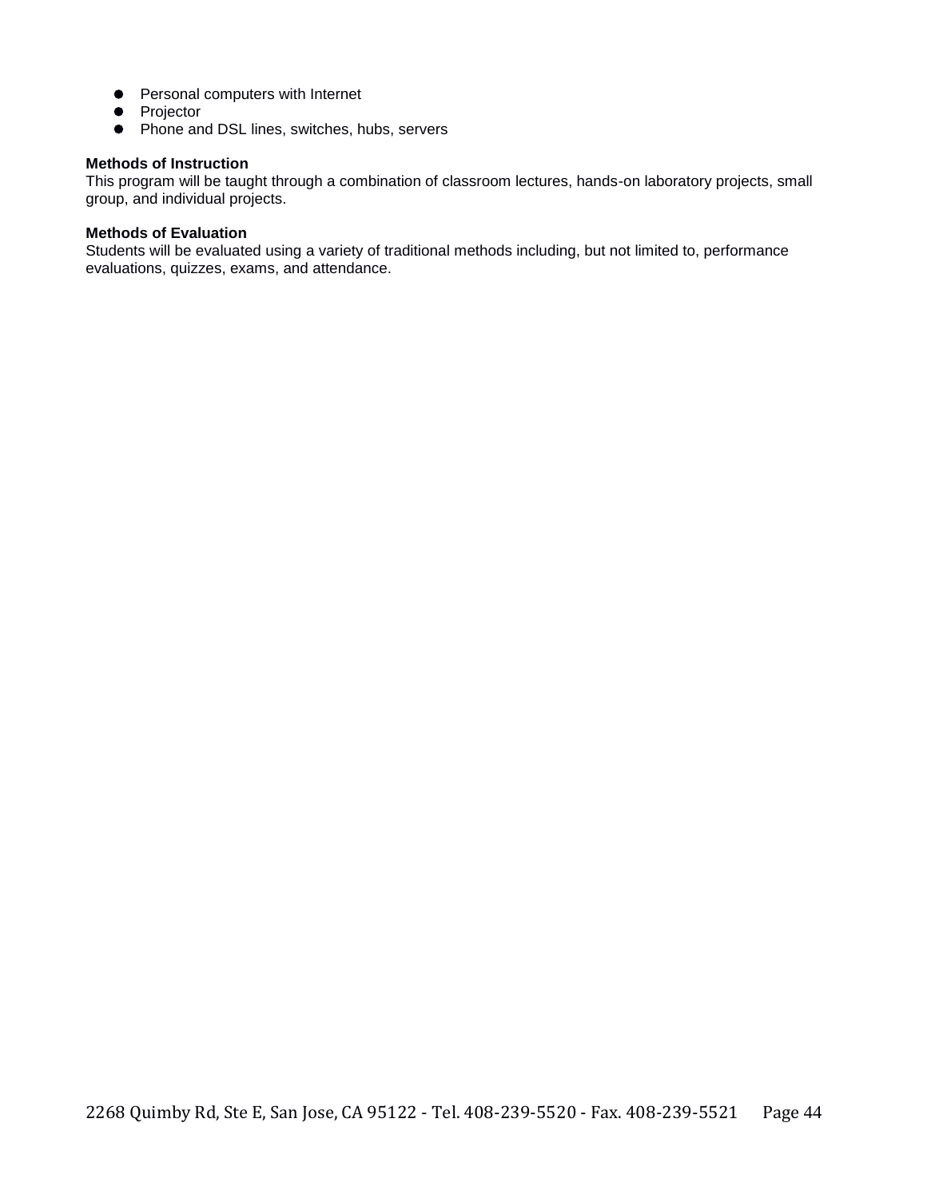- Personal computers with Internet
- Projector
- Phone and DSL lines, switches, hubs, servers

**Methods of Instruction**
This program will be taught through a combination of classroom lectures, hands-on laboratory projects, small group, and individual projects.

**Methods of Evaluation**
Students will be evaluated using a variety of traditional methods including, but not limited to, performance evaluations, quizzes, exams, and attendance.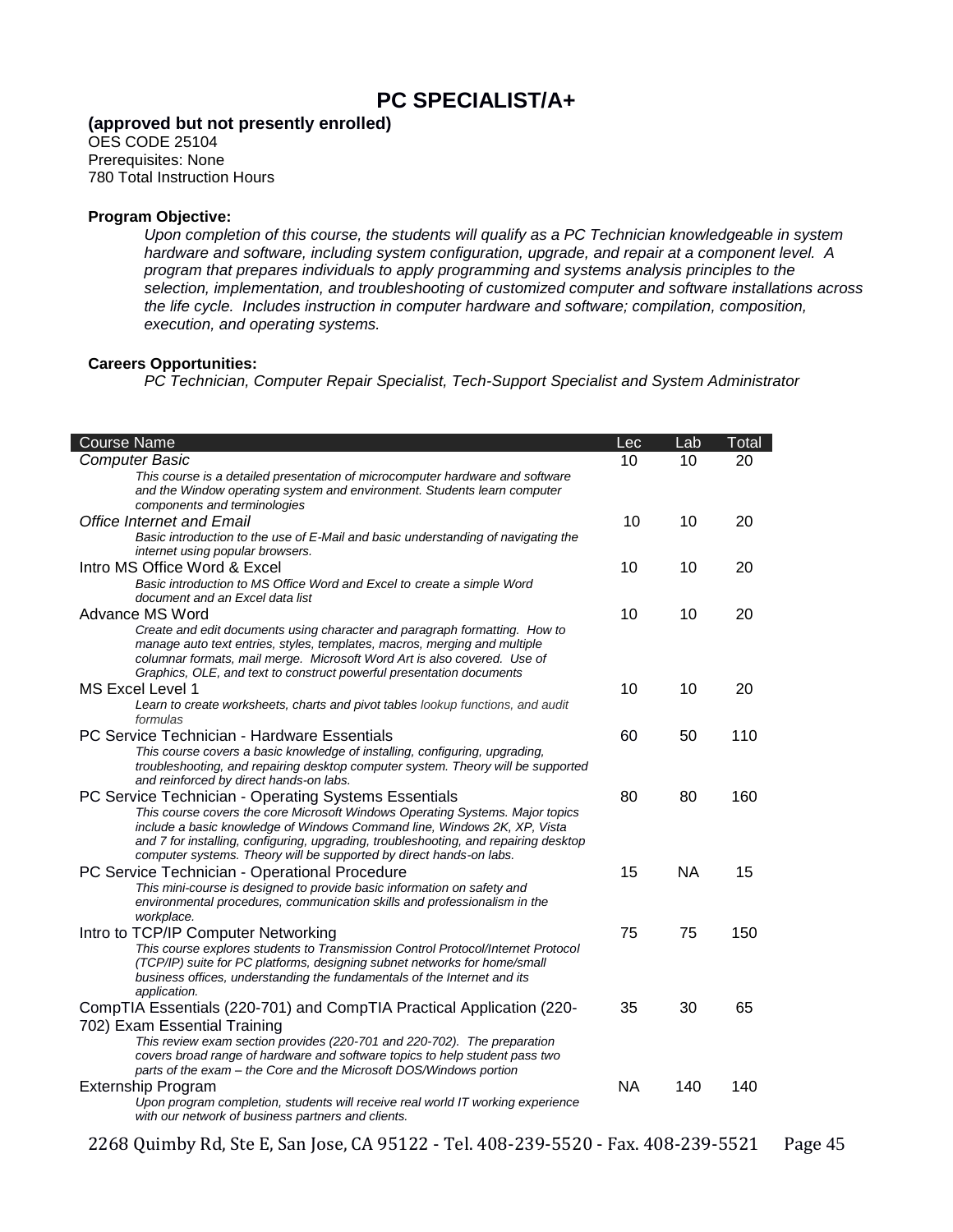# PC SPECIALIST/A+

**(approved but not presently enrolled)**
OES CODE 25104
Prerequisites: None
780 Total Instruction Hours

**Program Objective:**

*Upon completion of this course, the students will qualify as a PC Technician knowledgeable in system hardware and software, including system configuration, upgrade, and repair at a component level. A program that prepares individuals to apply programming and systems analysis principles to the selection, implementation, and troubleshooting of customized computer and software installations across the life cycle. Includes instruction in computer hardware and software; compilation, composition, execution, and operating systems.*

**Careers Opportunities:**

*PC Technician, Computer Repair Specialist, Tech-Support Specialist and System Administrator*

| Course Name | Lec | Lab | Total |
|---|---|---|---|
| *Computer Basic*<br>*This course is a detailed presentation of microcomputer hardware and software and the Window operating system and environment. Students learn computer components and terminologies* | 10 | 10 | 20 |
| *Office Internet and Email*<br>*Basic introduction to the use of E-Mail and basic understanding of navigating the internet using popular browsers.* | 10 | 10 | 20 |
| Intro MS Office Word & Excel<br>*Basic introduction to MS Office Word and Excel to create a simple Word document and an Excel data list* | 10 | 10 | 20 |
| Advance MS Word<br>*Create and edit documents using character and paragraph formatting. How to manage auto text entries, styles, templates, macros, merging and multiple columnar formats, mail merge. Microsoft Word Art is also covered. Use of Graphics, OLE, and text to construct powerful presentation documents* | 10 | 10 | 20 |
| MS Excel Level 1<br>*Learn to create worksheets, charts and pivot tables lookup functions, and audit formulas* | 10 | 10 | 20 |
| PC Service Technician - Hardware Essentials<br>*This course covers a basic knowledge of installing, configuring, upgrading, troubleshooting, and repairing desktop computer system. Theory will be supported and reinforced by direct hands-on labs.* | 60 | 50 | 110 |
| PC Service Technician - Operating Systems Essentials<br>*This course covers the core Microsoft Windows Operating Systems. Major topics include a basic knowledge of Windows Command line, Windows 2K, XP, Vista and 7 for installing, configuring, upgrading, troubleshooting, and repairing desktop computer systems. Theory will be supported by direct hands-on labs.* | 80 | 80 | 160 |
| PC Service Technician - Operational Procedure<br>*This mini-course is designed to provide basic information on safety and environmental procedures, communication skills and professionalism in the workplace.* | 15 | NA | 15 |
| Intro to TCP/IP Computer Networking<br>*This course explores students to Transmission Control Protocol/Internet Protocol (TCP/IP) suite for PC platforms, designing subnet networks for home/small business offices, understanding the fundamentals of the Internet and its application.* | 75 | 75 | 150 |
| CompTIA Essentials (220-701) and CompTIA Practical Application (220-702) Exam Essential Training<br>*This review exam section provides (220-701 and 220-702). The preparation covers broad range of hardware and software topics to help student pass two parts of the exam – the Core and the Microsoft DOS/Windows portion* | 35 | 30 | 65 |
| Externship Program<br>*Upon program completion, students will receive real world IT working experience with our network of business partners and clients.* | NA | 140 | 140 |

2268 Quimby Rd, Ste E, San Jose, CA 95122 - Tel. 408-239-5520 - Fax. 408-239-5521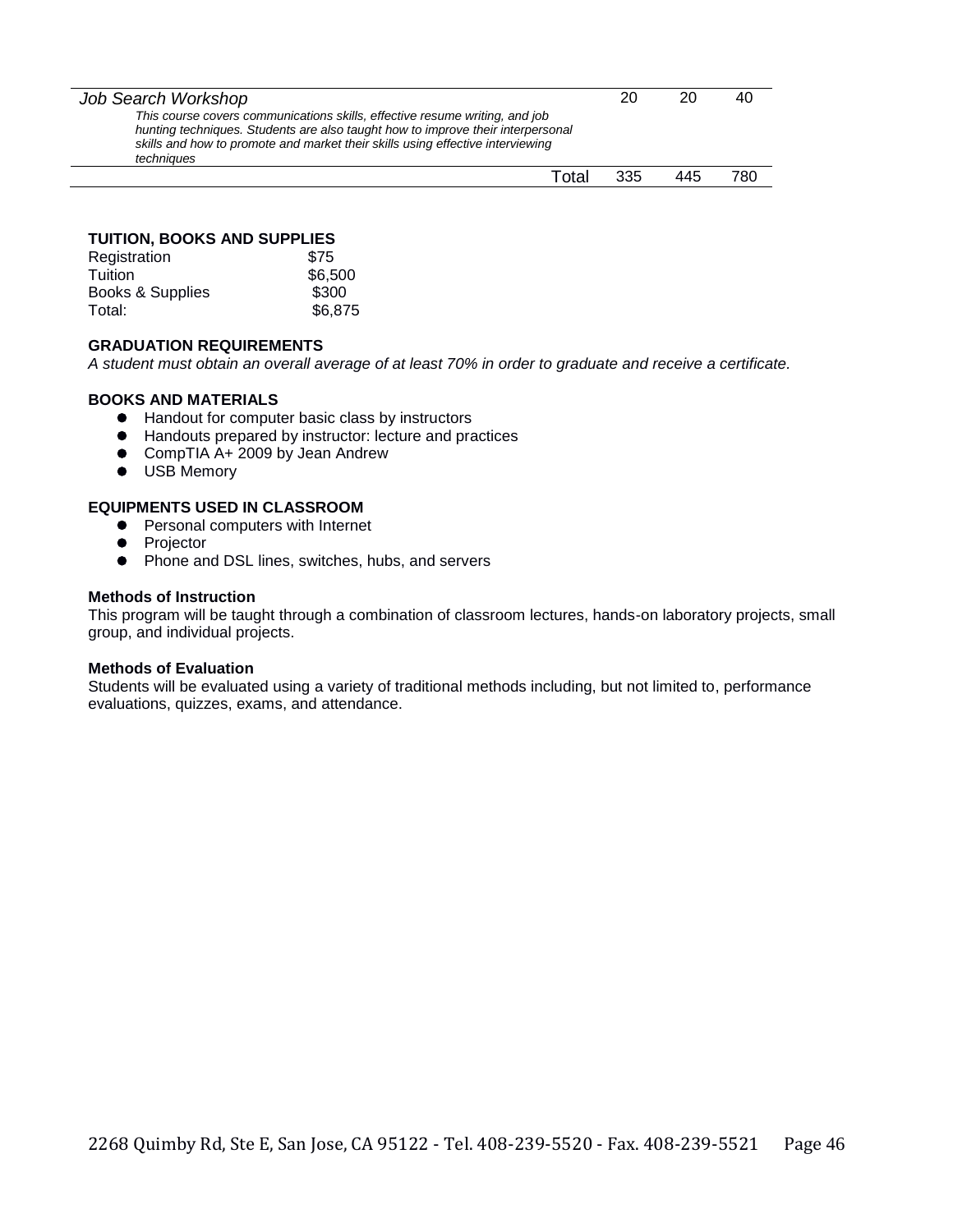| | | | |
|---|---|---|---|
| *Job Search Workshop*<br>*This course covers communications skills, effective resume writing, and job hunting techniques. Students are also taught how to improve their interpersonal skills and how to promote and market their skills using effective interviewing techniques* | 20 | 20 | 40 |
| Total | 335 | 445 | 780 |

**TUITION, BOOKS AND SUPPLIES**

| | |
|---|---|
| Registration | $75 |
| Tuition | $6,500 |
| Books & Supplies | $300 |
| Total: | $6,875 |

**GRADUATION REQUIREMENTS**

*A student must obtain an overall average of at least 70% in order to graduate and receive a certificate.*

**BOOKS AND MATERIALS**

- Handout for computer basic class by instructors
- Handouts prepared by instructor: lecture and practices
- CompTIA A+ 2009 by Jean Andrew
- USB Memory

**EQUIPMENTS USED IN CLASSROOM**

- Personal computers with Internet
- Projector
- Phone and DSL lines, switches, hubs, and servers

**Methods of Instruction**

This program will be taught through a combination of classroom lectures, hands-on laboratory projects, small group, and individual projects.

**Methods of Evaluation**

Students will be evaluated using a variety of traditional methods including, but not limited to, performance evaluations, quizzes, exams, and attendance.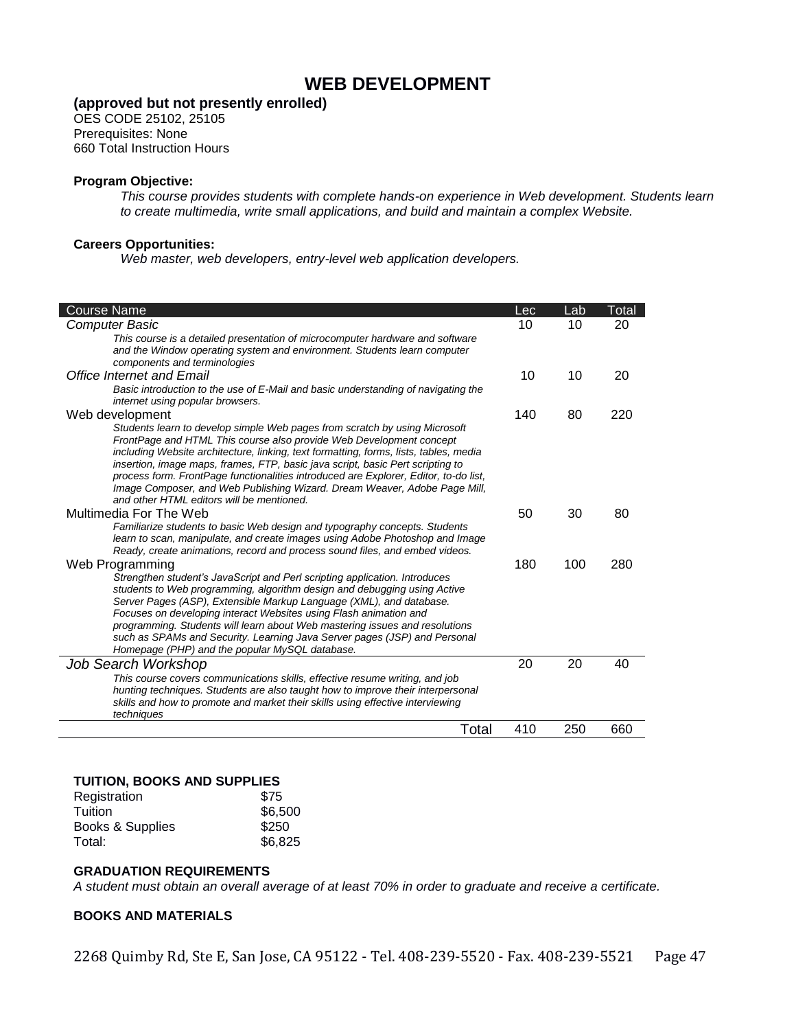# WEB DEVELOPMENT

**(approved but not presently enrolled)**
OES CODE 25102, 25105
Prerequisites: None
660 Total Instruction Hours

**Program Objective:**

*This course provides students with complete hands-on experience in Web development. Students learn to create multimedia, write small applications, and build and maintain a complex Website.*

**Careers Opportunities:**

*Web master, web developers, entry-level web application developers.*

| Course Name | Lec | Lab | Total |
|---|---|---|---|
| *Computer Basic*<br>*This course is a detailed presentation of microcomputer hardware and software and the Window operating system and environment. Students learn computer components and terminologies* | 10 | 10 | 20 |
| *Office Internet and Email*<br>*Basic introduction to the use of E-Mail and basic understanding of navigating the internet using popular browsers.* | 10 | 10 | 20 |
| Web development<br>*Students learn to develop simple Web pages from scratch by using Microsoft FrontPage and HTML This course also provide Web Development concept including Website architecture, linking, text formatting, forms, lists, tables, media insertion, image maps, frames, FTP, basic java script, basic Pert scripting to process form. FrontPage functionalities introduced are Explorer, Editor, to-do list, Image Composer, and Web Publishing Wizard. Dream Weaver, Adobe Page Mill, and other HTML editors will be mentioned.* | 140 | 80 | 220 |
| Multimedia For The Web<br>*Familiarize students to basic Web design and typography concepts. Students learn to scan, manipulate, and create images using Adobe Photoshop and Image Ready, create animations, record and process sound files, and embed videos.* | 50 | 30 | 80 |
| Web Programming<br>*Strengthen student's JavaScript and Perl scripting application. Introduces students to Web programming, algorithm design and debugging using Active Server Pages (ASP), Extensible Markup Language (XML), and database. Focuses on developing interact Websites using Flash animation and programming. Students will learn about Web mastering issues and resolutions such as SPAMs and Security. Learning Java Server pages (JSP) and Personal Homepage (PHP) and the popular MySQL database.* | 180 | 100 | 280 |
| *Job Search Workshop*<br>*This course covers communications skills, effective resume writing, and job hunting techniques. Students are also taught how to improve their interpersonal skills and how to promote and market their skills using effective interviewing techniques* | 20 | 20 | 40 |
| Total | 410 | 250 | 660 |

**TUITION, BOOKS AND SUPPLIES**

| | |
|---|---|
| Registration | $75 |
| Tuition | $6,500 |
| Books & Supplies | $250 |
| Total: | $6,825 |

**GRADUATION REQUIREMENTS**

*A student must obtain an overall average of at least 70% in order to graduate and receive a certificate.*

**BOOKS AND MATERIALS**

2268 Quimby Rd, Ste E, San Jose, CA 95122 - Tel. 408-239-5520 - Fax. 408-239-5521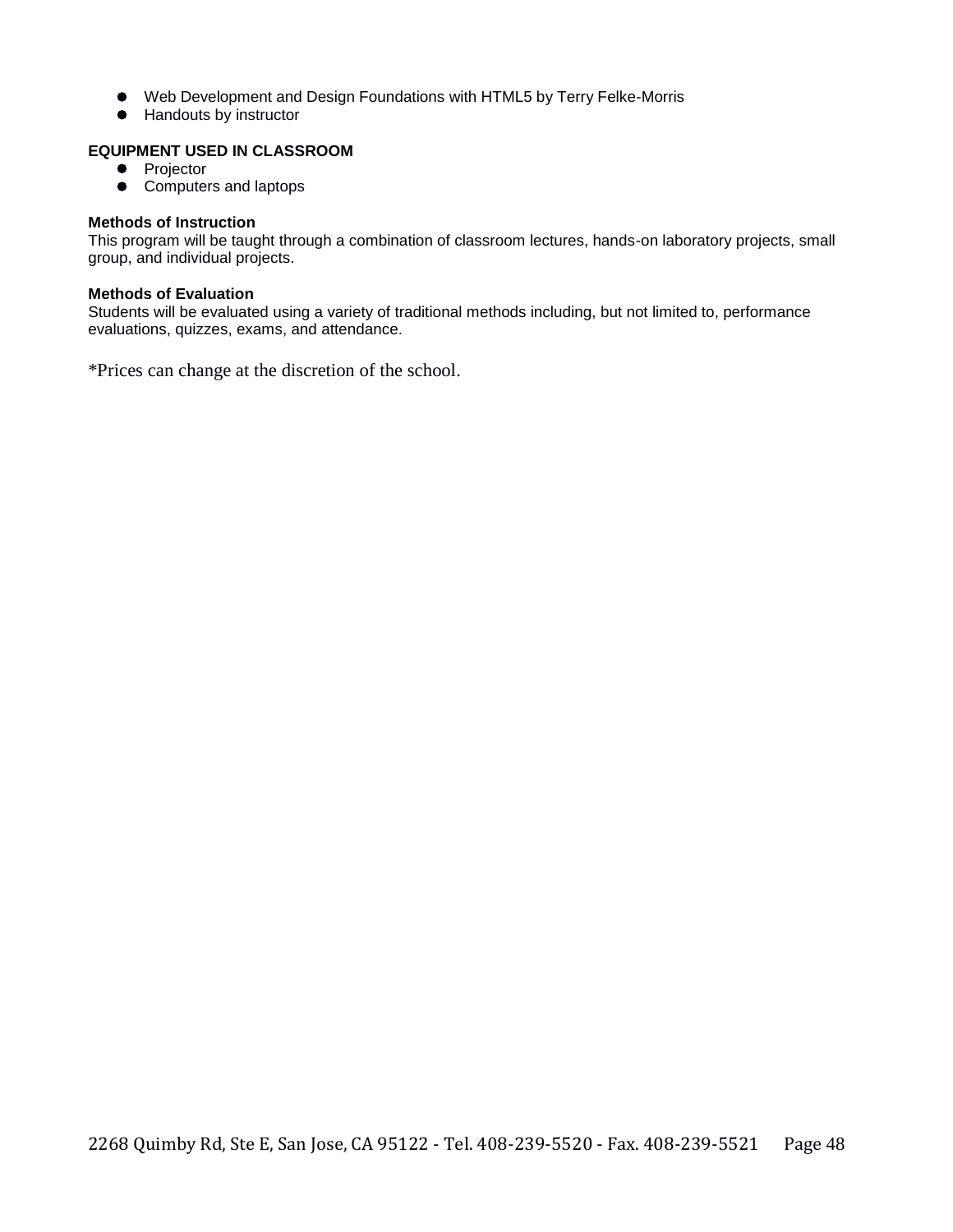- Web Development and Design Foundations with HTML5 by Terry Felke-Morris
- Handouts by instructor

**EQUIPMENT USED IN CLASSROOM**

- Projector
- Computers and laptops

**Methods of Instruction**

This program will be taught through a combination of classroom lectures, hands-on laboratory projects, small group, and individual projects.

**Methods of Evaluation**

Students will be evaluated using a variety of traditional methods including, but not limited to, performance evaluations, quizzes, exams, and attendance.

*Prices can change at the discretion of the school.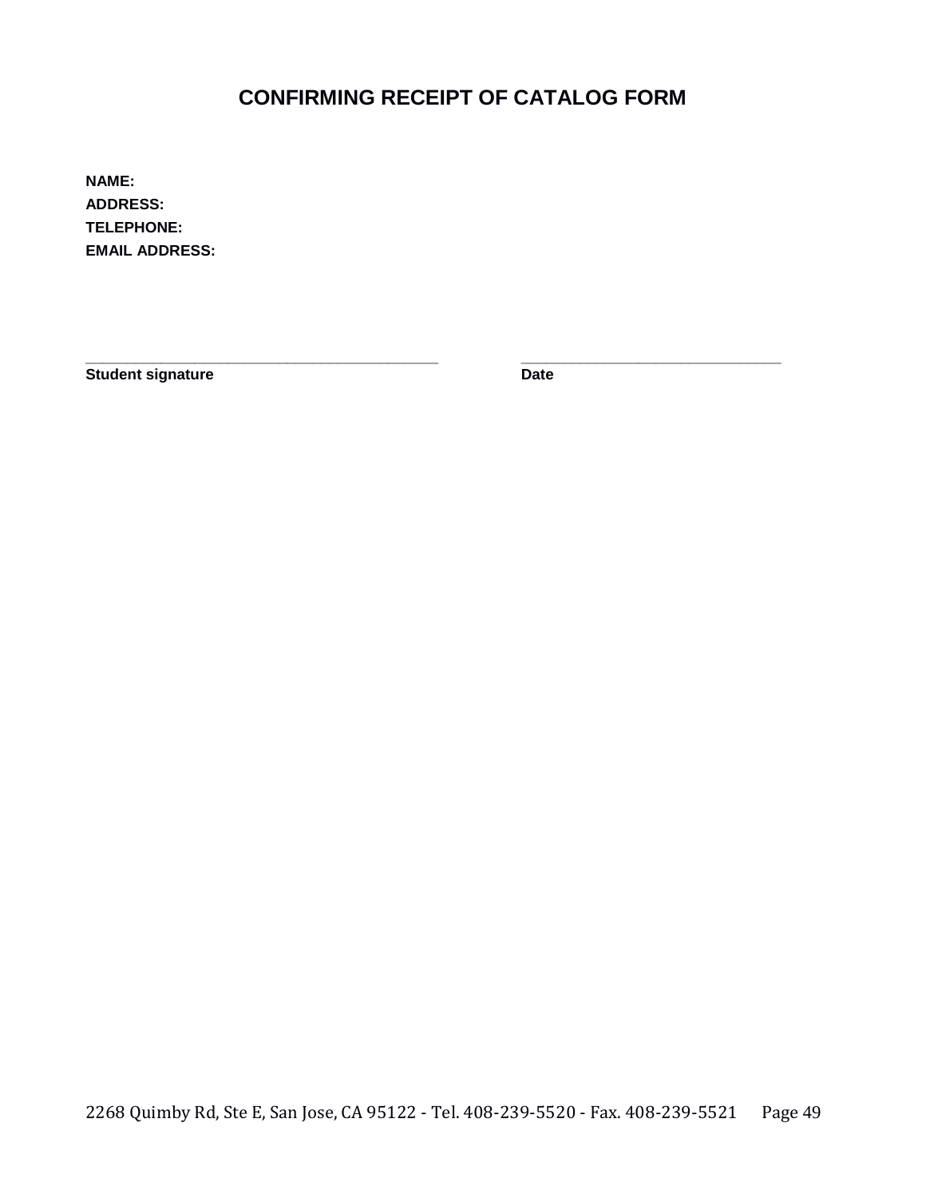# CONFIRMING RECEIPT OF CATALOG FORM

**NAME:**
**ADDRESS:**
**TELEPHONE:**
**EMAIL ADDRESS:**

| | |
|---|---|
| ______________________________________________ | __________________________________ |
| **Student signature** | **Date** |